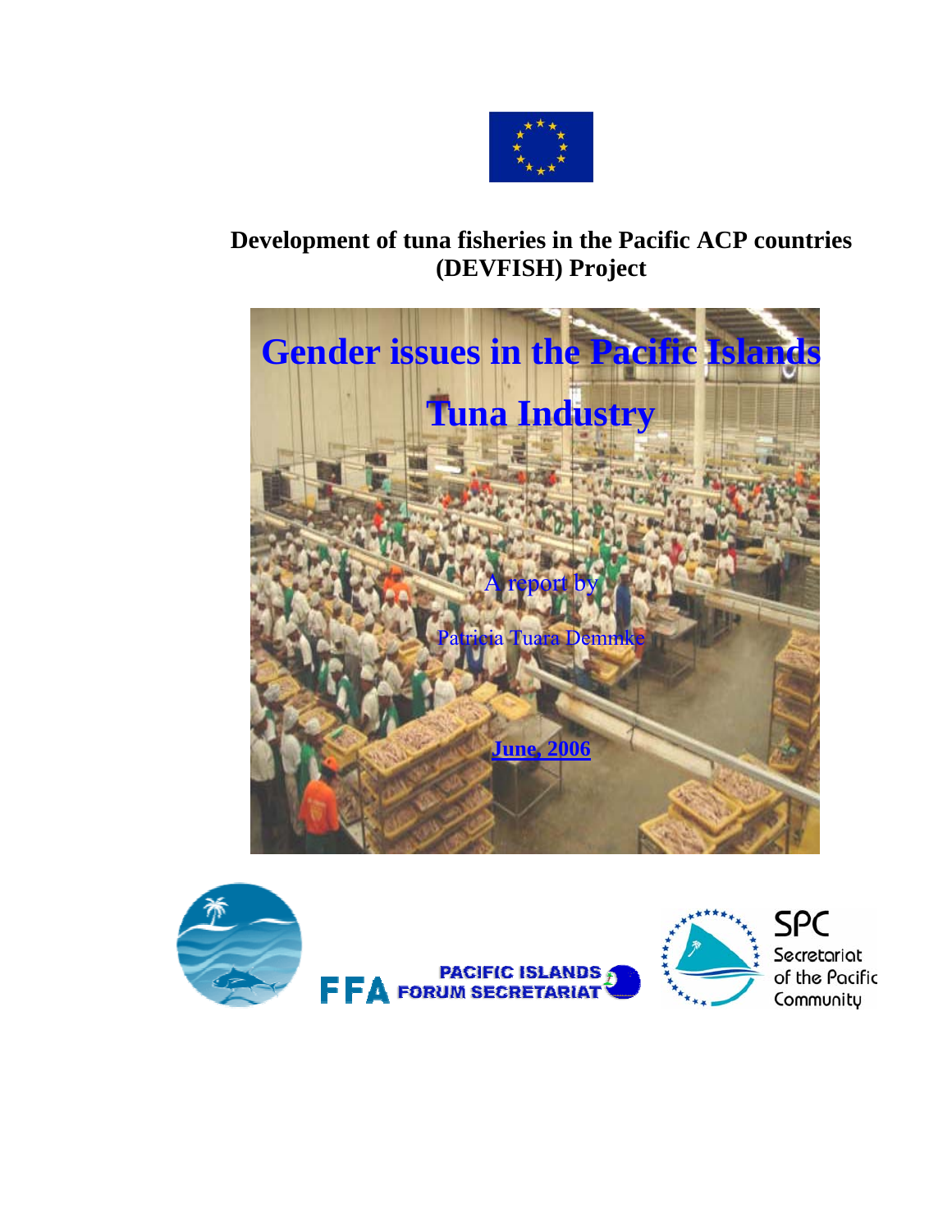**Development of tuna fisheries in the Pacific ACP countries (DEVFISH) Project**

# Gender issues in the Pacific Islands Tuna Industry

A report by

Patricia Tuara Demmke

June, 2006

FFA PACIFIC ISLANDS FORUM SECRETARIAT

SPC Secretariat of the Pacific Community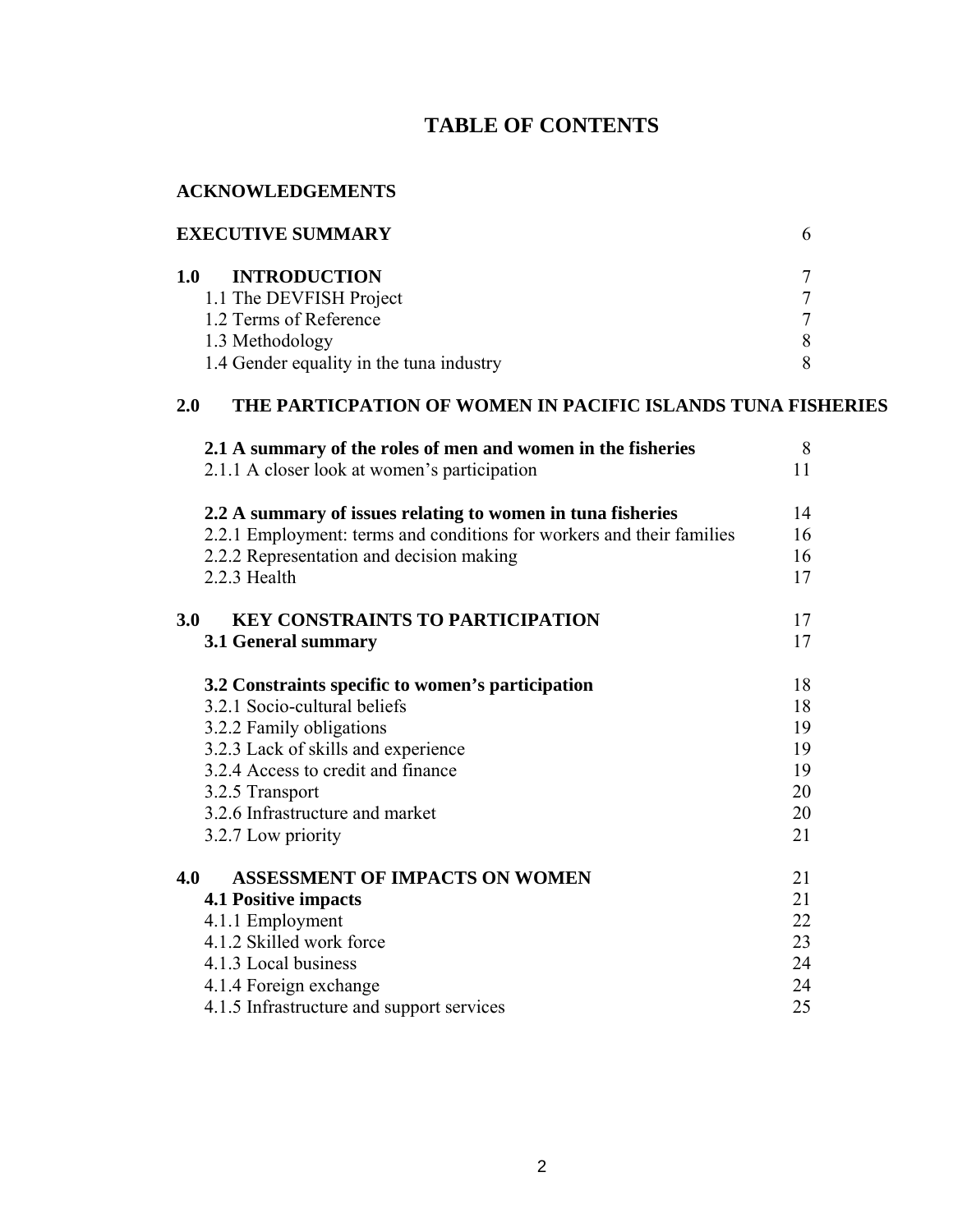# TABLE OF CONTENTS

| | |
|---|---|
| **ACKNOWLEDGEMENTS** | |
| **EXECUTIVE SUMMARY** | 6 |
| **1.0 INTRODUCTION** | 7 |
| 1.1 The DEVFISH Project | 7 |
| 1.2 Terms of Reference | 7 |
| 1.3 Methodology | 8 |
| 1.4 Gender equality in the tuna industry | 8 |
| **2.0 THE PARTICPATION OF WOMEN IN PACIFIC ISLANDS TUNA FISHERIES** | |
| **2.1 A summary of the roles of men and women in the fisheries** | 8 |
| 2.1.1 A closer look at women's participation | 11 |
| **2.2 A summary of issues relating to women in tuna fisheries** | 14 |
| 2.2.1 Employment: terms and conditions for workers and their families | 16 |
| 2.2.2 Representation and decision making | 16 |
| 2.2.3 Health | 17 |
| **3.0 KEY CONSTRAINTS TO PARTICIPATION** | 17 |
| **3.1 General summary** | 17 |
| **3.2 Constraints specific to women's participation** | 18 |
| 3.2.1 Socio-cultural beliefs | 18 |
| 3.2.2 Family obligations | 19 |
| 3.2.3 Lack of skills and experience | 19 |
| 3.2.4 Access to credit and finance | 19 |
| 3.2.5 Transport | 20 |
| 3.2.6 Infrastructure and market | 20 |
| 3.2.7 Low priority | 21 |
| **4.0 ASSESSMENT OF IMPACTS ON WOMEN** | 21 |
| **4.1 Positive impacts** | 21 |
| 4.1.1 Employment | 22 |
| 4.1.2 Skilled work force | 23 |
| 4.1.3 Local business | 24 |
| 4.1.4 Foreign exchange | 24 |
| 4.1.5 Infrastructure and support services | 25 |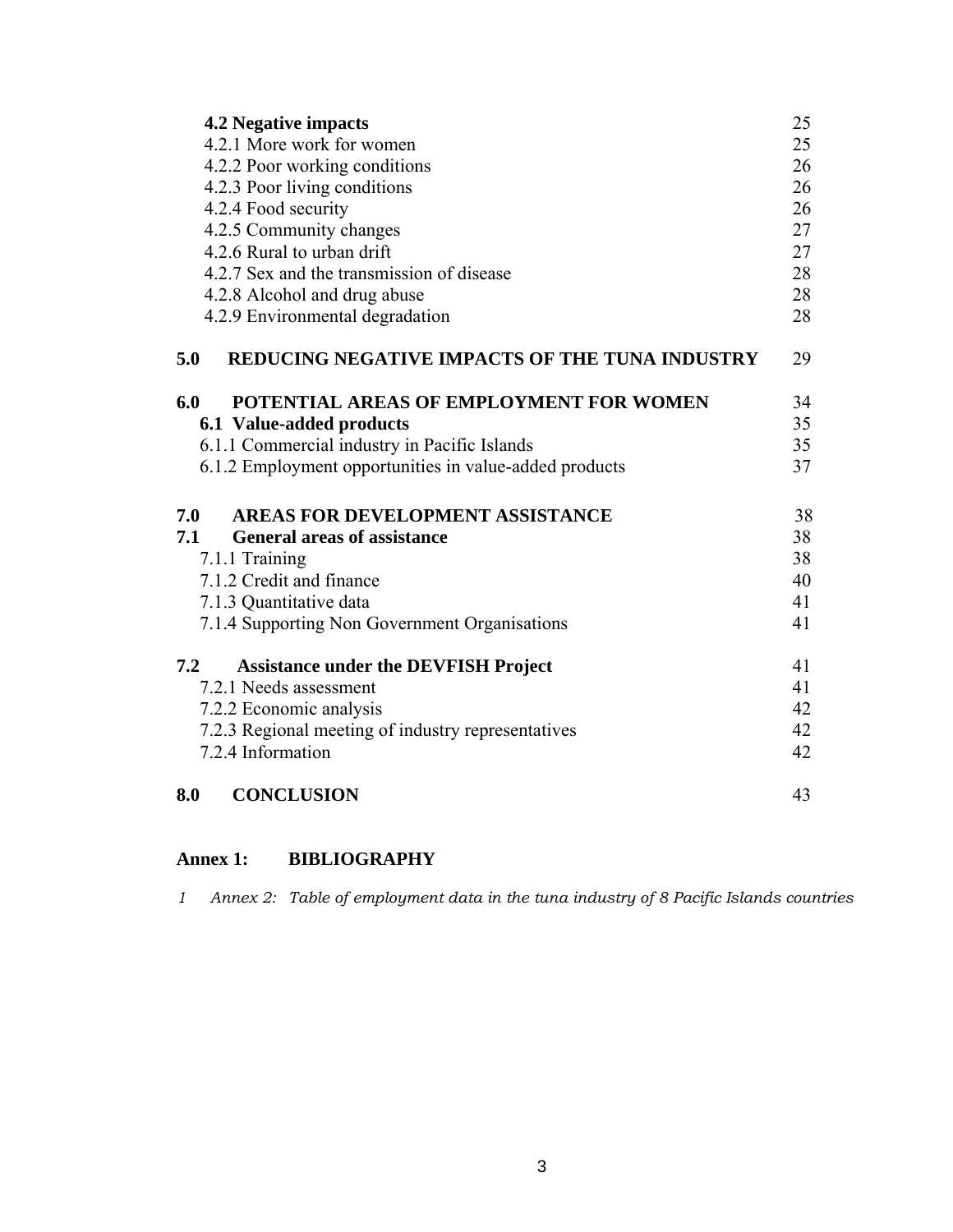| | |
|---|---|
| **4.2 Negative impacts** | 25 |
| 4.2.1 More work for women | 25 |
| 4.2.2 Poor working conditions | 26 |
| 4.2.3 Poor living conditions | 26 |
| 4.2.4 Food security | 26 |
| 4.2.5 Community changes | 27 |
| 4.2.6 Rural to urban drift | 27 |
| 4.2.7 Sex and the transmission of disease | 28 |
| 4.2.8 Alcohol and drug abuse | 28 |
| 4.2.9 Environmental degradation | 28 |
| **5.0 REDUCING NEGATIVE IMPACTS OF THE TUNA INDUSTRY** | 29 |
| **6.0 POTENTIAL AREAS OF EMPLOYMENT FOR WOMEN** | 34 |
| **6.1 Value-added products** | 35 |
| 6.1.1 Commercial industry in Pacific Islands | 35 |
| 6.1.2 Employment opportunities in value-added products | 37 |
| **7.0 AREAS FOR DEVELOPMENT ASSISTANCE** | 38 |
| **7.1 General areas of assistance** | 38 |
| 7.1.1 Training | 38 |
| 7.1.2 Credit and finance | 40 |
| 7.1.3 Quantitative data | 41 |
| 7.1.4 Supporting Non Government Organisations | 41 |
| **7.2 Assistance under the DEVFISH Project** | 41 |
| 7.2.1 Needs assessment | 41 |
| 7.2.2 Economic analysis | 42 |
| 7.2.3 Regional meeting of industry representatives | 42 |
| 7.2.4 Information | 42 |
| **8.0 CONCLUSION** | 43 |

**Annex 1: BIBLIOGRAPHY**

*1 Annex 2: Table of employment data in the tuna industry of 8 Pacific Islands countries*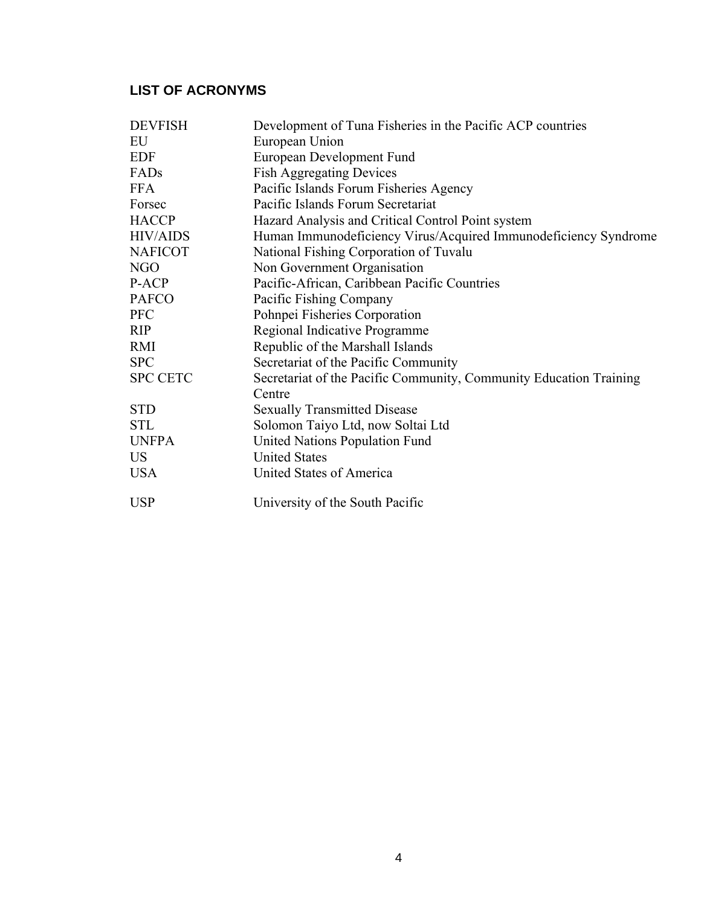## LIST OF ACRONYMS

| | |
|---|---|
| DEVFISH | Development of Tuna Fisheries in the Pacific ACP countries |
| EU | European Union |
| EDF | European Development Fund |
| FADs | Fish Aggregating Devices |
| FFA | Pacific Islands Forum Fisheries Agency |
| Forsec | Pacific Islands Forum Secretariat |
| HACCP | Hazard Analysis and Critical Control Point system |
| HIV/AIDS | Human Immunodeficiency Virus/Acquired Immunodeficiency Syndrome |
| NAFICOT | National Fishing Corporation of Tuvalu |
| NGO | Non Government Organisation |
| P-ACP | Pacific-African, Caribbean Pacific Countries |
| PAFCO | Pacific Fishing Company |
| PFC | Pohnpei Fisheries Corporation |
| RIP | Regional Indicative Programme |
| RMI | Republic of the Marshall Islands |
| SPC | Secretariat of the Pacific Community |
| SPC CETC | Secretariat of the Pacific Community, Community Education Training Centre |
| STD | Sexually Transmitted Disease |
| STL | Solomon Taiyo Ltd, now Soltai Ltd |
| UNFPA | United Nations Population Fund |
| US | United States |
| USA | United States of America |
| USP | University of the South Pacific |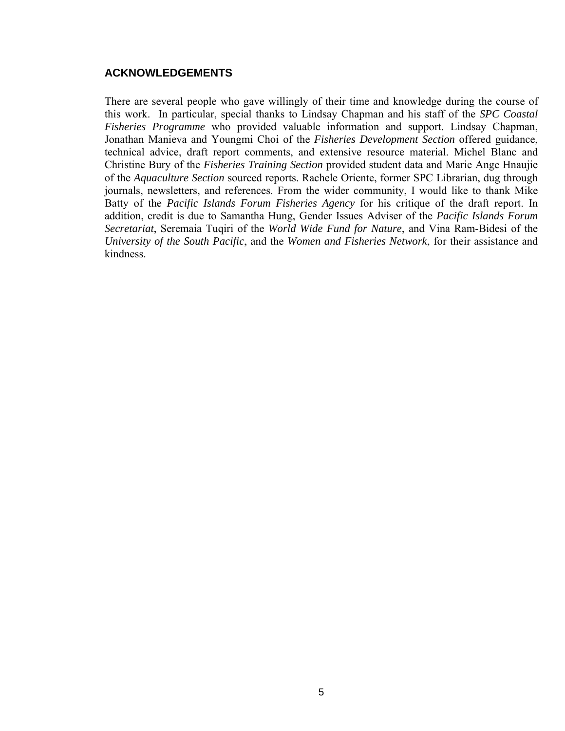## ACKNOWLEDGEMENTS

There are several people who gave willingly of their time and knowledge during the course of this work. In particular, special thanks to Lindsay Chapman and his staff of the *SPC Coastal Fisheries Programme* who provided valuable information and support. Lindsay Chapman, Jonathan Manieva and Youngmi Choi of the *Fisheries Development Section* offered guidance, technical advice, draft report comments, and extensive resource material. Michel Blanc and Christine Bury of the *Fisheries Training Section* provided student data and Marie Ange Hnaujie of the *Aquaculture Section* sourced reports. Rachele Oriente, former SPC Librarian, dug through journals, newsletters, and references. From the wider community, I would like to thank Mike Batty of the *Pacific Islands Forum Fisheries Agency* for his critique of the draft report. In addition, credit is due to Samantha Hung, Gender Issues Adviser of the *Pacific Islands Forum Secretariat*, Seremaia Tuqiri of the *World Wide Fund for Nature*, and Vina Ram-Bidesi of the *University of the South Pacific*, and the *Women and Fisheries Network*, for their assistance and kindness.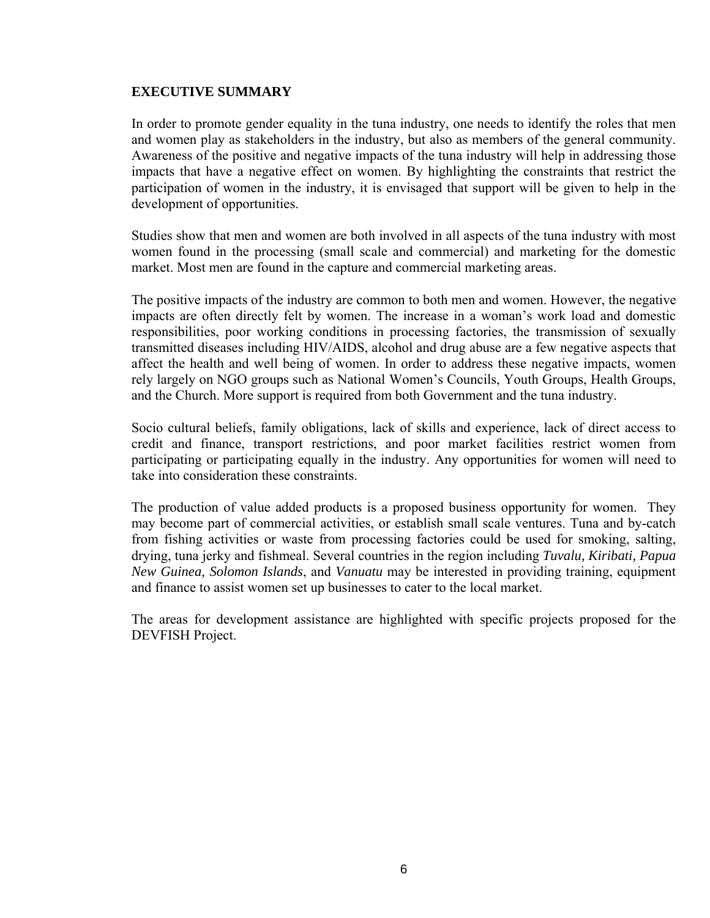## EXECUTIVE SUMMARY

In order to promote gender equality in the tuna industry, one needs to identify the roles that men and women play as stakeholders in the industry, but also as members of the general community. Awareness of the positive and negative impacts of the tuna industry will help in addressing those impacts that have a negative effect on women. By highlighting the constraints that restrict the participation of women in the industry, it is envisaged that support will be given to help in the development of opportunities.

Studies show that men and women are both involved in all aspects of the tuna industry with most women found in the processing (small scale and commercial) and marketing for the domestic market. Most men are found in the capture and commercial marketing areas.

The positive impacts of the industry are common to both men and women. However, the negative impacts are often directly felt by women. The increase in a woman's work load and domestic responsibilities, poor working conditions in processing factories, the transmission of sexually transmitted diseases including HIV/AIDS, alcohol and drug abuse are a few negative aspects that affect the health and well being of women. In order to address these negative impacts, women rely largely on NGO groups such as National Women's Councils, Youth Groups, Health Groups, and the Church. More support is required from both Government and the tuna industry.

Socio cultural beliefs, family obligations, lack of skills and experience, lack of direct access to credit and finance, transport restrictions, and poor market facilities restrict women from participating or participating equally in the industry. Any opportunities for women will need to take into consideration these constraints.

The production of value added products is a proposed business opportunity for women. They may become part of commercial activities, or establish small scale ventures. Tuna and by-catch from fishing activities or waste from processing factories could be used for smoking, salting, drying, tuna jerky and fishmeal. Several countries in the region including *Tuvalu, Kiribati, Papua New Guinea, Solomon Islands*, and *Vanuatu* may be interested in providing training, equipment and finance to assist women set up businesses to cater to the local market.

The areas for development assistance are highlighted with specific projects proposed for the DEVFISH Project.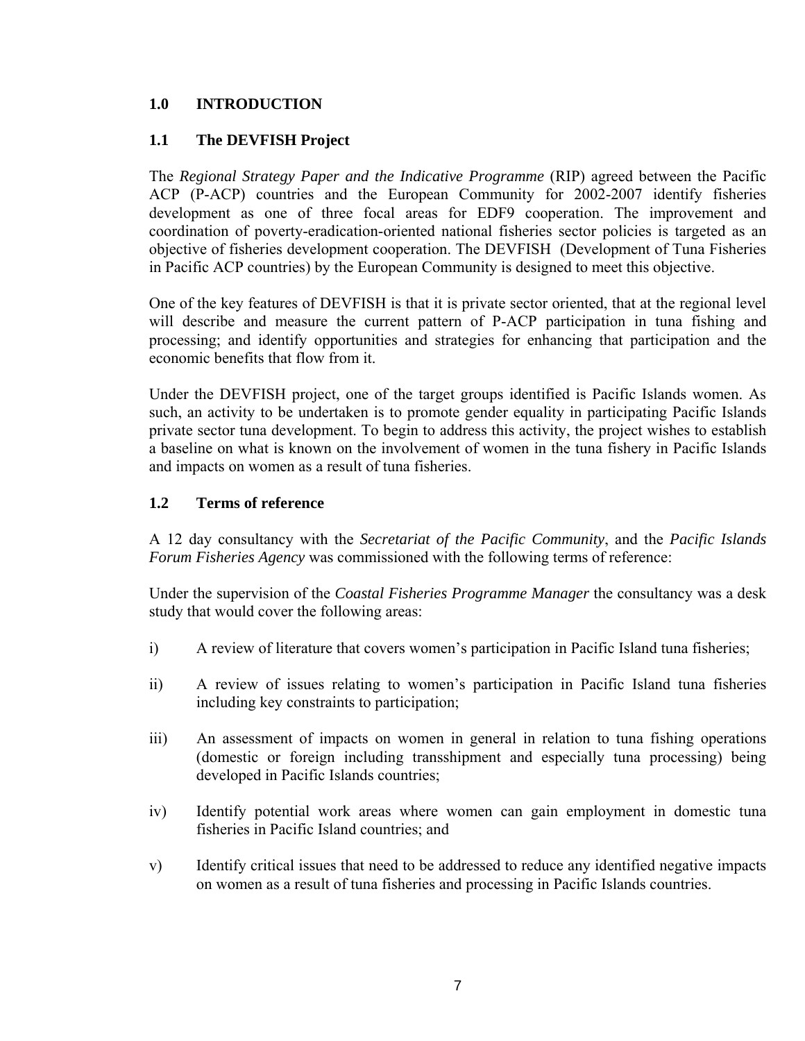# 1.0 INTRODUCTION

## 1.1 The DEVFISH Project

The *Regional Strategy Paper and the Indicative Programme* (RIP) agreed between the Pacific ACP (P-ACP) countries and the European Community for 2002-2007 identify fisheries development as one of three focal areas for EDF9 cooperation. The improvement and coordination of poverty-eradication-oriented national fisheries sector policies is targeted as an objective of fisheries development cooperation. The DEVFISH (Development of Tuna Fisheries in Pacific ACP countries) by the European Community is designed to meet this objective.

One of the key features of DEVFISH is that it is private sector oriented, that at the regional level will describe and measure the current pattern of P-ACP participation in tuna fishing and processing; and identify opportunities and strategies for enhancing that participation and the economic benefits that flow from it.

Under the DEVFISH project, one of the target groups identified is Pacific Islands women. As such, an activity to be undertaken is to promote gender equality in participating Pacific Islands private sector tuna development. To begin to address this activity, the project wishes to establish a baseline on what is known on the involvement of women in the tuna fishery in Pacific Islands and impacts on women as a result of tuna fisheries.

## 1.2 Terms of reference

A 12 day consultancy with the *Secretariat of the Pacific Community*, and the *Pacific Islands Forum Fisheries Agency* was commissioned with the following terms of reference:

Under the supervision of the *Coastal Fisheries Programme Manager* the consultancy was a desk study that would cover the following areas:

i) A review of literature that covers women's participation in Pacific Island tuna fisheries;

ii) A review of issues relating to women's participation in Pacific Island tuna fisheries including key constraints to participation;

iii) An assessment of impacts on women in general in relation to tuna fishing operations (domestic or foreign including transshipment and especially tuna processing) being developed in Pacific Islands countries;

iv) Identify potential work areas where women can gain employment in domestic tuna fisheries in Pacific Island countries; and

v) Identify critical issues that need to be addressed to reduce any identified negative impacts on women as a result of tuna fisheries and processing in Pacific Islands countries.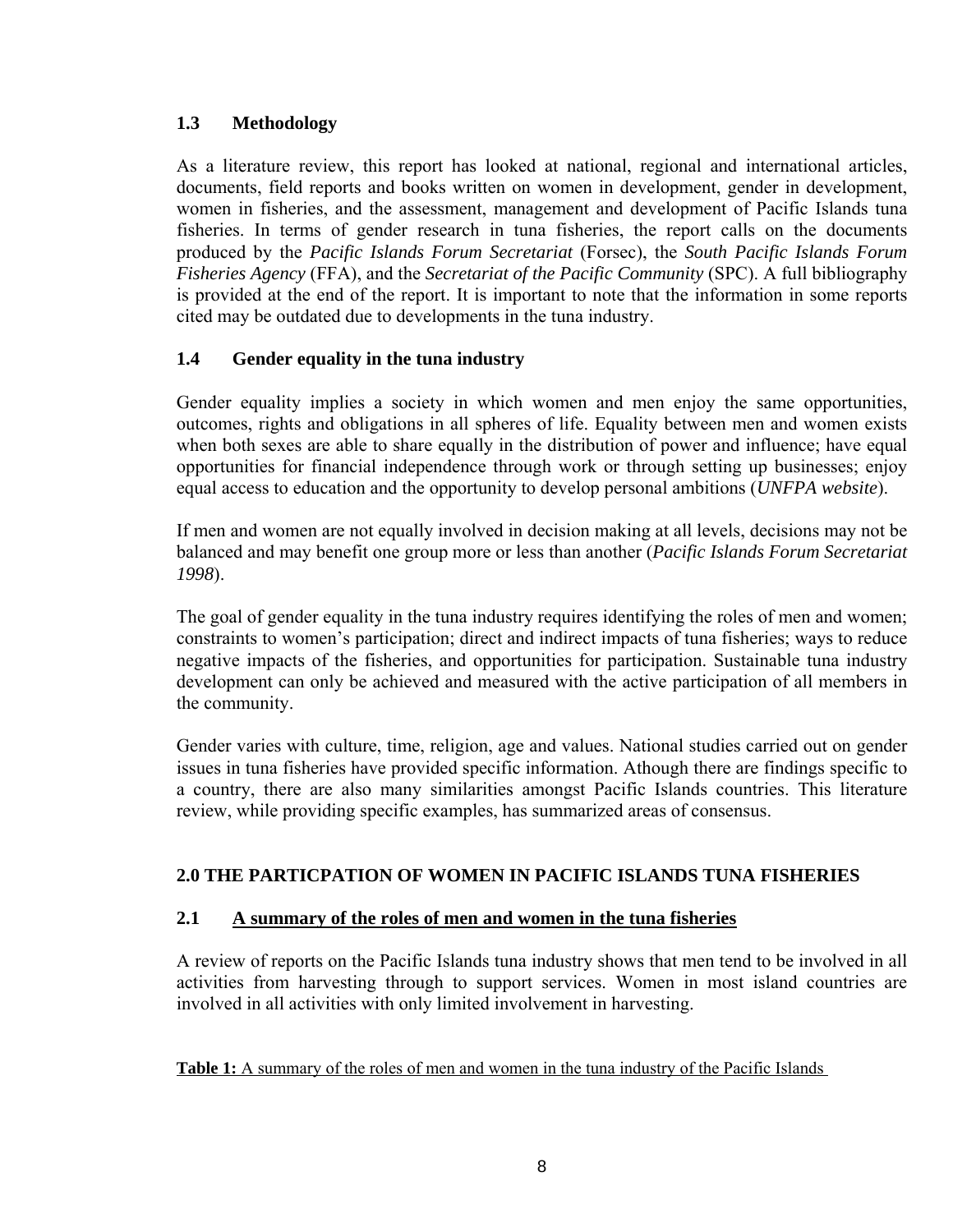### 1.3 Methodology

As a literature review, this report has looked at national, regional and international articles, documents, field reports and books written on women in development, gender in development, women in fisheries, and the assessment, management and development of Pacific Islands tuna fisheries. In terms of gender research in tuna fisheries, the report calls on the documents produced by the *Pacific Islands Forum Secretariat* (Forsec), the *South Pacific Islands Forum Fisheries Agency* (FFA), and the *Secretariat of the Pacific Community* (SPC). A full bibliography is provided at the end of the report. It is important to note that the information in some reports cited may be outdated due to developments in the tuna industry.

### 1.4 Gender equality in the tuna industry

Gender equality implies a society in which women and men enjoy the same opportunities, outcomes, rights and obligations in all spheres of life. Equality between men and women exists when both sexes are able to share equally in the distribution of power and influence; have equal opportunities for financial independence through work or through setting up businesses; enjoy equal access to education and the opportunity to develop personal ambitions (*UNFPA website*).

If men and women are not equally involved in decision making at all levels, decisions may not be balanced and may benefit one group more or less than another (*Pacific Islands Forum Secretariat 1998*).

The goal of gender equality in the tuna industry requires identifying the roles of men and women; constraints to women's participation; direct and indirect impacts of tuna fisheries; ways to reduce negative impacts of the fisheries, and opportunities for participation. Sustainable tuna industry development can only be achieved and measured with the active participation of all members in the community.

Gender varies with culture, time, religion, age and values. National studies carried out on gender issues in tuna fisheries have provided specific information. Athough there are findings specific to a country, there are also many similarities amongst Pacific Islands countries. This literature review, while providing specific examples, has summarized areas of consensus.

## 2.0 THE PARTICPATION OF WOMEN IN PACIFIC ISLANDS TUNA FISHERIES

### 2.1 A summary of the roles of men and women in the tuna fisheries

A review of reports on the Pacific Islands tuna industry shows that men tend to be involved in all activities from harvesting through to support services. Women in most island countries are involved in all activities with only limited involvement in harvesting.

**Table 1:** A summary of the roles of men and women in the tuna industry of the Pacific Islands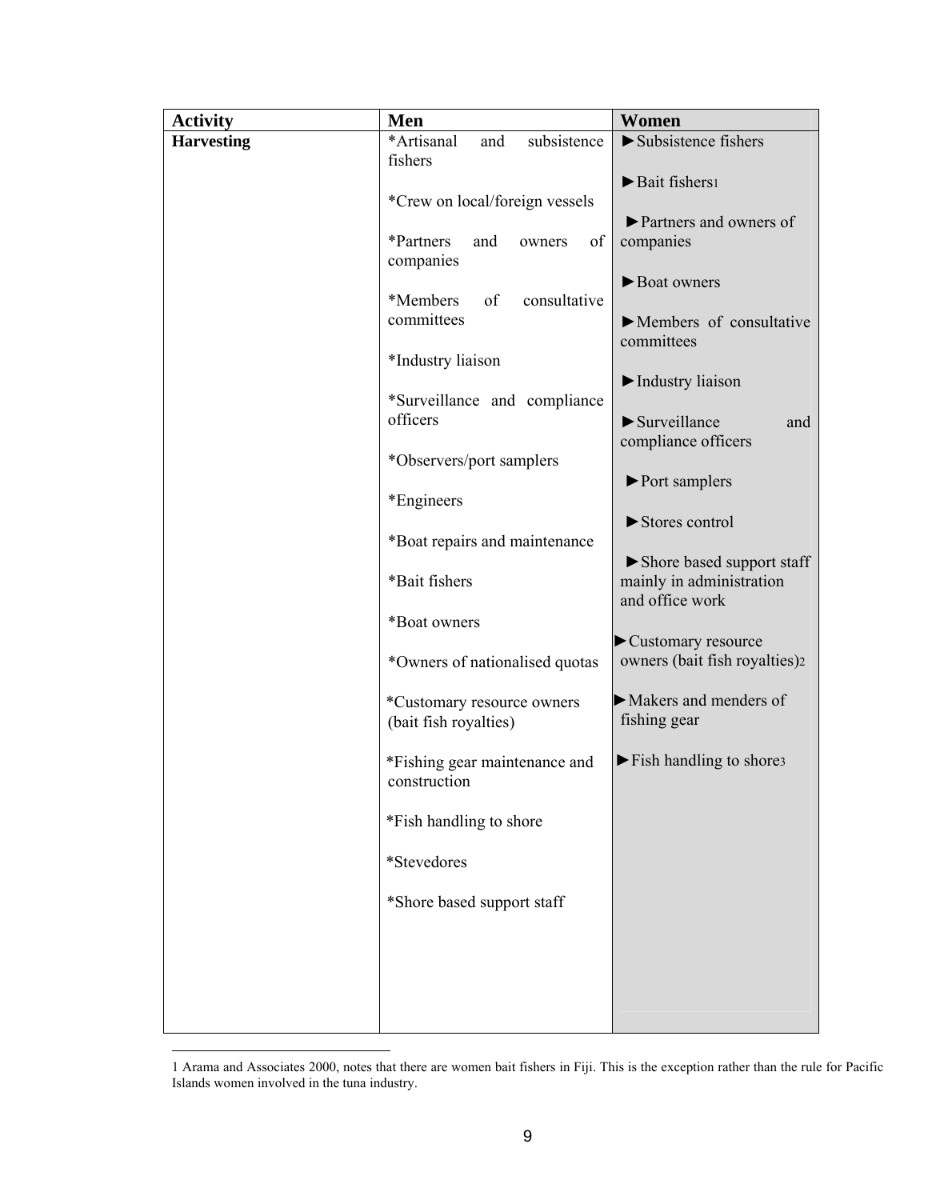| Activity | Men | Women |
|---|---|---|
| **Harvesting** | *Artisanal and subsistence fishers<br><br>*Crew on local/foreign vessels<br><br>*Partners and owners of companies<br><br>*Members of consultative committees<br><br>*Industry liaison<br><br>*Surveillance and compliance officers<br><br>*Observers/port samplers<br><br>*Engineers<br><br>*Boat repairs and maintenance<br><br>*Bait fishers<br><br>*Boat owners<br><br>*Owners of nationalised quotas<br><br>*Customary resource owners (bait fish royalties)<br><br>*Fishing gear maintenance and construction<br><br>*Fish handling to shore<br><br>*Stevedores<br><br>*Shore based support staff | ►Subsistence fishers<br><br>►Bait fishers[1]<br><br>►Partners and owners of companies<br><br>►Boat owners<br><br>►Members of consultative committees<br><br>►Industry liaison<br><br>►Surveillance and compliance officers<br><br>►Port samplers<br><br>►Stores control<br><br>►Shore based support staff mainly in administration and office work<br><br>►Customary resource owners (bait fish royalties)[2]<br><br>►Makers and menders of fishing gear<br><br>►Fish handling to shore[3] |

1 Arama and Associates 2000, notes that there are women bait fishers in Fiji. This is the exception rather than the rule for Pacific Islands women involved in the tuna industry.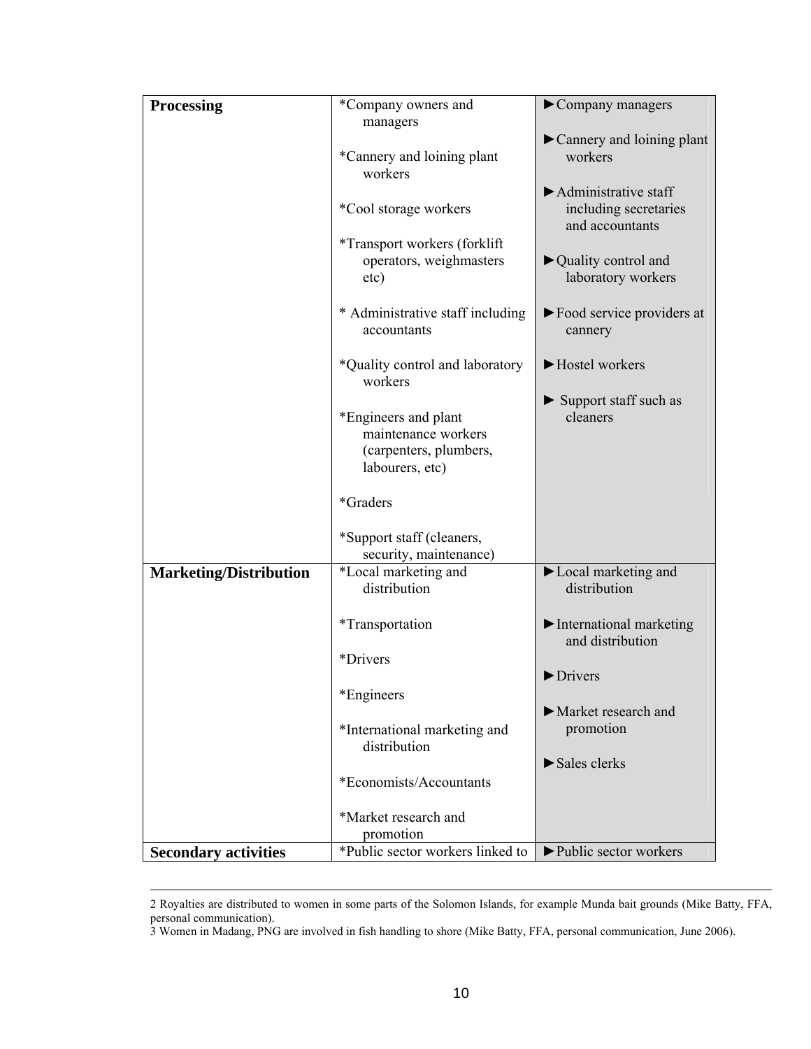| | | |
|---|---|---|
| **Processing** | *Company owners and managers<br><br>*Cannery and loining plant workers<br><br>*Cool storage workers<br><br>*Transport workers (forklift operators, weighmasters etc)<br><br>* Administrative staff including accountants<br><br>*Quality control and laboratory workers<br><br>*Engineers and plant maintenance workers (carpenters, plumbers, labourers, etc)<br><br>*Graders<br><br>*Support staff (cleaners, security, maintenance) | ►Company managers<br><br>►Cannery and loining plant workers<br><br>►Administrative staff including secretaries and accountants<br><br>►Quality control and laboratory workers<br><br>►Food service providers at cannery<br><br>►Hostel workers<br><br>► Support staff such as cleaners |
| **Marketing/Distribution** | *Local marketing and distribution<br><br>*Transportation<br><br>*Drivers<br><br>*Engineers<br><br>*International marketing and distribution<br><br>*Economists/Accountants<br><br>*Market research and promotion | ►Local marketing and distribution<br><br>►International marketing and distribution<br><br>►Drivers<br><br>►Market research and promotion<br><br>►Sales clerks |
| **Secondary activities** | *Public sector workers linked to | ►Public sector workers |

2 Royalties are distributed to women in some parts of the Solomon Islands, for example Munda bait grounds (Mike Batty, FFA, personal communication).

3 Women in Madang, PNG are involved in fish handling to shore (Mike Batty, FFA, personal communication, June 2006).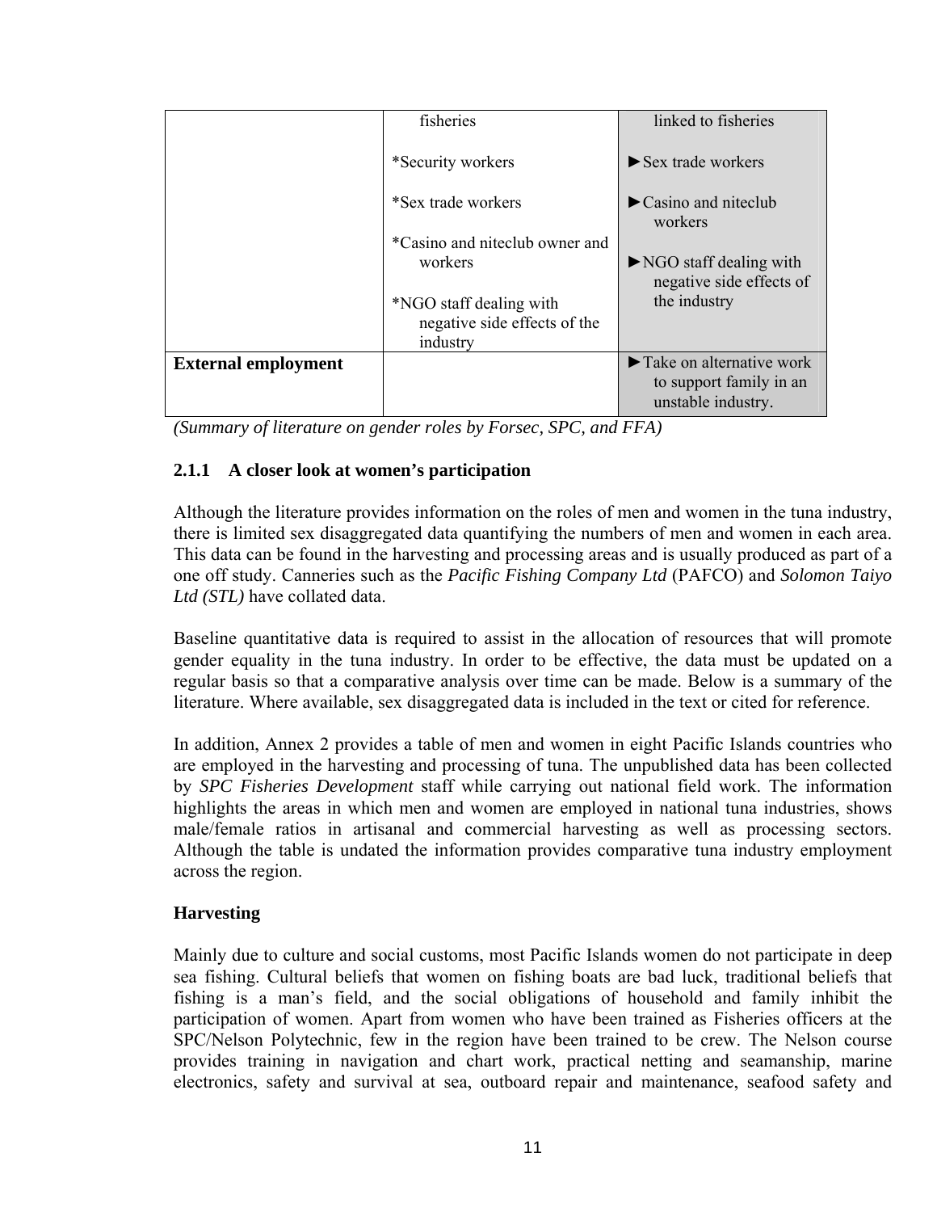| | | |
|---|---|---|
| | fisheries<br><br>*Security workers<br><br>*Sex trade workers<br><br>*Casino and niteclub owner and workers<br><br>*NGO staff dealing with negative side effects of the industry | linked to fisheries<br><br>►Sex trade workers<br><br>►Casino and niteclub workers<br><br>►NGO staff dealing with negative side effects of the industry |
| **External employment** | | ►Take on alternative work to support family in an unstable industry. |

*(Summary of literature on gender roles by Forsec, SPC, and FFA)*

### 2.1.1 A closer look at women's participation

Although the literature provides information on the roles of men and women in the tuna industry, there is limited sex disaggregated data quantifying the numbers of men and women in each area. This data can be found in the harvesting and processing areas and is usually produced as part of a one off study. Canneries such as the *Pacific Fishing Company Ltd* (PAFCO) and *Solomon Taiyo Ltd (STL)* have collated data.

Baseline quantitative data is required to assist in the allocation of resources that will promote gender equality in the tuna industry. In order to be effective, the data must be updated on a regular basis so that a comparative analysis over time can be made. Below is a summary of the literature. Where available, sex disaggregated data is included in the text or cited for reference.

In addition, Annex 2 provides a table of men and women in eight Pacific Islands countries who are employed in the harvesting and processing of tuna. The unpublished data has been collected by *SPC Fisheries Development* staff while carrying out national field work. The information highlights the areas in which men and women are employed in national tuna industries, shows male/female ratios in artisanal and commercial harvesting as well as processing sectors. Although the table is undated the information provides comparative tuna industry employment across the region.

**Harvesting**

Mainly due to culture and social customs, most Pacific Islands women do not participate in deep sea fishing. Cultural beliefs that women on fishing boats are bad luck, traditional beliefs that fishing is a man's field, and the social obligations of household and family inhibit the participation of women. Apart from women who have been trained as Fisheries officers at the SPC/Nelson Polytechnic, few in the region have been trained to be crew. The Nelson course provides training in navigation and chart work, practical netting and seamanship, marine electronics, safety and survival at sea, outboard repair and maintenance, seafood safety and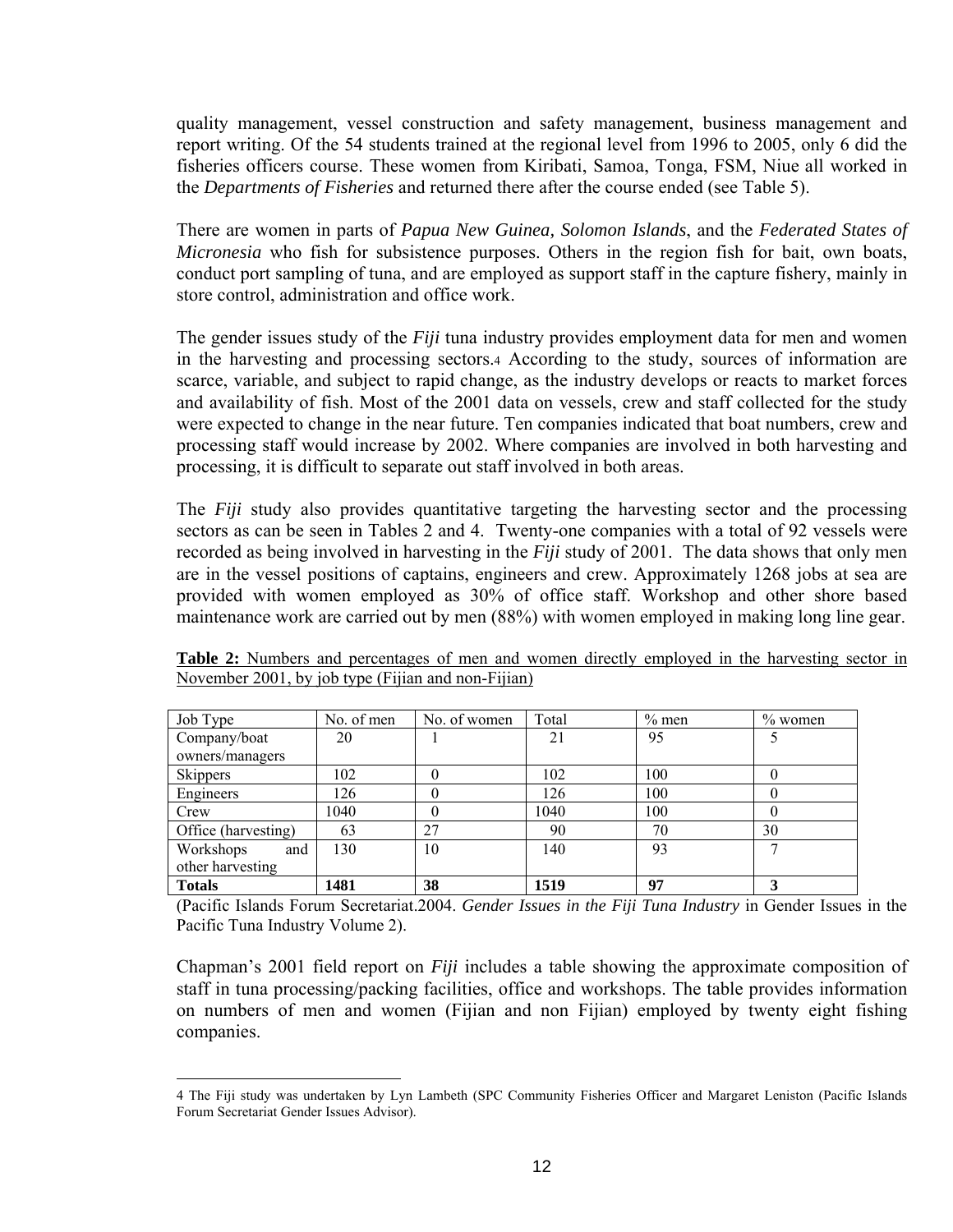quality management, vessel construction and safety management, business management and report writing. Of the 54 students trained at the regional level from 1996 to 2005, only 6 did the fisheries officers course. These women from Kiribati, Samoa, Tonga, FSM, Niue all worked in the *Departments of Fisheries* and returned there after the course ended (see Table 5).

There are women in parts of *Papua New Guinea, Solomon Islands*, and the *Federated States of Micronesia* who fish for subsistence purposes. Others in the region fish for bait, own boats, conduct port sampling of tuna, and are employed as support staff in the capture fishery, mainly in store control, administration and office work.

The gender issues study of the *Fiji* tuna industry provides employment data for men and women in the harvesting and processing sectors.[4] According to the study, sources of information are scarce, variable, and subject to rapid change, as the industry develops or reacts to market forces and availability of fish. Most of the 2001 data on vessels, crew and staff collected for the study were expected to change in the near future. Ten companies indicated that boat numbers, crew and processing staff would increase by 2002. Where companies are involved in both harvesting and processing, it is difficult to separate out staff involved in both areas.

The *Fiji* study also provides quantitative targeting the harvesting sector and the processing sectors as can be seen in Tables 2 and 4. Twenty-one companies with a total of 92 vessels were recorded as being involved in harvesting in the *Fiji* study of 2001. The data shows that only men are in the vessel positions of captains, engineers and crew. Approximately 1268 jobs at sea are provided with women employed as 30% of office staff. Workshop and other shore based maintenance work are carried out by men (88%) with women employed in making long line gear.

**Table 2:** Numbers and percentages of men and women directly employed in the harvesting sector in November 2001, by job type (Fijian and non-Fijian)

| Job Type | No. of men | No. of women | Total | % men | % women |
|---|---|---|---|---|---|
| Company/boat owners/managers | 20 | 1 | 21 | 95 | 5 |
| Skippers | 102 | 0 | 102 | 100 | 0 |
| Engineers | 126 | 0 | 126 | 100 | 0 |
| Crew | 1040 | 0 | 1040 | 100 | 0 |
| Office (harvesting) | 63 | 27 | 90 | 70 | 30 |
| Workshops and other harvesting | 130 | 10 | 140 | 93 | 7 |
| **Totals** | **1481** | **38** | **1519** | **97** | **3** |

(Pacific Islands Forum Secretariat.2004. *Gender Issues in the Fiji Tuna Industry* in Gender Issues in the Pacific Tuna Industry Volume 2).

Chapman's 2001 field report on *Fiji* includes a table showing the approximate composition of staff in tuna processing/packing facilities, office and workshops. The table provides information on numbers of men and women (Fijian and non Fijian) employed by twenty eight fishing companies.

[4] The Fiji study was undertaken by Lyn Lambeth (SPC Community Fisheries Officer and Margaret Leniston (Pacific Islands Forum Secretariat Gender Issues Advisor).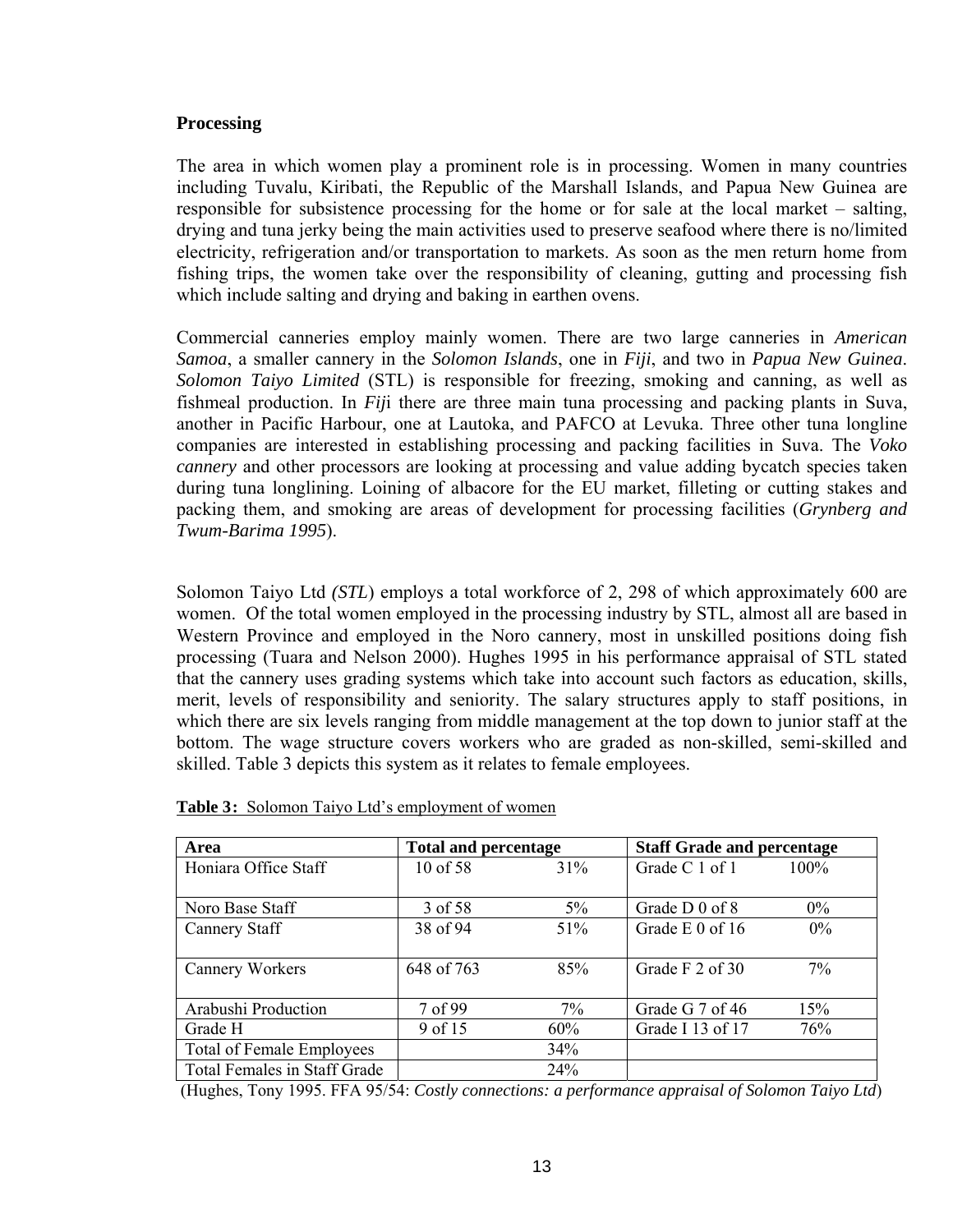**Processing**

The area in which women play a prominent role is in processing. Women in many countries including Tuvalu, Kiribati, the Republic of the Marshall Islands, and Papua New Guinea are responsible for subsistence processing for the home or for sale at the local market – salting, drying and tuna jerky being the main activities used to preserve seafood where there is no/limited electricity, refrigeration and/or transportation to markets. As soon as the men return home from fishing trips, the women take over the responsibility of cleaning, gutting and processing fish which include salting and drying and baking in earthen ovens.

Commercial canneries employ mainly women. There are two large canneries in *American Samoa*, a smaller cannery in the *Solomon Islands*, one in *Fiji*, and two in *Papua New Guinea*. *Solomon Taiyo Limited* (STL) is responsible for freezing, smoking and canning, as well as fishmeal production. In *Fij*i there are three main tuna processing and packing plants in Suva, another in Pacific Harbour, one at Lautoka, and PAFCO at Levuka. Three other tuna longline companies are interested in establishing processing and packing facilities in Suva. The *Voko cannery* and other processors are looking at processing and value adding bycatch species taken during tuna longlining. Loining of albacore for the EU market, filleting or cutting stakes and packing them, and smoking are areas of development for processing facilities (*Grynberg and Twum-Barima 1995*).

Solomon Taiyo Ltd *(STL*) employs a total workforce of 2, 298 of which approximately 600 are women. Of the total women employed in the processing industry by STL, almost all are based in Western Province and employed in the Noro cannery, most in unskilled positions doing fish processing (Tuara and Nelson 2000). Hughes 1995 in his performance appraisal of STL stated that the cannery uses grading systems which take into account such factors as education, skills, merit, levels of responsibility and seniority. The salary structures apply to staff positions, in which there are six levels ranging from middle management at the top down to junior staff at the bottom. The wage structure covers workers who are graded as non-skilled, semi-skilled and skilled. Table 3 depicts this system as it relates to female employees.

**Table 3:** Solomon Taiyo Ltd's employment of women

| Area | Total and percentage | | Staff Grade and percentage | |
|---|---|---|---|---|
| Honiara Office Staff | 10 of 58 | 31% | Grade C 1 of 1 | 100% |
| Noro Base Staff | 3 of 58 | 5% | Grade D 0 of 8 | 0% |
| Cannery Staff | 38 of 94 | 51% | Grade E 0 of 16 | 0% |
| Cannery Workers | 648 of 763 | 85% | Grade F 2 of 30 | 7% |
| Arabushi Production | 7 of 99 | 7% | Grade G 7 of 46 | 15% |
| Grade H | 9 of 15 | 60% | Grade I 13 of 17 | 76% |
| Total of Female Employees | | 34% | | |
| Total Females in Staff Grade | | 24% | | |

(Hughes, Tony 1995. FFA 95/54: *Costly connections: a performance appraisal of Solomon Taiyo Ltd*)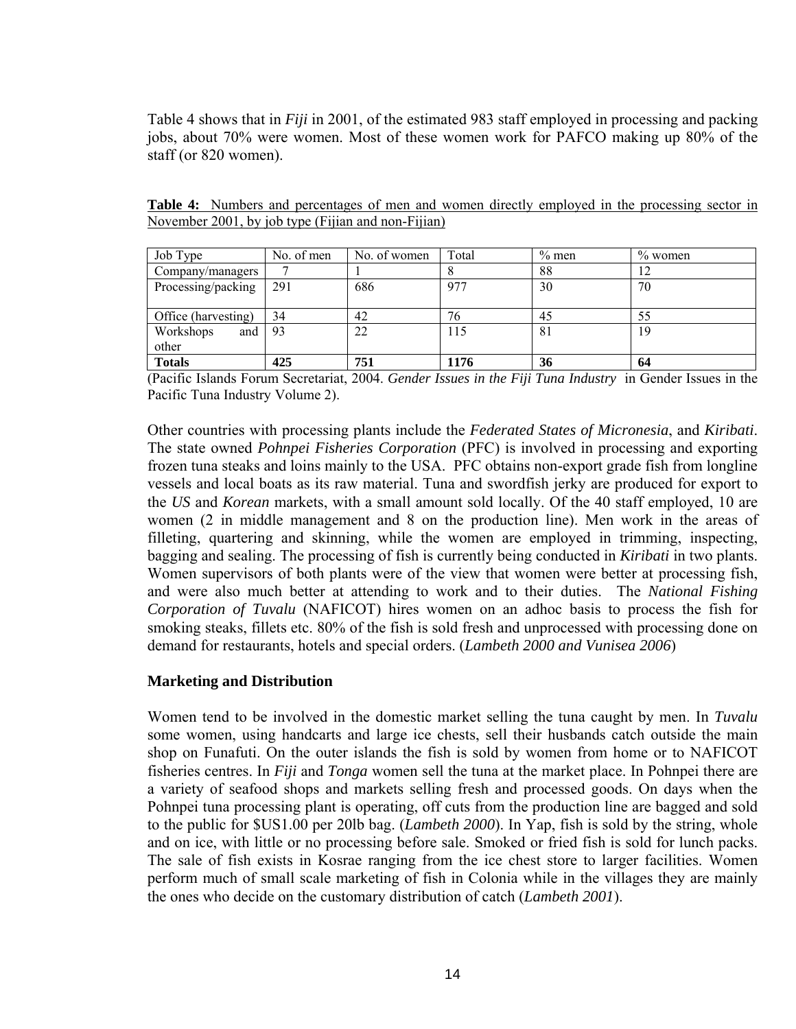Table 4 shows that in *Fiji* in 2001, of the estimated 983 staff employed in processing and packing jobs, about 70% were women. Most of these women work for PAFCO making up 80% of the staff (or 820 women).

**Table 4:** Numbers and percentages of men and women directly employed in the processing sector in November 2001, by job type (Fijian and non-Fijian)

| Job Type | No. of men | No. of women | Total | % men | % women |
|---|---|---|---|---|---|
| Company/managers | 7 | 1 | 8 | 88 | 12 |
| Processing/packing | 291 | 686 | 977 | 30 | 70 |
| Office (harvesting) | 34 | 42 | 76 | 45 | 55 |
| Workshops and other | 93 | 22 | 115 | 81 | 19 |
| **Totals** | **425** | **751** | **1176** | **36** | **64** |

(Pacific Islands Forum Secretariat, 2004. *Gender Issues in the Fiji Tuna Industry* in Gender Issues in the Pacific Tuna Industry Volume 2).

Other countries with processing plants include the *Federated States of Micronesia*, and *Kiribati*. The state owned *Pohnpei Fisheries Corporation* (PFC) is involved in processing and exporting frozen tuna steaks and loins mainly to the USA. PFC obtains non-export grade fish from longline vessels and local boats as its raw material. Tuna and swordfish jerky are produced for export to the *US* and *Korean* markets, with a small amount sold locally. Of the 40 staff employed, 10 are women (2 in middle management and 8 on the production line). Men work in the areas of filleting, quartering and skinning, while the women are employed in trimming, inspecting, bagging and sealing. The processing of fish is currently being conducted in *Kiribati* in two plants. Women supervisors of both plants were of the view that women were better at processing fish, and were also much better at attending to work and to their duties. The *National Fishing Corporation of Tuvalu* (NAFICOT) hires women on an adhoc basis to process the fish for smoking steaks, fillets etc. 80% of the fish is sold fresh and unprocessed with processing done on demand for restaurants, hotels and special orders. (*Lambeth 2000 and Vunisea 2006*)

## Marketing and Distribution

Women tend to be involved in the domestic market selling the tuna caught by men. In *Tuvalu* some women, using handcarts and large ice chests, sell their husbands catch outside the main shop on Funafuti. On the outer islands the fish is sold by women from home or to NAFICOT fisheries centres. In *Fiji* and *Tonga* women sell the tuna at the market place. In Pohnpei there are a variety of seafood shops and markets selling fresh and processed goods. On days when the Pohnpei tuna processing plant is operating, off cuts from the production line are bagged and sold to the public for $US1.00 per 20lb bag. (*Lambeth 2000*). In Yap, fish is sold by the string, whole and on ice, with little or no processing before sale. Smoked or fried fish is sold for lunch packs. The sale of fish exists in Kosrae ranging from the ice chest store to larger facilities. Women perform much of small scale marketing of fish in Colonia while in the villages they are mainly the ones who decide on the customary distribution of catch (*Lambeth 2001*).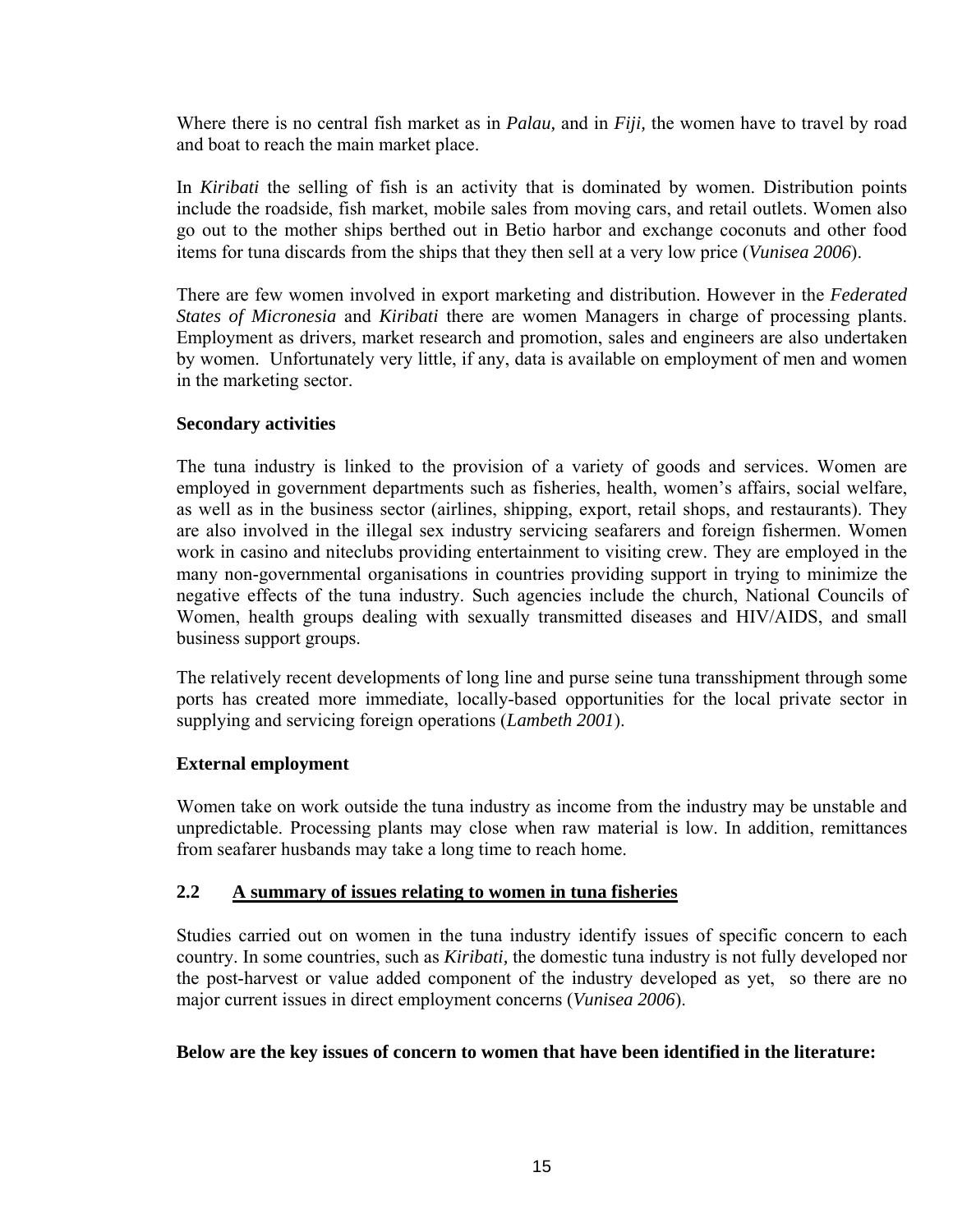Where there is no central fish market as in *Palau,* and in *Fiji,* the women have to travel by road and boat to reach the main market place.

In *Kiribati* the selling of fish is an activity that is dominated by women. Distribution points include the roadside, fish market, mobile sales from moving cars, and retail outlets. Women also go out to the mother ships berthed out in Betio harbor and exchange coconuts and other food items for tuna discards from the ships that they then sell at a very low price (*Vunisea 2006*).

There are few women involved in export marketing and distribution. However in the *Federated States of Micronesia* and *Kiribati* there are women Managers in charge of processing plants. Employment as drivers, market research and promotion, sales and engineers are also undertaken by women. Unfortunately very little, if any, data is available on employment of men and women in the marketing sector.

**Secondary activities**

The tuna industry is linked to the provision of a variety of goods and services. Women are employed in government departments such as fisheries, health, women's affairs, social welfare, as well as in the business sector (airlines, shipping, export, retail shops, and restaurants). They are also involved in the illegal sex industry servicing seafarers and foreign fishermen. Women work in casino and niteclubs providing entertainment to visiting crew. They are employed in the many non-governmental organisations in countries providing support in trying to minimize the negative effects of the tuna industry. Such agencies include the church, National Councils of Women, health groups dealing with sexually transmitted diseases and HIV/AIDS, and small business support groups.

The relatively recent developments of long line and purse seine tuna transshipment through some ports has created more immediate, locally-based opportunities for the local private sector in supplying and servicing foreign operations (*Lambeth 2001*).

**External employment**

Women take on work outside the tuna industry as income from the industry may be unstable and unpredictable. Processing plants may close when raw material is low. In addition, remittances from seafarer husbands may take a long time to reach home.

## 2.2 A summary of issues relating to women in tuna fisheries

Studies carried out on women in the tuna industry identify issues of specific concern to each country. In some countries, such as *Kiribati,* the domestic tuna industry is not fully developed nor the post-harvest or value added component of the industry developed as yet, so there are no major current issues in direct employment concerns (*Vunisea 2006*).

**Below are the key issues of concern to women that have been identified in the literature:**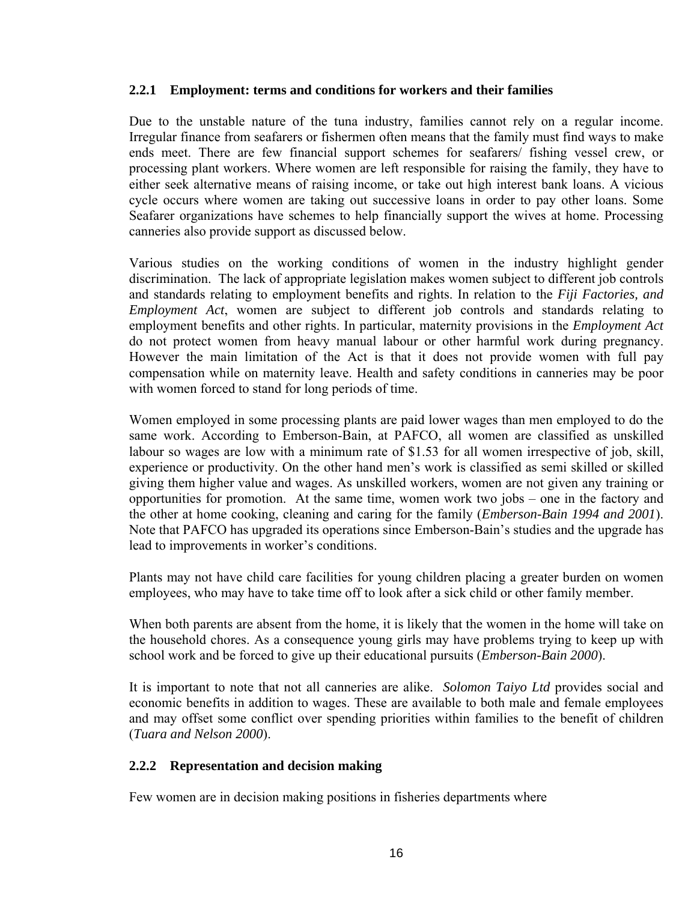### 2.2.1 Employment: terms and conditions for workers and their families

Due to the unstable nature of the tuna industry, families cannot rely on a regular income. Irregular finance from seafarers or fishermen often means that the family must find ways to make ends meet. There are few financial support schemes for seafarers/ fishing vessel crew, or processing plant workers. Where women are left responsible for raising the family, they have to either seek alternative means of raising income, or take out high interest bank loans. A vicious cycle occurs where women are taking out successive loans in order to pay other loans. Some Seafarer organizations have schemes to help financially support the wives at home. Processing canneries also provide support as discussed below.

Various studies on the working conditions of women in the industry highlight gender discrimination. The lack of appropriate legislation makes women subject to different job controls and standards relating to employment benefits and rights. In relation to the *Fiji Factories, and Employment Act*, women are subject to different job controls and standards relating to employment benefits and other rights. In particular, maternity provisions in the *Employment Act* do not protect women from heavy manual labour or other harmful work during pregnancy. However the main limitation of the Act is that it does not provide women with full pay compensation while on maternity leave. Health and safety conditions in canneries may be poor with women forced to stand for long periods of time.

Women employed in some processing plants are paid lower wages than men employed to do the same work. According to Emberson-Bain, at PAFCO, all women are classified as unskilled labour so wages are low with a minimum rate of $1.53 for all women irrespective of job, skill, experience or productivity. On the other hand men's work is classified as semi skilled or skilled giving them higher value and wages. As unskilled workers, women are not given any training or opportunities for promotion. At the same time, women work two jobs – one in the factory and the other at home cooking, cleaning and caring for the family (*Emberson-Bain 1994 and 2001*). Note that PAFCO has upgraded its operations since Emberson-Bain's studies and the upgrade has lead to improvements in worker's conditions.

Plants may not have child care facilities for young children placing a greater burden on women employees, who may have to take time off to look after a sick child or other family member.

When both parents are absent from the home, it is likely that the women in the home will take on the household chores. As a consequence young girls may have problems trying to keep up with school work and be forced to give up their educational pursuits (*Emberson-Bain 2000*).

It is important to note that not all canneries are alike. *Solomon Taiyo Ltd* provides social and economic benefits in addition to wages. These are available to both male and female employees and may offset some conflict over spending priorities within families to the benefit of children (*Tuara and Nelson 2000*).

### 2.2.2 Representation and decision making

Few women are in decision making positions in fisheries departments where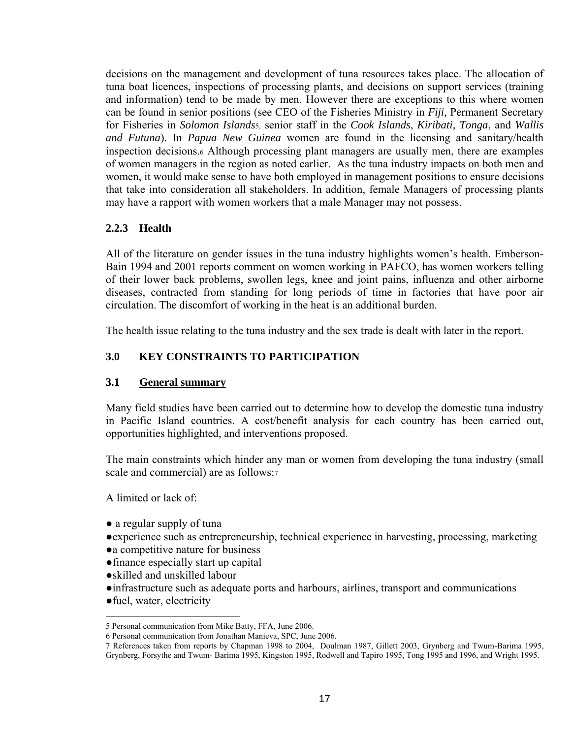decisions on the management and development of tuna resources takes place. The allocation of tuna boat licences, inspections of processing plants, and decisions on support services (training and information) tend to be made by men. However there are exceptions to this where women can be found in senior positions (see CEO of the Fisheries Ministry in *Fiji,* Permanent Secretary for Fisheries in *Solomon Islands*[5], senior staff in the *Cook Islands*, *Kiribati, Tonga*, and *Wallis and Futuna*). In *Papua New Guinea* women are found in the licensing and sanitary/health inspection decisions.[6] Although processing plant managers are usually men, there are examples of women managers in the region as noted earlier. As the tuna industry impacts on both men and women, it would make sense to have both employed in management positions to ensure decisions that take into consideration all stakeholders. In addition, female Managers of processing plants may have a rapport with women workers that a male Manager may not possess.

### 2.2.3 Health

All of the literature on gender issues in the tuna industry highlights women's health. Emberson-Bain 1994 and 2001 reports comment on women working in PAFCO, has women workers telling of their lower back problems, swollen legs, knee and joint pains, influenza and other airborne diseases, contracted from standing for long periods of time in factories that have poor air circulation. The discomfort of working in the heat is an additional burden.

The health issue relating to the tuna industry and the sex trade is dealt with later in the report.

## 3.0 KEY CONSTRAINTS TO PARTICIPATION

### 3.1 General summary

Many field studies have been carried out to determine how to develop the domestic tuna industry in Pacific Island countries. A cost/benefit analysis for each country has been carried out, opportunities highlighted, and interventions proposed.

The main constraints which hinder any man or women from developing the tuna industry (small scale and commercial) are as follows:[7]

A limited or lack of:

- a regular supply of tuna
- experience such as entrepreneurship, technical experience in harvesting, processing, marketing
- a competitive nature for business
- finance especially start up capital
- skilled and unskilled labour
- infrastructure such as adequate ports and harbours, airlines, transport and communications
- fuel, water, electricity

---

5 Personal communication from Mike Batty, FFA, June 2006.

6 Personal communication from Jonathan Manieva, SPC, June 2006.

7 References taken from reports by Chapman 1998 to 2004, Doulman 1987, Gillett 2003, Grynberg and Twum-Barima 1995, Grynberg, Forsythe and Twum- Barima 1995, Kingston 1995, Rodwell and Tapiro 1995, Tong 1995 and 1996, and Wright 1995.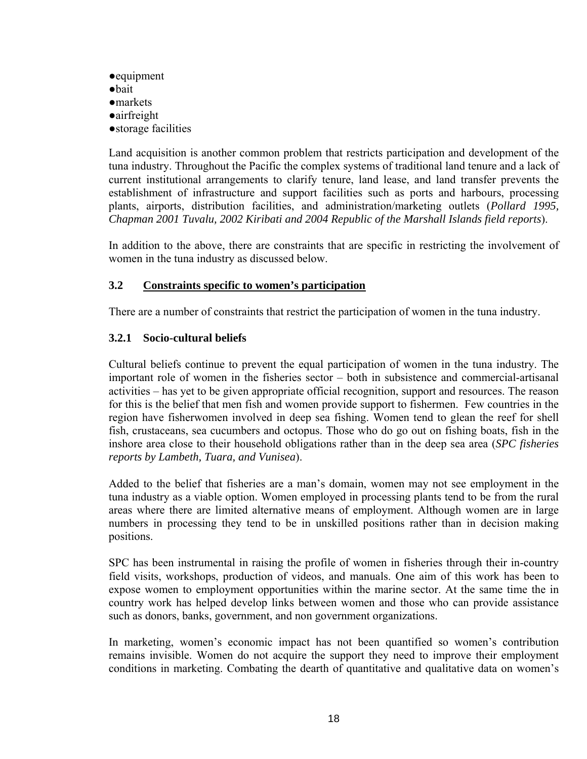- equipment
- bait
- markets
- airfreight
- storage facilities

Land acquisition is another common problem that restricts participation and development of the tuna industry. Throughout the Pacific the complex systems of traditional land tenure and a lack of current institutional arrangements to clarify tenure, land lease, and land transfer prevents the establishment of infrastructure and support facilities such as ports and harbours, processing plants, airports, distribution facilities, and administration/marketing outlets (*Pollard 1995, Chapman 2001 Tuvalu, 2002 Kiribati and 2004 Republic of the Marshall Islands field reports*).

In addition to the above, there are constraints that are specific in restricting the involvement of women in the tuna industry as discussed below.

## 3.2 Constraints specific to women's participation

There are a number of constraints that restrict the participation of women in the tuna industry.

### 3.2.1 Socio-cultural beliefs

Cultural beliefs continue to prevent the equal participation of women in the tuna industry. The important role of women in the fisheries sector – both in subsistence and commercial-artisanal activities – has yet to be given appropriate official recognition, support and resources. The reason for this is the belief that men fish and women provide support to fishermen. Few countries in the region have fisherwomen involved in deep sea fishing. Women tend to glean the reef for shell fish, crustaceans, sea cucumbers and octopus. Those who do go out on fishing boats, fish in the inshore area close to their household obligations rather than in the deep sea area (*SPC fisheries reports by Lambeth, Tuara, and Vunisea*).

Added to the belief that fisheries are a man's domain, women may not see employment in the tuna industry as a viable option. Women employed in processing plants tend to be from the rural areas where there are limited alternative means of employment. Although women are in large numbers in processing they tend to be in unskilled positions rather than in decision making positions.

SPC has been instrumental in raising the profile of women in fisheries through their in-country field visits, workshops, production of videos, and manuals. One aim of this work has been to expose women to employment opportunities within the marine sector. At the same time the in country work has helped develop links between women and those who can provide assistance such as donors, banks, government, and non government organizations.

In marketing, women's economic impact has not been quantified so women's contribution remains invisible. Women do not acquire the support they need to improve their employment conditions in marketing. Combating the dearth of quantitative and qualitative data on women's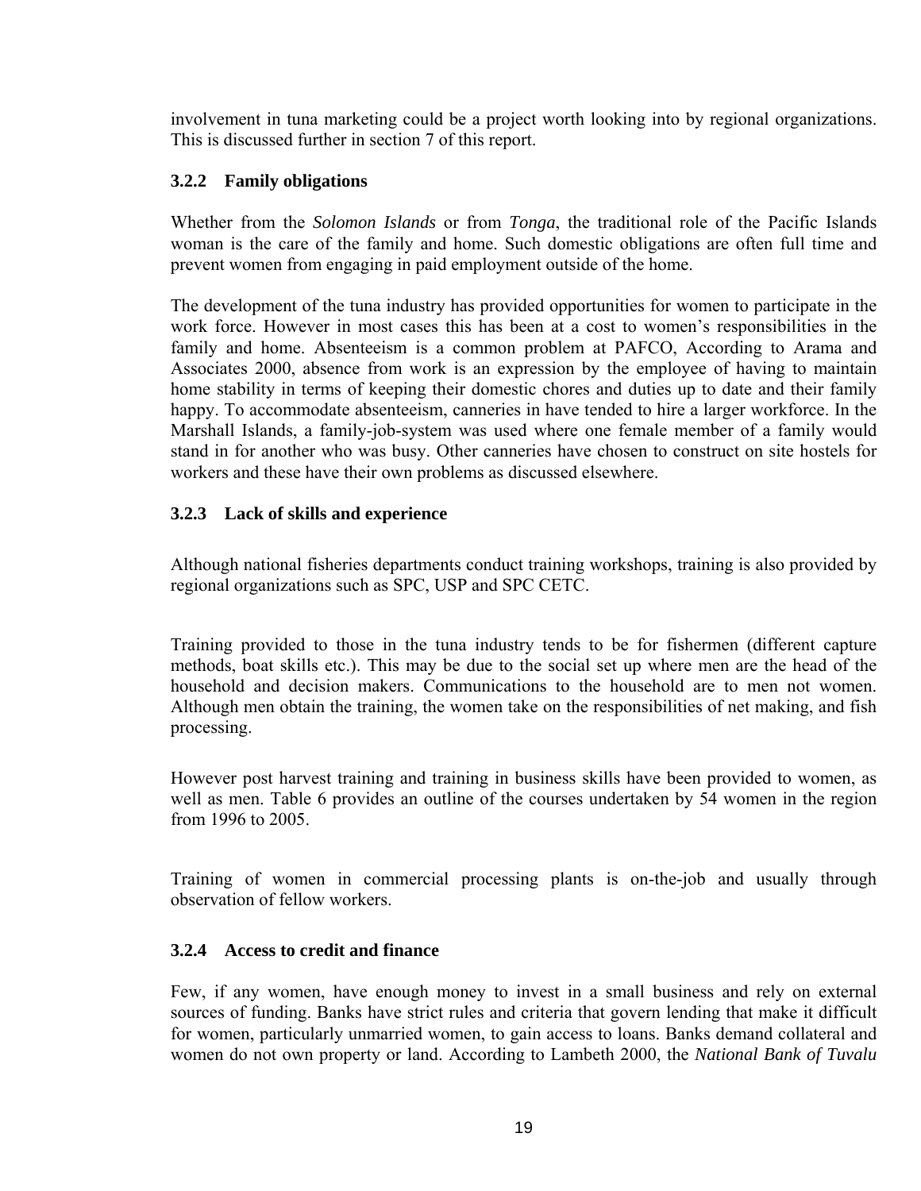involvement in tuna marketing could be a project worth looking into by regional organizations. This is discussed further in section 7 of this report.

### 3.2.2 Family obligations

Whether from the *Solomon Islands* or from *Tonga*, the traditional role of the Pacific Islands woman is the care of the family and home. Such domestic obligations are often full time and prevent women from engaging in paid employment outside of the home.

The development of the tuna industry has provided opportunities for women to participate in the work force. However in most cases this has been at a cost to women's responsibilities in the family and home. Absenteeism is a common problem at PAFCO, According to Arama and Associates 2000, absence from work is an expression by the employee of having to maintain home stability in terms of keeping their domestic chores and duties up to date and their family happy. To accommodate absenteeism, canneries in have tended to hire a larger workforce. In the Marshall Islands, a family-job-system was used where one female member of a family would stand in for another who was busy. Other canneries have chosen to construct on site hostels for workers and these have their own problems as discussed elsewhere.

### 3.2.3 Lack of skills and experience

Although national fisheries departments conduct training workshops, training is also provided by regional organizations such as SPC, USP and SPC CETC.

Training provided to those in the tuna industry tends to be for fishermen (different capture methods, boat skills etc.). This may be due to the social set up where men are the head of the household and decision makers. Communications to the household are to men not women. Although men obtain the training, the women take on the responsibilities of net making, and fish processing.

However post harvest training and training in business skills have been provided to women, as well as men. Table 6 provides an outline of the courses undertaken by 54 women in the region from 1996 to 2005.

Training of women in commercial processing plants is on-the-job and usually through observation of fellow workers.

### 3.2.4 Access to credit and finance

Few, if any women, have enough money to invest in a small business and rely on external sources of funding. Banks have strict rules and criteria that govern lending that make it difficult for women, particularly unmarried women, to gain access to loans. Banks demand collateral and women do not own property or land. According to Lambeth 2000, the *National Bank of Tuvalu*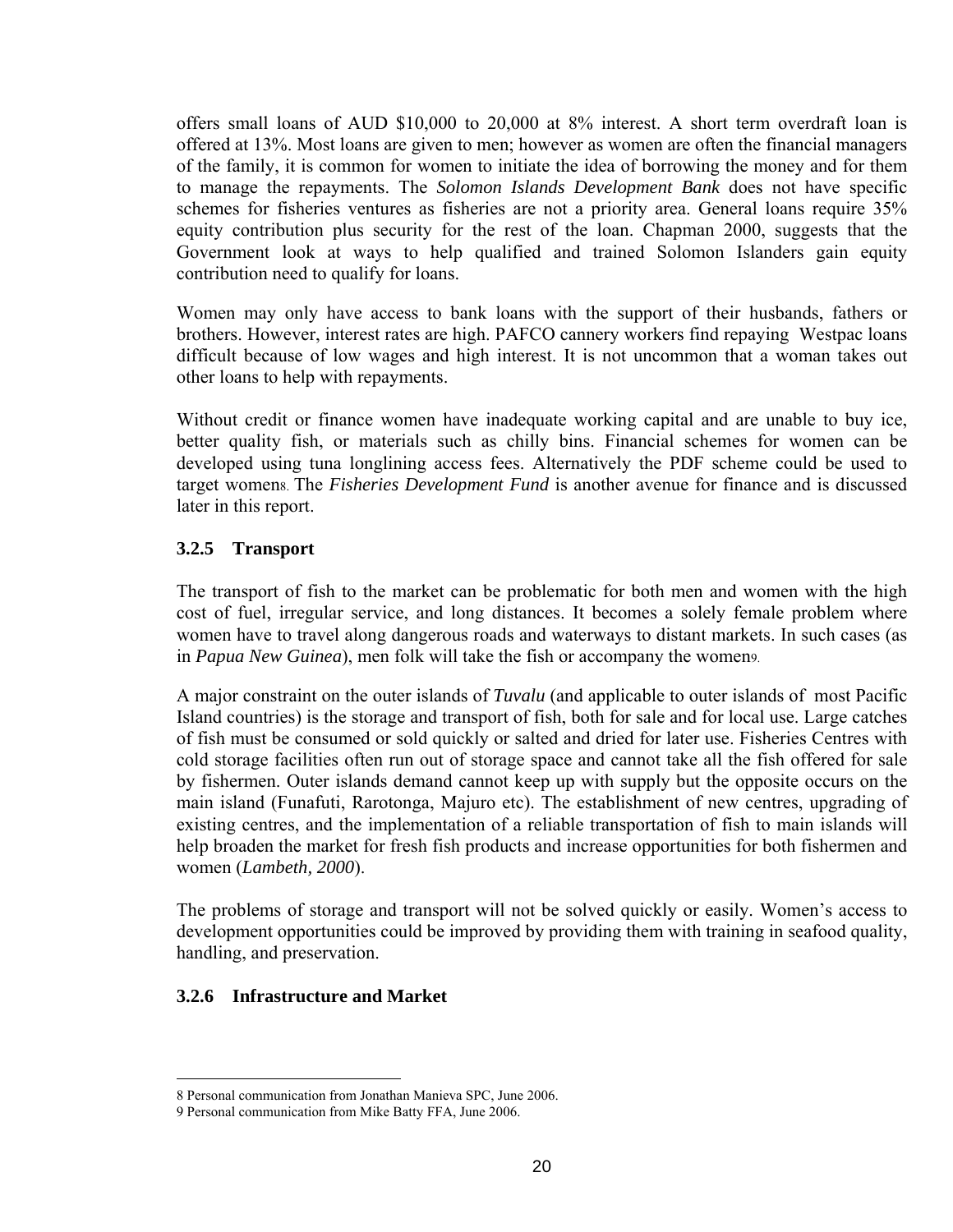offers small loans of AUD $10,000 to 20,000 at 8% interest. A short term overdraft loan is offered at 13%. Most loans are given to men; however as women are often the financial managers of the family, it is common for women to initiate the idea of borrowing the money and for them to manage the repayments. The *Solomon Islands Development Bank* does not have specific schemes for fisheries ventures as fisheries are not a priority area. General loans require 35% equity contribution plus security for the rest of the loan. Chapman 2000, suggests that the Government look at ways to help qualified and trained Solomon Islanders gain equity contribution need to qualify for loans.

Women may only have access to bank loans with the support of their husbands, fathers or brothers. However, interest rates are high. PAFCO cannery workers find repaying Westpac loans difficult because of low wages and high interest. It is not uncommon that a woman takes out other loans to help with repayments.

Without credit or finance women have inadequate working capital and are unable to buy ice, better quality fish, or materials such as chilly bins. Financial schemes for women can be developed using tuna longlining access fees. Alternatively the PDF scheme could be used to target women[8]. The *Fisheries Development Fund* is another avenue for finance and is discussed later in this report.

### 3.2.5 Transport

The transport of fish to the market can be problematic for both men and women with the high cost of fuel, irregular service, and long distances. It becomes a solely female problem where women have to travel along dangerous roads and waterways to distant markets. In such cases (as in *Papua New Guinea*), men folk will take the fish or accompany the women[9].

A major constraint on the outer islands of *Tuvalu* (and applicable to outer islands of most Pacific Island countries) is the storage and transport of fish, both for sale and for local use. Large catches of fish must be consumed or sold quickly or salted and dried for later use. Fisheries Centres with cold storage facilities often run out of storage space and cannot take all the fish offered for sale by fishermen. Outer islands demand cannot keep up with supply but the opposite occurs on the main island (Funafuti, Rarotonga, Majuro etc). The establishment of new centres, upgrading of existing centres, and the implementation of a reliable transportation of fish to main islands will help broaden the market for fresh fish products and increase opportunities for both fishermen and women (*Lambeth, 2000*).

The problems of storage and transport will not be solved quickly or easily. Women's access to development opportunities could be improved by providing them with training in seafood quality, handling, and preservation.

### 3.2.6 Infrastructure and Market

---

8 Personal communication from Jonathan Manieva SPC, June 2006.

9 Personal communication from Mike Batty FFA, June 2006.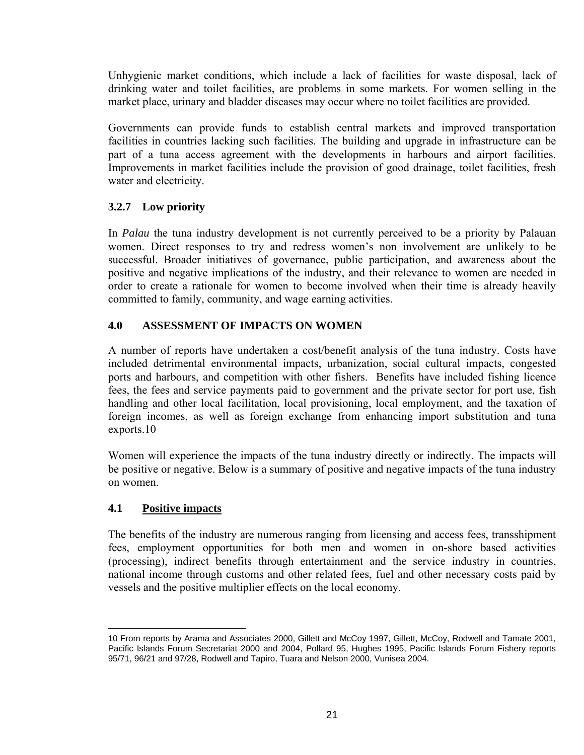Unhygienic market conditions, which include a lack of facilities for waste disposal, lack of drinking water and toilet facilities, are problems in some markets. For women selling in the market place, urinary and bladder diseases may occur where no toilet facilities are provided.

Governments can provide funds to establish central markets and improved transportation facilities in countries lacking such facilities. The building and upgrade in infrastructure can be part of a tuna access agreement with the developments in harbours and airport facilities. Improvements in market facilities include the provision of good drainage, toilet facilities, fresh water and electricity.

### 3.2.7 Low priority

In *Palau* the tuna industry development is not currently perceived to be a priority by Palauan women. Direct responses to try and redress women's non involvement are unlikely to be successful. Broader initiatives of governance, public participation, and awareness about the positive and negative implications of the industry, and their relevance to women are needed in order to create a rationale for women to become involved when their time is already heavily committed to family, community, and wage earning activities.

## 4.0 ASSESSMENT OF IMPACTS ON WOMEN

A number of reports have undertaken a cost/benefit analysis of the tuna industry. Costs have included detrimental environmental impacts, urbanization, social cultural impacts, congested ports and harbours, and competition with other fishers. Benefits have included fishing licence fees, the fees and service payments paid to government and the private sector for port use, fish handling and other local facilitation, local provisioning, local employment, and the taxation of foreign incomes, as well as foreign exchange from enhancing import substitution and tuna exports.[10]

Women will experience the impacts of the tuna industry directly or indirectly. The impacts will be positive or negative. Below is a summary of positive and negative impacts of the tuna industry on women.

### 4.1 <u>Positive impacts</u>

The benefits of the industry are numerous ranging from licensing and access fees, transshipment fees, employment opportunities for both men and women in on-shore based activities (processing), indirect benefits through entertainment and the service industry in countries, national income through customs and other related fees, fuel and other necessary costs paid by vessels and the positive multiplier effects on the local economy.

---

10 From reports by Arama and Associates 2000, Gillett and McCoy 1997, Gillett, McCoy, Rodwell and Tamate 2001, Pacific Islands Forum Secretariat 2000 and 2004, Pollard 95, Hughes 1995, Pacific Islands Forum Fishery reports 95/71, 96/21 and 97/28, Rodwell and Tapiro, Tuara and Nelson 2000, Vunisea 2004.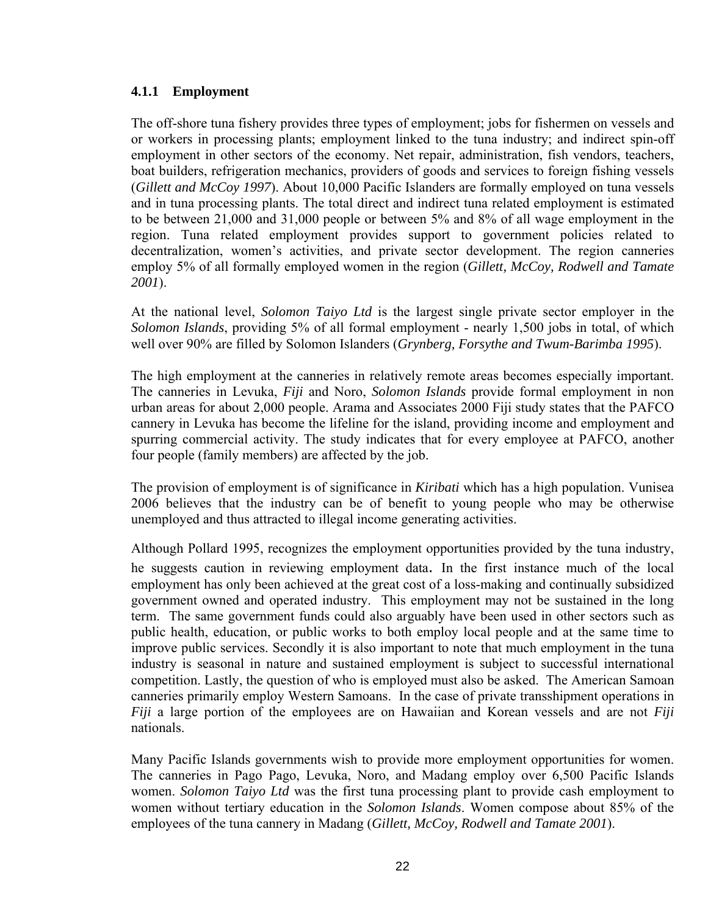### 4.1.1 Employment

The off-shore tuna fishery provides three types of employment; jobs for fishermen on vessels and or workers in processing plants; employment linked to the tuna industry; and indirect spin-off employment in other sectors of the economy. Net repair, administration, fish vendors, teachers, boat builders, refrigeration mechanics, providers of goods and services to foreign fishing vessels (*Gillett and McCoy 1997*). About 10,000 Pacific Islanders are formally employed on tuna vessels and in tuna processing plants. The total direct and indirect tuna related employment is estimated to be between 21,000 and 31,000 people or between 5% and 8% of all wage employment in the region. Tuna related employment provides support to government policies related to decentralization, women's activities, and private sector development. The region canneries employ 5% of all formally employed women in the region (*Gillett, McCoy, Rodwell and Tamate 2001*).

At the national level, *Solomon Taiyo Ltd* is the largest single private sector employer in the *Solomon Islands*, providing 5% of all formal employment - nearly 1,500 jobs in total, of which well over 90% are filled by Solomon Islanders (*Grynberg, Forsythe and Twum-Barimba 1995*).

The high employment at the canneries in relatively remote areas becomes especially important. The canneries in Levuka, *Fiji* and Noro, *Solomon Islands* provide formal employment in non urban areas for about 2,000 people. Arama and Associates 2000 Fiji study states that the PAFCO cannery in Levuka has become the lifeline for the island, providing income and employment and spurring commercial activity. The study indicates that for every employee at PAFCO, another four people (family members) are affected by the job.

The provision of employment is of significance in *Kiribati* which has a high population. Vunisea 2006 believes that the industry can be of benefit to young people who may be otherwise unemployed and thus attracted to illegal income generating activities.

Although Pollard 1995, recognizes the employment opportunities provided by the tuna industry, he suggests caution in reviewing employment data. In the first instance much of the local employment has only been achieved at the great cost of a loss-making and continually subsidized government owned and operated industry. This employment may not be sustained in the long term. The same government funds could also arguably have been used in other sectors such as public health, education, or public works to both employ local people and at the same time to improve public services. Secondly it is also important to note that much employment in the tuna industry is seasonal in nature and sustained employment is subject to successful international competition. Lastly, the question of who is employed must also be asked. The American Samoan canneries primarily employ Western Samoans. In the case of private transshipment operations in *Fiji* a large portion of the employees are on Hawaiian and Korean vessels and are not *Fiji* nationals.

Many Pacific Islands governments wish to provide more employment opportunities for women. The canneries in Pago Pago, Levuka, Noro, and Madang employ over 6,500 Pacific Islands women. *Solomon Taiyo Ltd* was the first tuna processing plant to provide cash employment to women without tertiary education in the *Solomon Islands*. Women compose about 85% of the employees of the tuna cannery in Madang (*Gillett, McCoy, Rodwell and Tamate 2001*).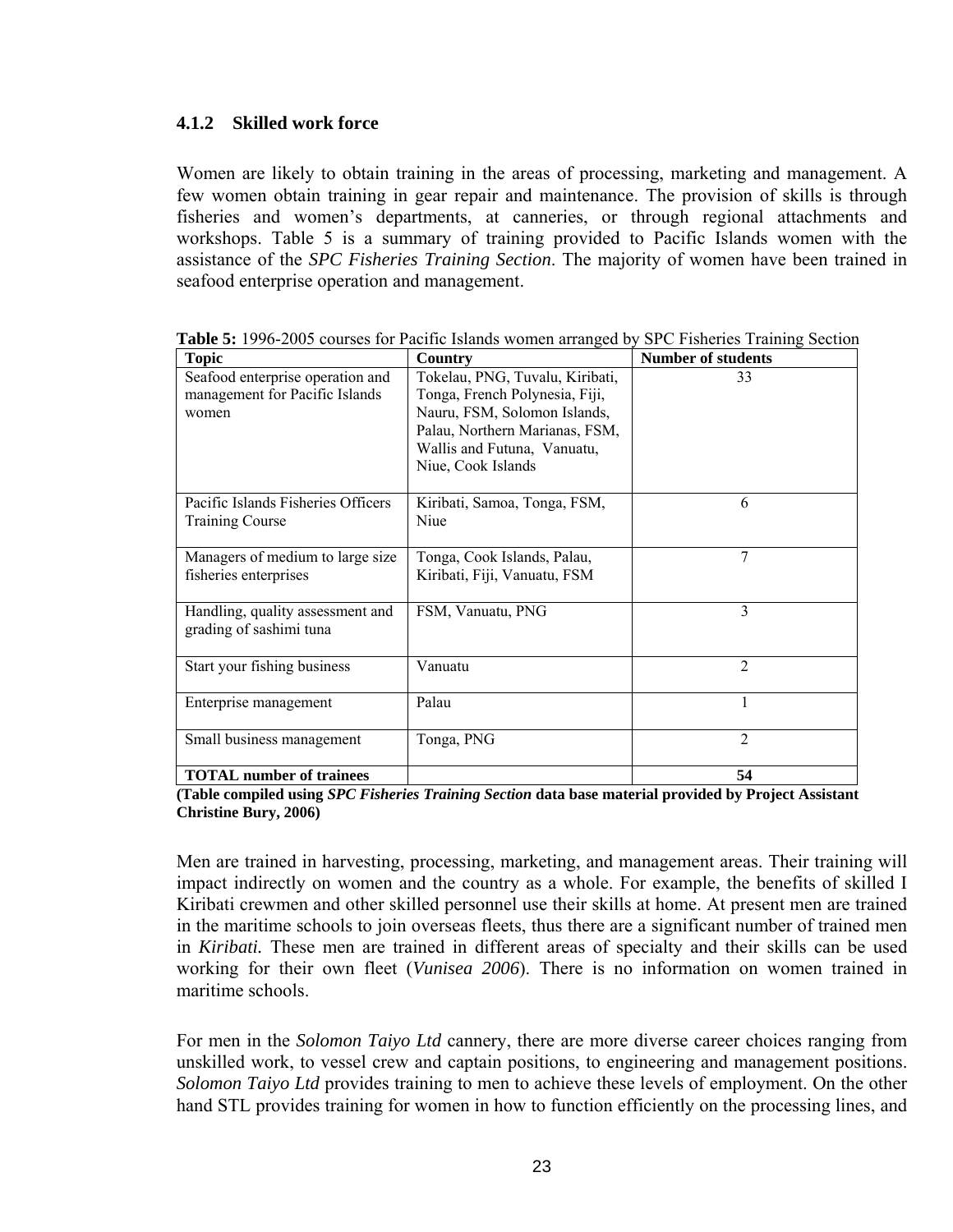### 4.1.2 Skilled work force

Women are likely to obtain training in the areas of processing, marketing and management. A few women obtain training in gear repair and maintenance. The provision of skills is through fisheries and women's departments, at canneries, or through regional attachments and workshops. Table 5 is a summary of training provided to Pacific Islands women with the assistance of the *SPC Fisheries Training Section*. The majority of women have been trained in seafood enterprise operation and management.

**Table 5:** 1996-2005 courses for Pacific Islands women arranged by SPC Fisheries Training Section

| Topic | Country | Number of students |
|---|---|---|
| Seafood enterprise operation and management for Pacific Islands women | Tokelau, PNG, Tuvalu, Kiribati, Tonga, French Polynesia, Fiji, Nauru, FSM, Solomon Islands, Palau, Northern Marianas, FSM, Wallis and Futuna, Vanuatu, Niue, Cook Islands | 33 |
| Pacific Islands Fisheries Officers Training Course | Kiribati, Samoa, Tonga, FSM, Niue | 6 |
| Managers of medium to large size fisheries enterprises | Tonga, Cook Islands, Palau, Kiribati, Fiji, Vanuatu, FSM | 7 |
| Handling, quality assessment and grading of sashimi tuna | FSM, Vanuatu, PNG | 3 |
| Start your fishing business | Vanuatu | 2 |
| Enterprise management | Palau | 1 |
| Small business management | Tonga, PNG | 2 |
| **TOTAL number of trainees** | | **54** |

**(Table compiled using *SPC Fisheries Training Section* data base material provided by Project Assistant Christine Bury, 2006)**

Men are trained in harvesting, processing, marketing, and management areas. Their training will impact indirectly on women and the country as a whole. For example, the benefits of skilled I Kiribati crewmen and other skilled personnel use their skills at home. At present men are trained in the maritime schools to join overseas fleets, thus there are a significant number of trained men in *Kiribati.* These men are trained in different areas of specialty and their skills can be used working for their own fleet (*Vunisea 2006*). There is no information on women trained in maritime schools.

For men in the *Solomon Taiyo Ltd* cannery, there are more diverse career choices ranging from unskilled work, to vessel crew and captain positions, to engineering and management positions. *Solomon Taiyo Ltd* provides training to men to achieve these levels of employment. On the other hand STL provides training for women in how to function efficiently on the processing lines, and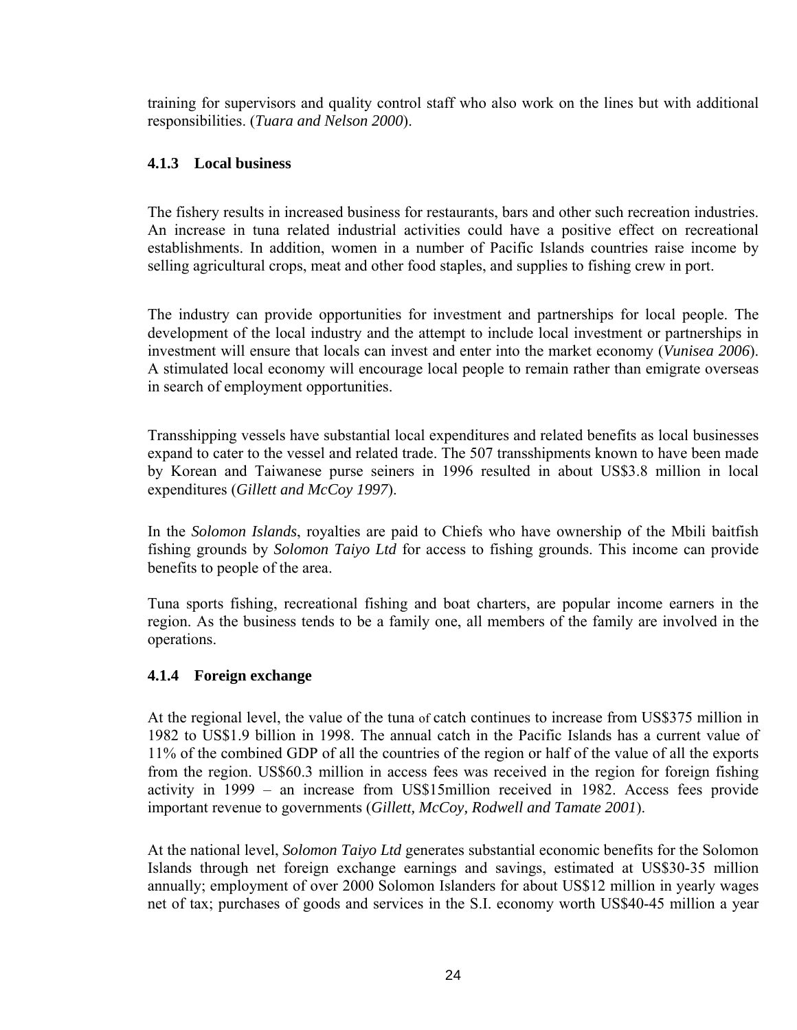training for supervisors and quality control staff who also work on the lines but with additional responsibilities. (*Tuara and Nelson 2000*).

#### 4.1.3 Local business

The fishery results in increased business for restaurants, bars and other such recreation industries. An increase in tuna related industrial activities could have a positive effect on recreational establishments. In addition, women in a number of Pacific Islands countries raise income by selling agricultural crops, meat and other food staples, and supplies to fishing crew in port.

The industry can provide opportunities for investment and partnerships for local people. The development of the local industry and the attempt to include local investment or partnerships in investment will ensure that locals can invest and enter into the market economy (*Vunisea 2006*). A stimulated local economy will encourage local people to remain rather than emigrate overseas in search of employment opportunities.

Transshipping vessels have substantial local expenditures and related benefits as local businesses expand to cater to the vessel and related trade. The 507 transshipments known to have been made by Korean and Taiwanese purse seiners in 1996 resulted in about US$3.8 million in local expenditures (*Gillett and McCoy 1997*).

In the *Solomon Islands*, royalties are paid to Chiefs who have ownership of the Mbili baitfish fishing grounds by *Solomon Taiyo Ltd* for access to fishing grounds. This income can provide benefits to people of the area.

Tuna sports fishing, recreational fishing and boat charters, are popular income earners in the region. As the business tends to be a family one, all members of the family are involved in the operations.

#### 4.1.4 Foreign exchange

At the regional level, the value of the tuna of catch continues to increase from US$375 million in 1982 to US$1.9 billion in 1998. The annual catch in the Pacific Islands has a current value of 11% of the combined GDP of all the countries of the region or half of the value of all the exports from the region. US$60.3 million in access fees was received in the region for foreign fishing activity in 1999 – an increase from US$15million received in 1982. Access fees provide important revenue to governments (*Gillett, McCoy, Rodwell and Tamate 2001*).

At the national level, *Solomon Taiyo Ltd* generates substantial economic benefits for the Solomon Islands through net foreign exchange earnings and savings, estimated at US$30-35 million annually; employment of over 2000 Solomon Islanders for about US$12 million in yearly wages net of tax; purchases of goods and services in the S.I. economy worth US$40-45 million a year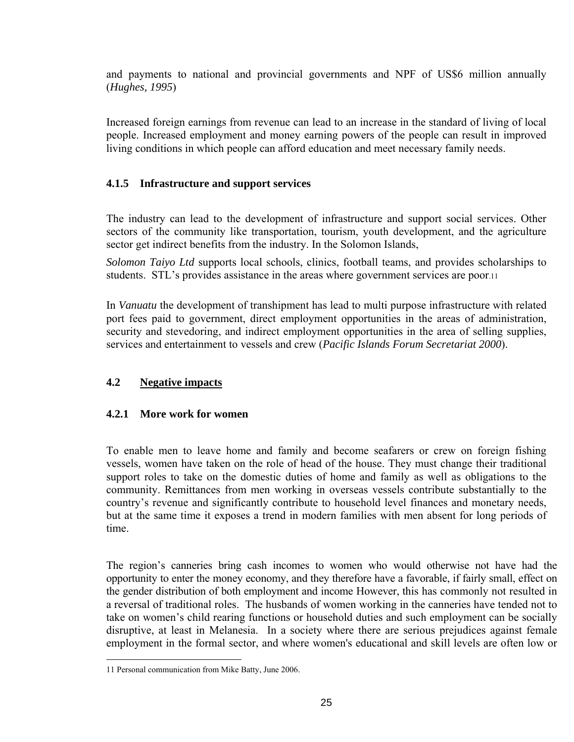and payments to national and provincial governments and NPF of US$6 million annually (*Hughes, 1995*)

Increased foreign earnings from revenue can lead to an increase in the standard of living of local people. Increased employment and money earning powers of the people can result in improved living conditions in which people can afford education and meet necessary family needs.

### 4.1.5 Infrastructure and support services

The industry can lead to the development of infrastructure and support social services. Other sectors of the community like transportation, tourism, youth development, and the agriculture sector get indirect benefits from the industry. In the Solomon Islands,

*Solomon Taiyo Ltd* supports local schools, clinics, football teams, and provides scholarships to students. STL's provides assistance in the areas where government services are poor.[11]

In *Vanuatu* the development of transhipment has lead to multi purpose infrastructure with related port fees paid to government, direct employment opportunities in the areas of administration, security and stevedoring, and indirect employment opportunities in the area of selling supplies, services and entertainment to vessels and crew (*Pacific Islands Forum Secretariat 2000*).

## 4.2 Negative impacts

### 4.2.1 More work for women

To enable men to leave home and family and become seafarers or crew on foreign fishing vessels, women have taken on the role of head of the house. They must change their traditional support roles to take on the domestic duties of home and family as well as obligations to the community. Remittances from men working in overseas vessels contribute substantially to the country's revenue and significantly contribute to household level finances and monetary needs, but at the same time it exposes a trend in modern families with men absent for long periods of time.

The region's canneries bring cash incomes to women who would otherwise not have had the opportunity to enter the money economy, and they therefore have a favorable, if fairly small, effect on the gender distribution of both employment and income However, this has commonly not resulted in a reversal of traditional roles. The husbands of women working in the canneries have tended not to take on women's child rearing functions or household duties and such employment can be socially disruptive, at least in Melanesia. In a society where there are serious prejudices against female employment in the formal sector, and where women's educational and skill levels are often low or

[11] Personal communication from Mike Batty, June 2006.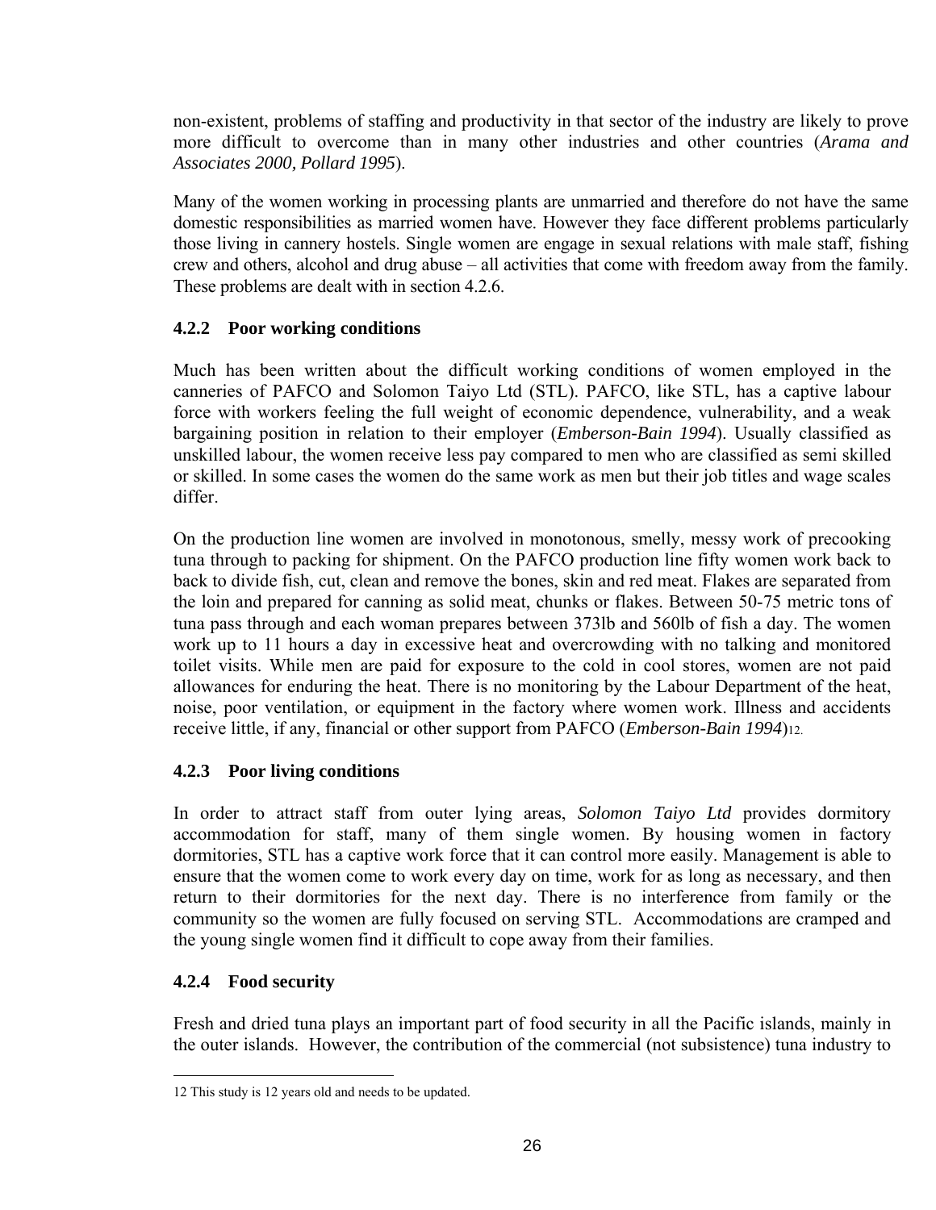non-existent, problems of staffing and productivity in that sector of the industry are likely to prove more difficult to overcome than in many other industries and other countries (*Arama and Associates 2000, Pollard 1995*).

Many of the women working in processing plants are unmarried and therefore do not have the same domestic responsibilities as married women have. However they face different problems particularly those living in cannery hostels. Single women are engage in sexual relations with male staff, fishing crew and others, alcohol and drug abuse – all activities that come with freedom away from the family. These problems are dealt with in section 4.2.6.

### 4.2.2 Poor working conditions

Much has been written about the difficult working conditions of women employed in the canneries of PAFCO and Solomon Taiyo Ltd (STL). PAFCO, like STL, has a captive labour force with workers feeling the full weight of economic dependence, vulnerability, and a weak bargaining position in relation to their employer (*Emberson-Bain 1994*). Usually classified as unskilled labour, the women receive less pay compared to men who are classified as semi skilled or skilled. In some cases the women do the same work as men but their job titles and wage scales differ.

On the production line women are involved in monotonous, smelly, messy work of precooking tuna through to packing for shipment. On the PAFCO production line fifty women work back to back to divide fish, cut, clean and remove the bones, skin and red meat. Flakes are separated from the loin and prepared for canning as solid meat, chunks or flakes. Between 50-75 metric tons of tuna pass through and each woman prepares between 373lb and 560lb of fish a day. The women work up to 11 hours a day in excessive heat and overcrowding with no talking and monitored toilet visits. While men are paid for exposure to the cold in cool stores, women are not paid allowances for enduring the heat. There is no monitoring by the Labour Department of the heat, noise, poor ventilation, or equipment in the factory where women work. Illness and accidents receive little, if any, financial or other support from PAFCO (*Emberson-Bain 1994*)[12].

### 4.2.3 Poor living conditions

In order to attract staff from outer lying areas, *Solomon Taiyo Ltd* provides dormitory accommodation for staff, many of them single women. By housing women in factory dormitories, STL has a captive work force that it can control more easily. Management is able to ensure that the women come to work every day on time, work for as long as necessary, and then return to their dormitories for the next day. There is no interference from family or the community so the women are fully focused on serving STL. Accommodations are cramped and the young single women find it difficult to cope away from their families.

### 4.2.4 Food security

Fresh and dried tuna plays an important part of food security in all the Pacific islands, mainly in the outer islands. However, the contribution of the commercial (not subsistence) tuna industry to

---

12 This study is 12 years old and needs to be updated.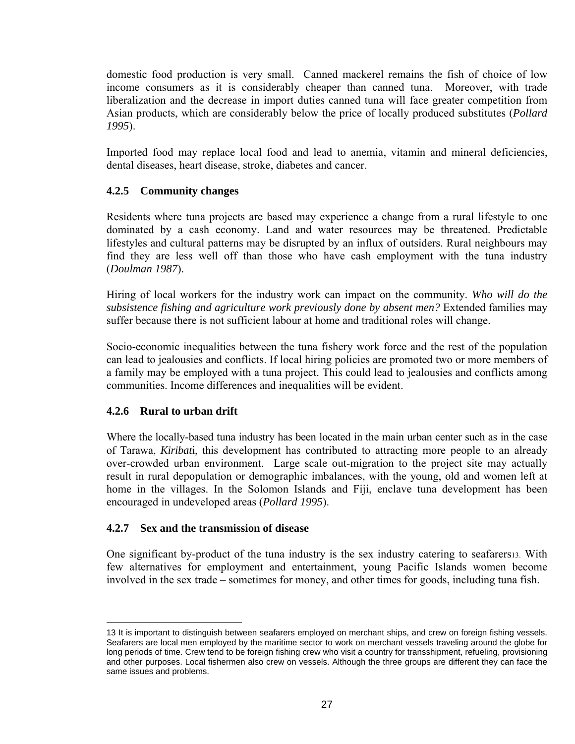domestic food production is very small. Canned mackerel remains the fish of choice of low income consumers as it is considerably cheaper than canned tuna. Moreover, with trade liberalization and the decrease in import duties canned tuna will face greater competition from Asian products, which are considerably below the price of locally produced substitutes (*Pollard 1995*).

Imported food may replace local food and lead to anemia, vitamin and mineral deficiencies, dental diseases, heart disease, stroke, diabetes and cancer.

### 4.2.5 Community changes

Residents where tuna projects are based may experience a change from a rural lifestyle to one dominated by a cash economy. Land and water resources may be threatened. Predictable lifestyles and cultural patterns may be disrupted by an influx of outsiders. Rural neighbours may find they are less well off than those who have cash employment with the tuna industry (*Doulman 1987*).

Hiring of local workers for the industry work can impact on the community. *Who will do the subsistence fishing and agriculture work previously done by absent men?* Extended families may suffer because there is not sufficient labour at home and traditional roles will change.

Socio-economic inequalities between the tuna fishery work force and the rest of the population can lead to jealousies and conflicts. If local hiring policies are promoted two or more members of a family may be employed with a tuna project. This could lead to jealousies and conflicts among communities. Income differences and inequalities will be evident.

### 4.2.6 Rural to urban drift

Where the locally-based tuna industry has been located in the main urban center such as in the case of Tarawa, *Kiribati*, this development has contributed to attracting more people to an already over-crowded urban environment. Large scale out-migration to the project site may actually result in rural depopulation or demographic imbalances, with the young, old and women left at home in the villages. In the Solomon Islands and Fiji, enclave tuna development has been encouraged in undeveloped areas (*Pollard 1995*).

### 4.2.7 Sex and the transmission of disease

One significant by-product of the tuna industry is the sex industry catering to seafarers[13]. With few alternatives for employment and entertainment, young Pacific Islands women become involved in the sex trade – sometimes for money, and other times for goods, including tuna fish.

---

13 It is important to distinguish between seafarers employed on merchant ships, and crew on foreign fishing vessels. Seafarers are local men employed by the maritime sector to work on merchant vessels traveling around the globe for long periods of time. Crew tend to be foreign fishing crew who visit a country for transshipment, refueling, provisioning and other purposes. Local fishermen also crew on vessels. Although the three groups are different they can face the same issues and problems.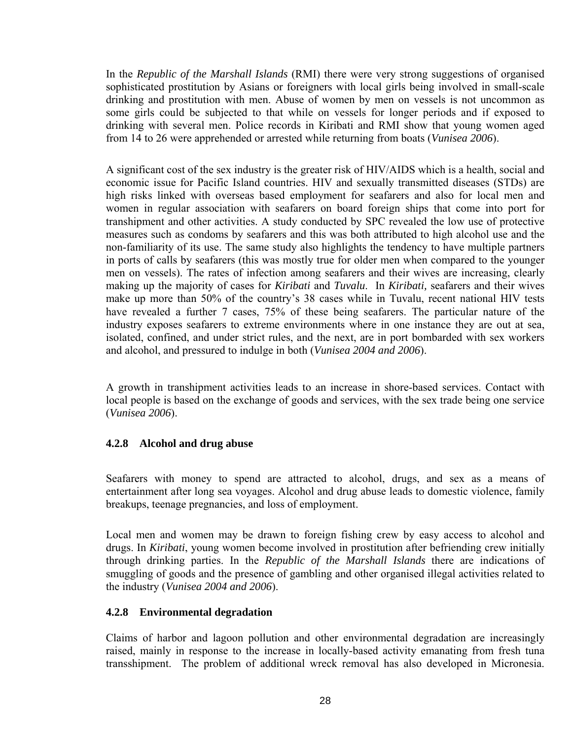In the *Republic of the Marshall Islands* (RMI) there were very strong suggestions of organised sophisticated prostitution by Asians or foreigners with local girls being involved in small-scale drinking and prostitution with men. Abuse of women by men on vessels is not uncommon as some girls could be subjected to that while on vessels for longer periods and if exposed to drinking with several men. Police records in Kiribati and RMI show that young women aged from 14 to 26 were apprehended or arrested while returning from boats (*Vunisea 2006*).

A significant cost of the sex industry is the greater risk of HIV/AIDS which is a health, social and economic issue for Pacific Island countries. HIV and sexually transmitted diseases (STDs) are high risks linked with overseas based employment for seafarers and also for local men and women in regular association with seafarers on board foreign ships that come into port for transhipment and other activities. A study conducted by SPC revealed the low use of protective measures such as condoms by seafarers and this was both attributed to high alcohol use and the non-familiarity of its use. The same study also highlights the tendency to have multiple partners in ports of calls by seafarers (this was mostly true for older men when compared to the younger men on vessels). The rates of infection among seafarers and their wives are increasing, clearly making up the majority of cases for *Kiribati* and *Tuvalu*. In *Kiribati,* seafarers and their wives make up more than 50% of the country's 38 cases while in Tuvalu, recent national HIV tests have revealed a further 7 cases, 75% of these being seafarers. The particular nature of the industry exposes seafarers to extreme environments where in one instance they are out at sea, isolated, confined, and under strict rules, and the next, are in port bombarded with sex workers and alcohol, and pressured to indulge in both (*Vunisea 2004 and 2006*).

A growth in transhipment activities leads to an increase in shore-based services. Contact with local people is based on the exchange of goods and services, with the sex trade being one service (*Vunisea 2006*).

### 4.2.8 Alcohol and drug abuse

Seafarers with money to spend are attracted to alcohol, drugs, and sex as a means of entertainment after long sea voyages. Alcohol and drug abuse leads to domestic violence, family breakups, teenage pregnancies, and loss of employment.

Local men and women may be drawn to foreign fishing crew by easy access to alcohol and drugs. In *Kiribati*, young women become involved in prostitution after befriending crew initially through drinking parties. In the *Republic of the Marshall Islands* there are indications of smuggling of goods and the presence of gambling and other organised illegal activities related to the industry (*Vunisea 2004 and 2006*).

### 4.2.8 Environmental degradation

Claims of harbor and lagoon pollution and other environmental degradation are increasingly raised, mainly in response to the increase in locally-based activity emanating from fresh tuna transshipment. The problem of additional wreck removal has also developed in Micronesia.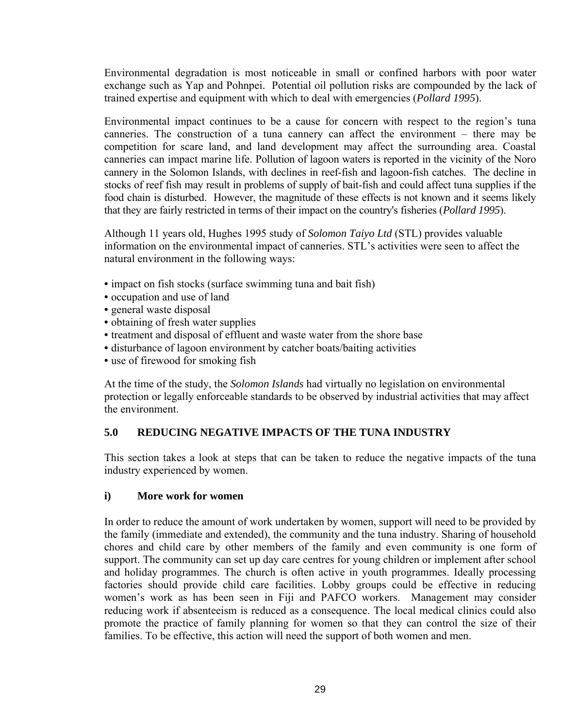Environmental degradation is most noticeable in small or confined harbors with poor water exchange such as Yap and Pohnpei. Potential oil pollution risks are compounded by the lack of trained expertise and equipment with which to deal with emergencies (*Pollard 1995*).

Environmental impact continues to be a cause for concern with respect to the region's tuna canneries. The construction of a tuna cannery can affect the environment – there may be competition for scare land, and land development may affect the surrounding area. Coastal canneries can impact marine life. Pollution of lagoon waters is reported in the vicinity of the Noro cannery in the Solomon Islands, with declines in reef-fish and lagoon-fish catches. The decline in stocks of reef fish may result in problems of supply of bait-fish and could affect tuna supplies if the food chain is disturbed. However, the magnitude of these effects is not known and it seems likely that they are fairly restricted in terms of their impact on the country's fisheries (*Pollard 1995*).

Although 11 years old, Hughes 1995 study of *Solomon Taiyo Ltd* (STL) provides valuable information on the environmental impact of canneries. STL's activities were seen to affect the natural environment in the following ways:

- impact on fish stocks (surface swimming tuna and bait fish)
- occupation and use of land
- general waste disposal
- obtaining of fresh water supplies
- treatment and disposal of effluent and waste water from the shore base
- disturbance of lagoon environment by catcher boats/baiting activities
- use of firewood for smoking fish

At the time of the study, the *Solomon Islands* had virtually no legislation on environmental protection or legally enforceable standards to be observed by industrial activities that may affect the environment.

## 5.0 REDUCING NEGATIVE IMPACTS OF THE TUNA INDUSTRY

This section takes a look at steps that can be taken to reduce the negative impacts of the tuna industry experienced by women.

### i) More work for women

In order to reduce the amount of work undertaken by women, support will need to be provided by the family (immediate and extended), the community and the tuna industry. Sharing of household chores and child care by other members of the family and even community is one form of support. The community can set up day care centres for young children or implement after school and holiday programmes. The church is often active in youth programmes. Ideally processing factories should provide child care facilities. Lobby groups could be effective in reducing women's work as has been seen in Fiji and PAFCO workers. Management may consider reducing work if absenteeism is reduced as a consequence. The local medical clinics could also promote the practice of family planning for women so that they can control the size of their families. To be effective, this action will need the support of both women and men.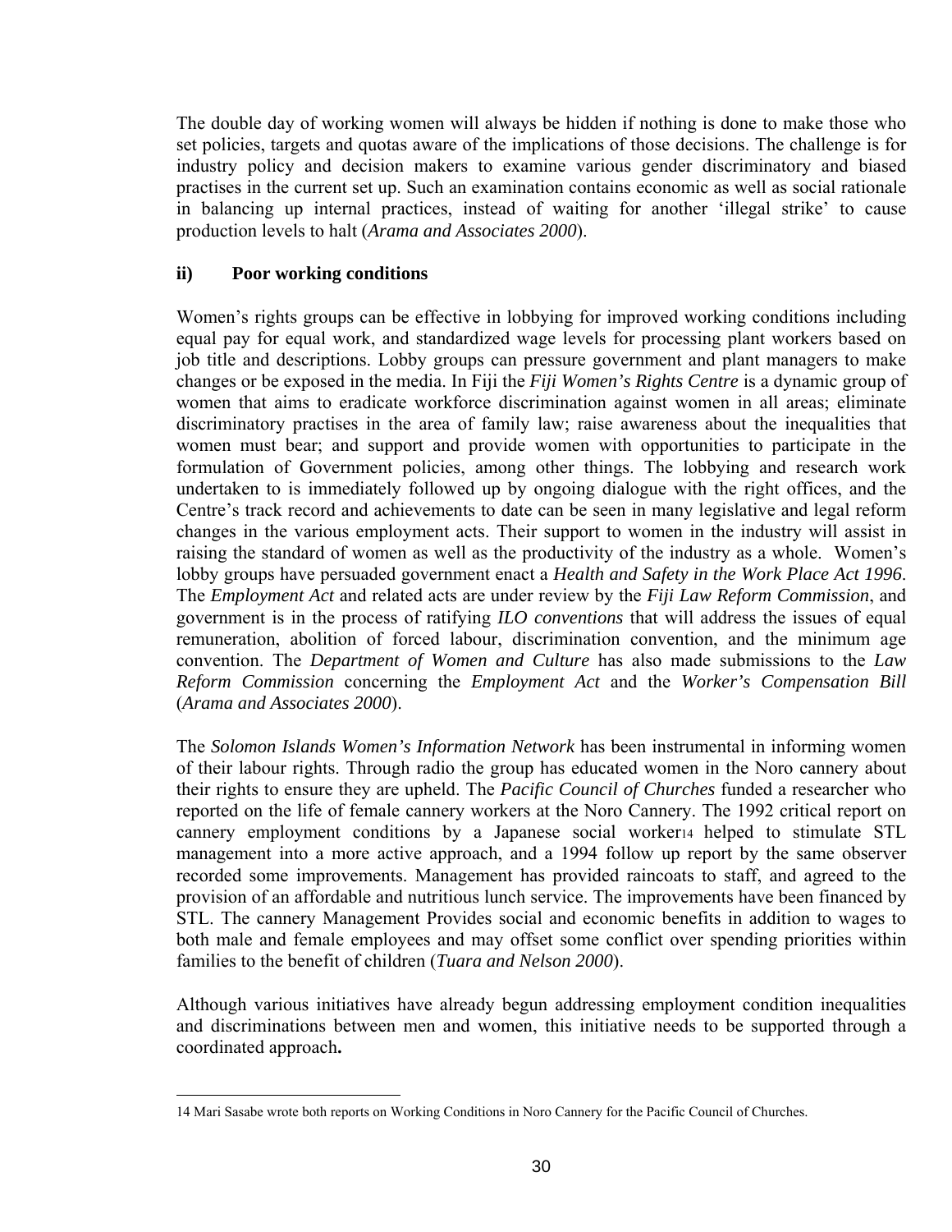The double day of working women will always be hidden if nothing is done to make those who set policies, targets and quotas aware of the implications of those decisions. The challenge is for industry policy and decision makers to examine various gender discriminatory and biased practises in the current set up. Such an examination contains economic as well as social rationale in balancing up internal practices, instead of waiting for another 'illegal strike' to cause production levels to halt (*Arama and Associates 2000*).

### ii) Poor working conditions

Women's rights groups can be effective in lobbying for improved working conditions including equal pay for equal work, and standardized wage levels for processing plant workers based on job title and descriptions. Lobby groups can pressure government and plant managers to make changes or be exposed in the media. In Fiji the *Fiji Women's Rights Centre* is a dynamic group of women that aims to eradicate workforce discrimination against women in all areas; eliminate discriminatory practises in the area of family law; raise awareness about the inequalities that women must bear; and support and provide women with opportunities to participate in the formulation of Government policies, among other things. The lobbying and research work undertaken to is immediately followed up by ongoing dialogue with the right offices, and the Centre's track record and achievements to date can be seen in many legislative and legal reform changes in the various employment acts. Their support to women in the industry will assist in raising the standard of women as well as the productivity of the industry as a whole. Women's lobby groups have persuaded government enact a *Health and Safety in the Work Place Act 1996*. The *Employment Act* and related acts are under review by the *Fiji Law Reform Commission*, and government is in the process of ratifying *ILO conventions* that will address the issues of equal remuneration, abolition of forced labour, discrimination convention, and the minimum age convention. The *Department of Women and Culture* has also made submissions to the *Law Reform Commission* concerning the *Employment Act* and the *Worker's Compensation Bill* (*Arama and Associates 2000*).

The *Solomon Islands Women's Information Network* has been instrumental in informing women of their labour rights. Through radio the group has educated women in the Noro cannery about their rights to ensure they are upheld. The *Pacific Council of Churches* funded a researcher who reported on the life of female cannery workers at the Noro Cannery. The 1992 critical report on cannery employment conditions by a Japanese social worker[14] helped to stimulate STL management into a more active approach, and a 1994 follow up report by the same observer recorded some improvements. Management has provided raincoats to staff, and agreed to the provision of an affordable and nutritious lunch service. The improvements have been financed by STL. The cannery Management Provides social and economic benefits in addition to wages to both male and female employees and may offset some conflict over spending priorities within families to the benefit of children (*Tuara and Nelson 2000*).

Although various initiatives have already begun addressing employment condition inequalities and discriminations between men and women, this initiative needs to be supported through a coordinated approach**.**

---

14 Mari Sasabe wrote both reports on Working Conditions in Noro Cannery for the Pacific Council of Churches.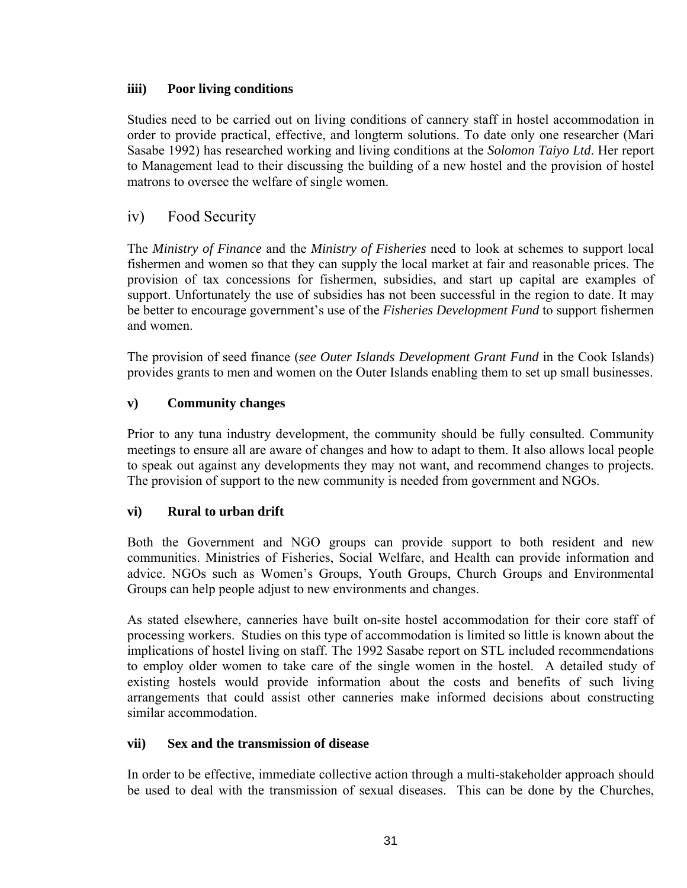**iiii) Poor living conditions**

Studies need to be carried out on living conditions of cannery staff in hostel accommodation in order to provide practical, effective, and longterm solutions. To date only one researcher (Mari Sasabe 1992) has researched working and living conditions at the *Solomon Taiyo Ltd*. Her report to Management lead to their discussing the building of a new hostel and the provision of hostel matrons to oversee the welfare of single women.

### iv) Food Security

The *Ministry of Finance* and the *Ministry of Fisheries* need to look at schemes to support local fishermen and women so that they can supply the local market at fair and reasonable prices. The provision of tax concessions for fishermen, subsidies, and start up capital are examples of support. Unfortunately the use of subsidies has not been successful in the region to date. It may be better to encourage government's use of the *Fisheries Development Fund* to support fishermen and women.

The provision of seed finance (*see Outer Islands Development Grant Fund* in the Cook Islands) provides grants to men and women on the Outer Islands enabling them to set up small businesses.

**v) Community changes**

Prior to any tuna industry development, the community should be fully consulted. Community meetings to ensure all are aware of changes and how to adapt to them. It also allows local people to speak out against any developments they may not want, and recommend changes to projects. The provision of support to the new community is needed from government and NGOs.

**vi) Rural to urban drift**

Both the Government and NGO groups can provide support to both resident and new communities. Ministries of Fisheries, Social Welfare, and Health can provide information and advice. NGOs such as Women's Groups, Youth Groups, Church Groups and Environmental Groups can help people adjust to new environments and changes.

As stated elsewhere, canneries have built on-site hostel accommodation for their core staff of processing workers. Studies on this type of accommodation is limited so little is known about the implications of hostel living on staff. The 1992 Sasabe report on STL included recommendations to employ older women to take care of the single women in the hostel. A detailed study of existing hostels would provide information about the costs and benefits of such living arrangements that could assist other canneries make informed decisions about constructing similar accommodation.

**vii) Sex and the transmission of disease**

In order to be effective, immediate collective action through a multi-stakeholder approach should be used to deal with the transmission of sexual diseases. This can be done by the Churches,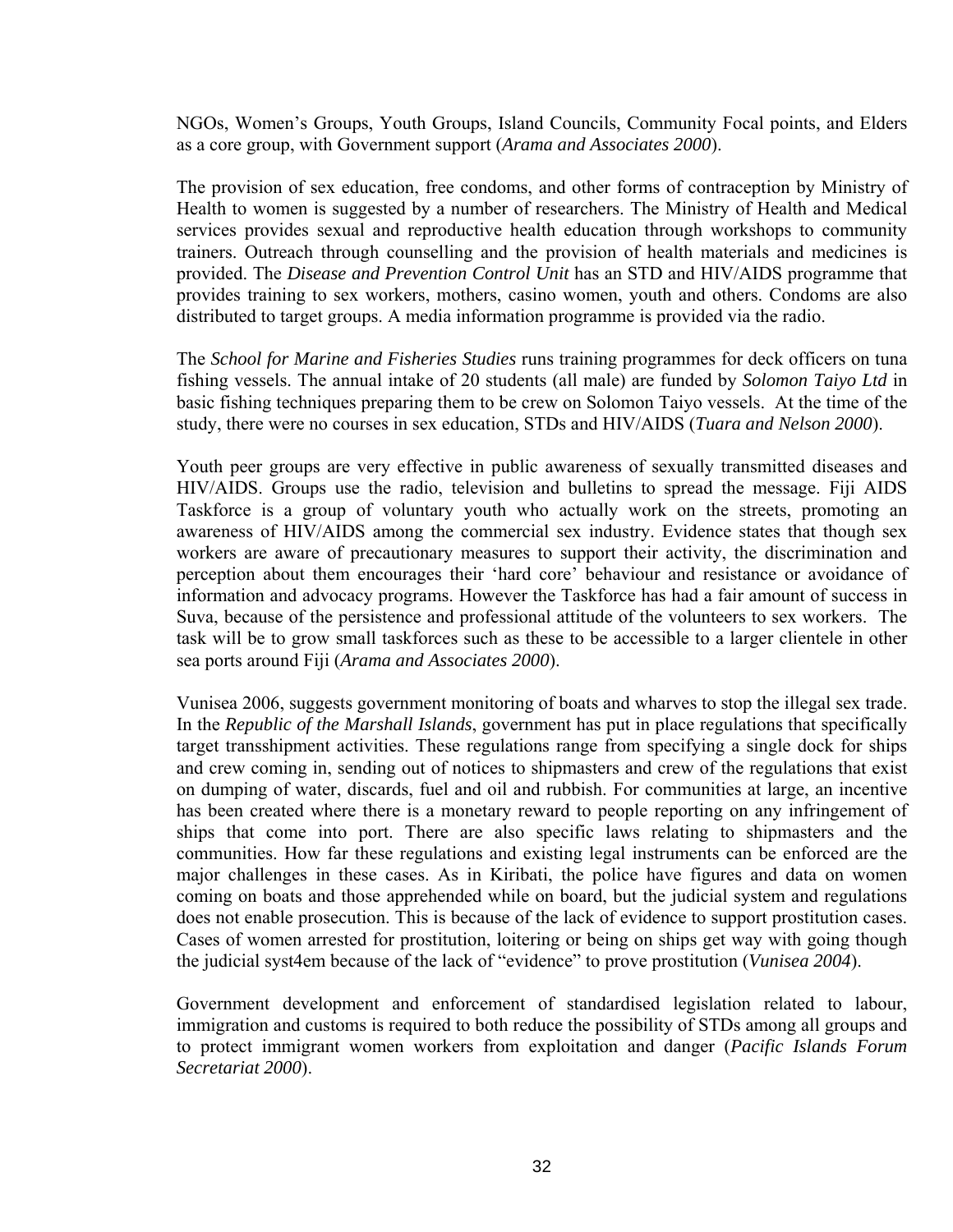NGOs, Women's Groups, Youth Groups, Island Councils, Community Focal points, and Elders as a core group, with Government support (*Arama and Associates 2000*).

The provision of sex education, free condoms, and other forms of contraception by Ministry of Health to women is suggested by a number of researchers. The Ministry of Health and Medical services provides sexual and reproductive health education through workshops to community trainers. Outreach through counselling and the provision of health materials and medicines is provided. The *Disease and Prevention Control Unit* has an STD and HIV/AIDS programme that provides training to sex workers, mothers, casino women, youth and others. Condoms are also distributed to target groups. A media information programme is provided via the radio.

The *School for Marine and Fisheries Studies* runs training programmes for deck officers on tuna fishing vessels. The annual intake of 20 students (all male) are funded by *Solomon Taiyo Ltd* in basic fishing techniques preparing them to be crew on Solomon Taiyo vessels. At the time of the study, there were no courses in sex education, STDs and HIV/AIDS (*Tuara and Nelson 2000*).

Youth peer groups are very effective in public awareness of sexually transmitted diseases and HIV/AIDS. Groups use the radio, television and bulletins to spread the message. Fiji AIDS Taskforce is a group of voluntary youth who actually work on the streets, promoting an awareness of HIV/AIDS among the commercial sex industry. Evidence states that though sex workers are aware of precautionary measures to support their activity, the discrimination and perception about them encourages their 'hard core' behaviour and resistance or avoidance of information and advocacy programs. However the Taskforce has had a fair amount of success in Suva, because of the persistence and professional attitude of the volunteers to sex workers. The task will be to grow small taskforces such as these to be accessible to a larger clientele in other sea ports around Fiji (*Arama and Associates 2000*).

Vunisea 2006, suggests government monitoring of boats and wharves to stop the illegal sex trade. In the *Republic of the Marshall Islands*, government has put in place regulations that specifically target transshipment activities. These regulations range from specifying a single dock for ships and crew coming in, sending out of notices to shipmasters and crew of the regulations that exist on dumping of water, discards, fuel and oil and rubbish. For communities at large, an incentive has been created where there is a monetary reward to people reporting on any infringement of ships that come into port. There are also specific laws relating to shipmasters and the communities. How far these regulations and existing legal instruments can be enforced are the major challenges in these cases. As in Kiribati, the police have figures and data on women coming on boats and those apprehended while on board, but the judicial system and regulations does not enable prosecution. This is because of the lack of evidence to support prostitution cases. Cases of women arrested for prostitution, loitering or being on ships get way with going though the judicial syst4em because of the lack of "evidence" to prove prostitution (*Vunisea 2004*).

Government development and enforcement of standardised legislation related to labour, immigration and customs is required to both reduce the possibility of STDs among all groups and to protect immigrant women workers from exploitation and danger (*Pacific Islands Forum Secretariat 2000*).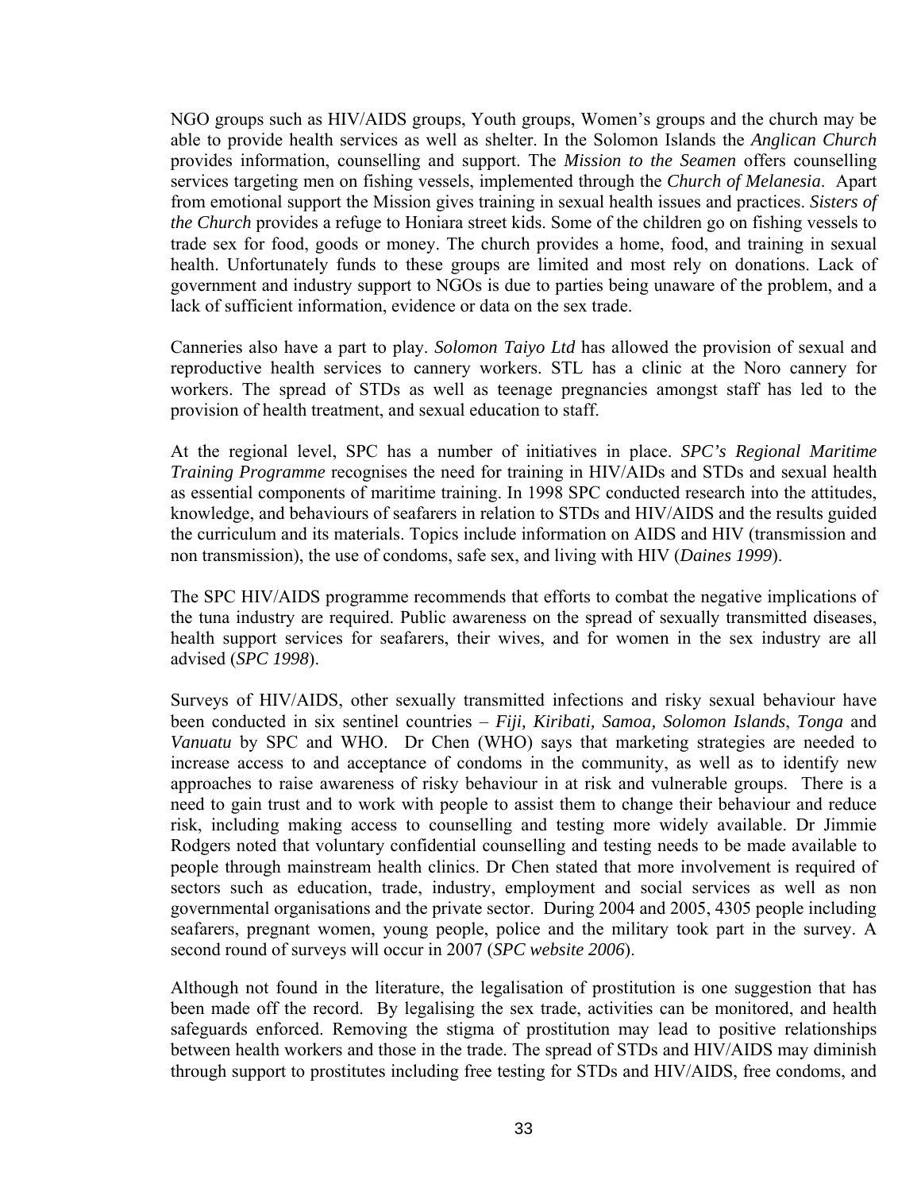NGO groups such as HIV/AIDS groups, Youth groups, Women's groups and the church may be able to provide health services as well as shelter. In the Solomon Islands the *Anglican Church* provides information, counselling and support. The *Mission to the Seamen* offers counselling services targeting men on fishing vessels, implemented through the *Church of Melanesia*. Apart from emotional support the Mission gives training in sexual health issues and practices. *Sisters of the Church* provides a refuge to Honiara street kids. Some of the children go on fishing vessels to trade sex for food, goods or money. The church provides a home, food, and training in sexual health. Unfortunately funds to these groups are limited and most rely on donations. Lack of government and industry support to NGOs is due to parties being unaware of the problem, and a lack of sufficient information, evidence or data on the sex trade.

Canneries also have a part to play. *Solomon Taiyo Ltd* has allowed the provision of sexual and reproductive health services to cannery workers. STL has a clinic at the Noro cannery for workers. The spread of STDs as well as teenage pregnancies amongst staff has led to the provision of health treatment, and sexual education to staff.

At the regional level, SPC has a number of initiatives in place. *SPC's Regional Maritime Training Programme* recognises the need for training in HIV/AIDs and STDs and sexual health as essential components of maritime training. In 1998 SPC conducted research into the attitudes, knowledge, and behaviours of seafarers in relation to STDs and HIV/AIDS and the results guided the curriculum and its materials. Topics include information on AIDS and HIV (transmission and non transmission), the use of condoms, safe sex, and living with HIV (*Daines 1999*).

The SPC HIV/AIDS programme recommends that efforts to combat the negative implications of the tuna industry are required. Public awareness on the spread of sexually transmitted diseases, health support services for seafarers, their wives, and for women in the sex industry are all advised (*SPC 1998*).

Surveys of HIV/AIDS, other sexually transmitted infections and risky sexual behaviour have been conducted in six sentinel countries – *Fiji, Kiribati, Samoa, Solomon Islands*, *Tonga* and *Vanuatu* by SPC and WHO. Dr Chen (WHO) says that marketing strategies are needed to increase access to and acceptance of condoms in the community, as well as to identify new approaches to raise awareness of risky behaviour in at risk and vulnerable groups. There is a need to gain trust and to work with people to assist them to change their behaviour and reduce risk, including making access to counselling and testing more widely available. Dr Jimmie Rodgers noted that voluntary confidential counselling and testing needs to be made available to people through mainstream health clinics. Dr Chen stated that more involvement is required of sectors such as education, trade, industry, employment and social services as well as non governmental organisations and the private sector. During 2004 and 2005, 4305 people including seafarers, pregnant women, young people, police and the military took part in the survey. A second round of surveys will occur in 2007 (*SPC website 2006*).

Although not found in the literature, the legalisation of prostitution is one suggestion that has been made off the record. By legalising the sex trade, activities can be monitored, and health safeguards enforced. Removing the stigma of prostitution may lead to positive relationships between health workers and those in the trade. The spread of STDs and HIV/AIDS may diminish through support to prostitutes including free testing for STDs and HIV/AIDS, free condoms, and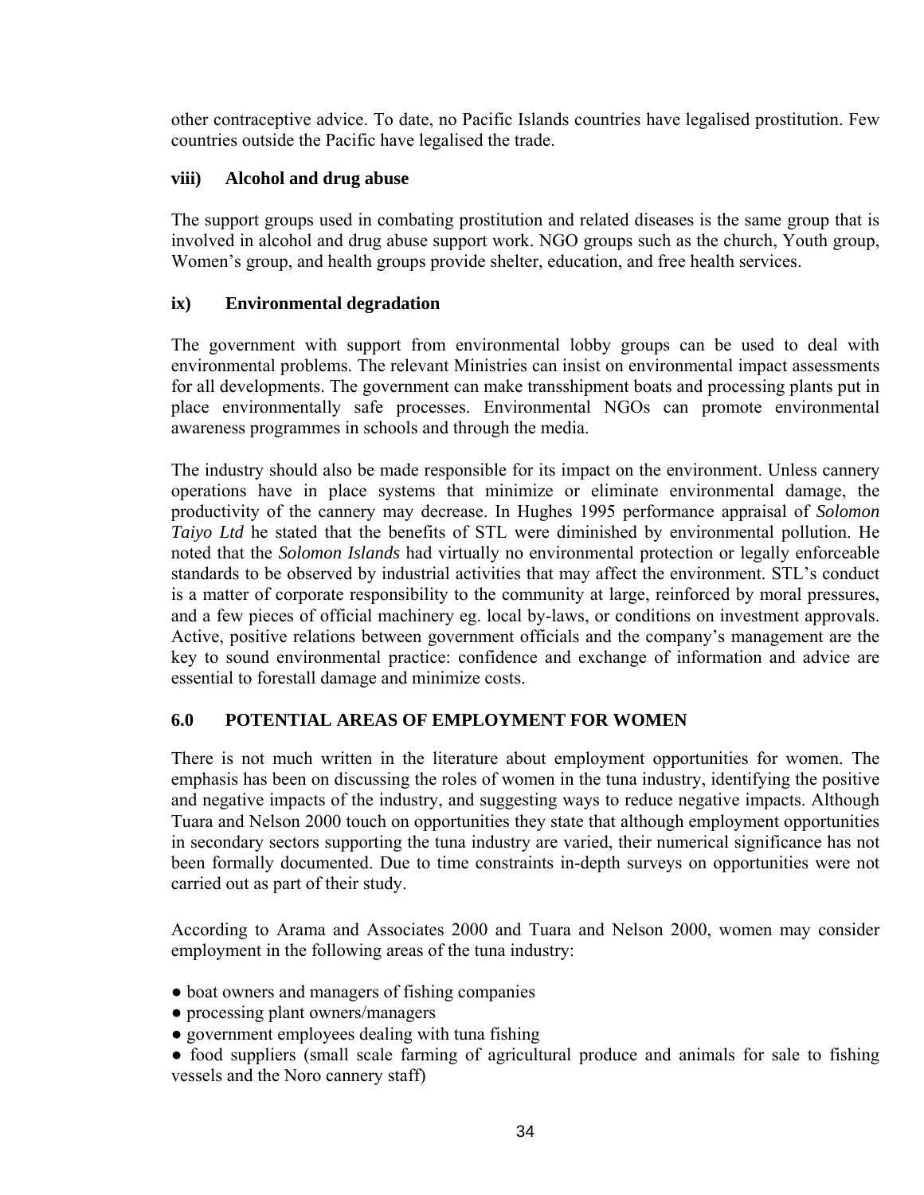other contraceptive advice. To date, no Pacific Islands countries have legalised prostitution. Few countries outside the Pacific have legalised the trade.

### viii) Alcohol and drug abuse

The support groups used in combating prostitution and related diseases is the same group that is involved in alcohol and drug abuse support work. NGO groups such as the church, Youth group, Women's group, and health groups provide shelter, education, and free health services.

### ix) Environmental degradation

The government with support from environmental lobby groups can be used to deal with environmental problems. The relevant Ministries can insist on environmental impact assessments for all developments. The government can make transshipment boats and processing plants put in place environmentally safe processes. Environmental NGOs can promote environmental awareness programmes in schools and through the media.

The industry should also be made responsible for its impact on the environment. Unless cannery operations have in place systems that minimize or eliminate environmental damage, the productivity of the cannery may decrease. In Hughes 1995 performance appraisal of *Solomon Taiyo Ltd* he stated that the benefits of STL were diminished by environmental pollution. He noted that the *Solomon Islands* had virtually no environmental protection or legally enforceable standards to be observed by industrial activities that may affect the environment. STL's conduct is a matter of corporate responsibility to the community at large, reinforced by moral pressures, and a few pieces of official machinery eg. local by-laws, or conditions on investment approvals. Active, positive relations between government officials and the company's management are the key to sound environmental practice: confidence and exchange of information and advice are essential to forestall damage and minimize costs.

## 6.0 POTENTIAL AREAS OF EMPLOYMENT FOR WOMEN

There is not much written in the literature about employment opportunities for women. The emphasis has been on discussing the roles of women in the tuna industry, identifying the positive and negative impacts of the industry, and suggesting ways to reduce negative impacts. Although Tuara and Nelson 2000 touch on opportunities they state that although employment opportunities in secondary sectors supporting the tuna industry are varied, their numerical significance has not been formally documented. Due to time constraints in-depth surveys on opportunities were not carried out as part of their study.

According to Arama and Associates 2000 and Tuara and Nelson 2000, women may consider employment in the following areas of the tuna industry:

- boat owners and managers of fishing companies
- processing plant owners/managers
- government employees dealing with tuna fishing
- food suppliers (small scale farming of agricultural produce and animals for sale to fishing vessels and the Noro cannery staff)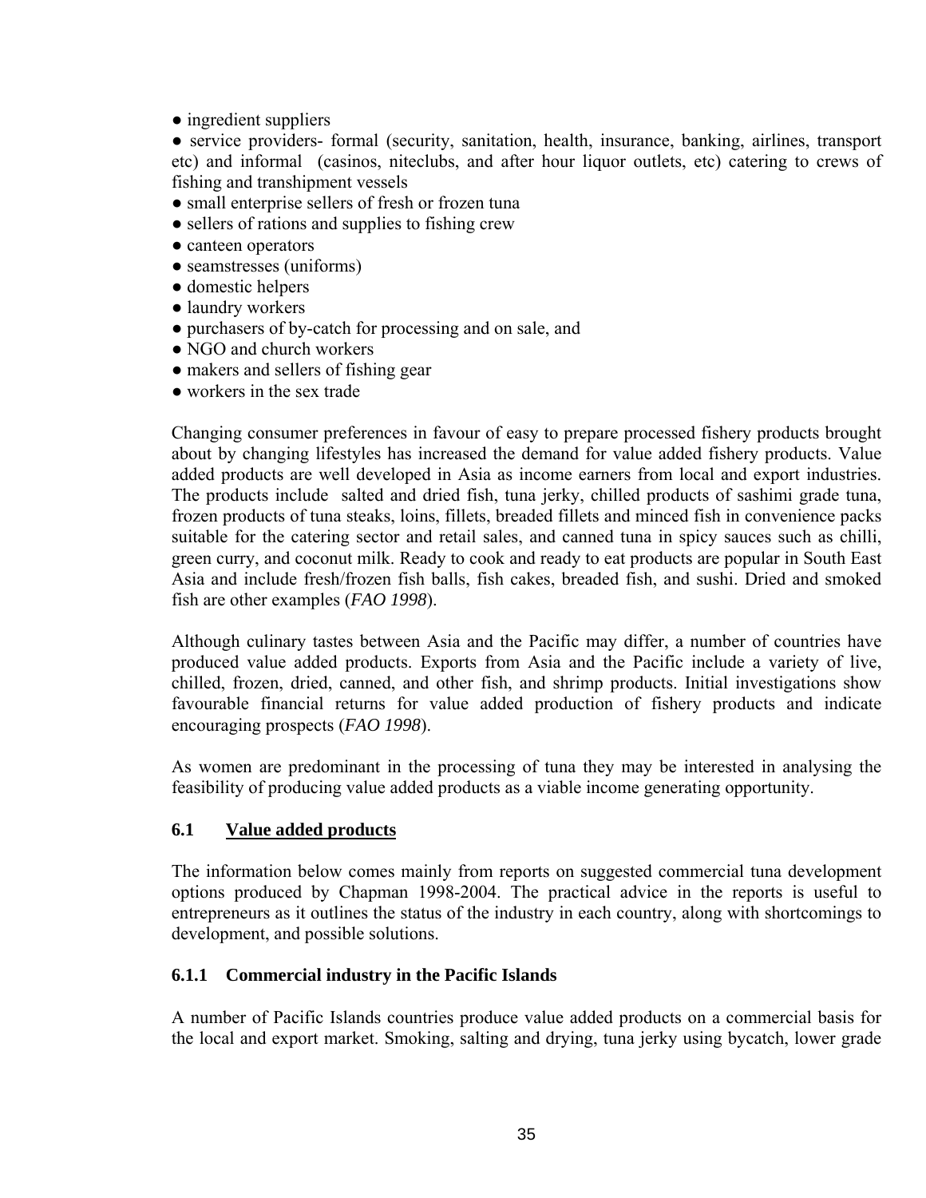- ingredient suppliers
- service providers- formal (security, sanitation, health, insurance, banking, airlines, transport etc) and informal (casinos, niteclubs, and after hour liquor outlets, etc) catering to crews of fishing and transhipment vessels
- small enterprise sellers of fresh or frozen tuna
- sellers of rations and supplies to fishing crew
- canteen operators
- seamstresses (uniforms)
- domestic helpers
- laundry workers
- purchasers of by-catch for processing and on sale, and
- NGO and church workers
- makers and sellers of fishing gear
- workers in the sex trade

Changing consumer preferences in favour of easy to prepare processed fishery products brought about by changing lifestyles has increased the demand for value added fishery products. Value added products are well developed in Asia as income earners from local and export industries. The products include salted and dried fish, tuna jerky, chilled products of sashimi grade tuna, frozen products of tuna steaks, loins, fillets, breaded fillets and minced fish in convenience packs suitable for the catering sector and retail sales, and canned tuna in spicy sauces such as chilli, green curry, and coconut milk. Ready to cook and ready to eat products are popular in South East Asia and include fresh/frozen fish balls, fish cakes, breaded fish, and sushi. Dried and smoked fish are other examples (*FAO 1998*).

Although culinary tastes between Asia and the Pacific may differ, a number of countries have produced value added products. Exports from Asia and the Pacific include a variety of live, chilled, frozen, dried, canned, and other fish, and shrimp products. Initial investigations show favourable financial returns for value added production of fishery products and indicate encouraging prospects (*FAO 1998*).

As women are predominant in the processing of tuna they may be interested in analysing the feasibility of producing value added products as a viable income generating opportunity.

## 6.1 Value added products

The information below comes mainly from reports on suggested commercial tuna development options produced by Chapman 1998-2004. The practical advice in the reports is useful to entrepreneurs as it outlines the status of the industry in each country, along with shortcomings to development, and possible solutions.

### 6.1.1 Commercial industry in the Pacific Islands

A number of Pacific Islands countries produce value added products on a commercial basis for the local and export market. Smoking, salting and drying, tuna jerky using bycatch, lower grade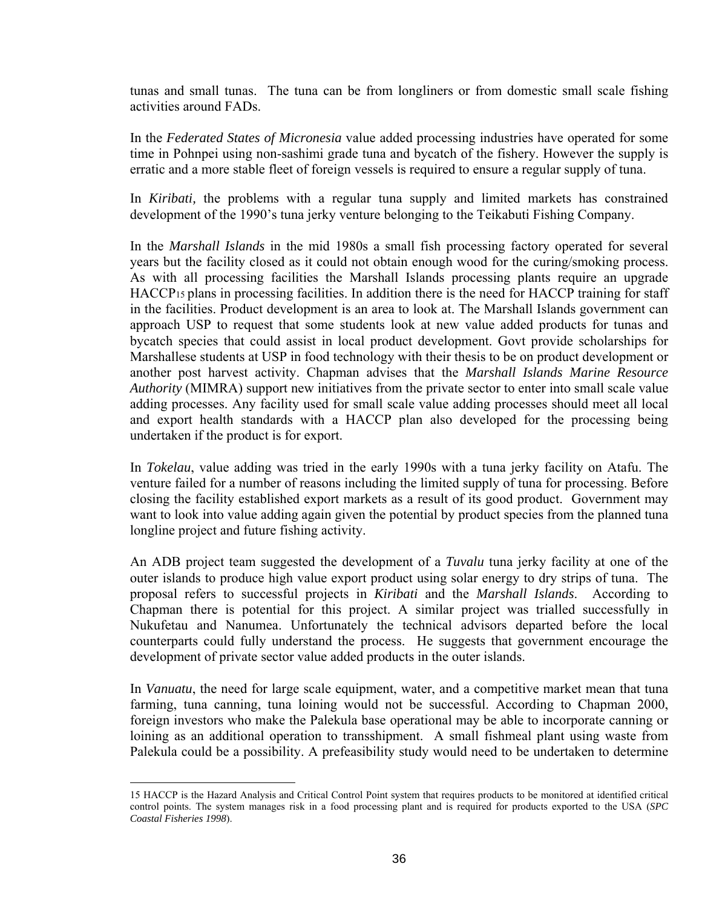tunas and small tunas. The tuna can be from longliners or from domestic small scale fishing activities around FADs.

In the *Federated States of Micronesia* value added processing industries have operated for some time in Pohnpei using non-sashimi grade tuna and bycatch of the fishery. However the supply is erratic and a more stable fleet of foreign vessels is required to ensure a regular supply of tuna.

In *Kiribati,* the problems with a regular tuna supply and limited markets has constrained development of the 1990's tuna jerky venture belonging to the Teikabuti Fishing Company.

In the *Marshall Islands* in the mid 1980s a small fish processing factory operated for several years but the facility closed as it could not obtain enough wood for the curing/smoking process. As with all processing facilities the Marshall Islands processing plants require an upgrade HACCP[15] plans in processing facilities. In addition there is the need for HACCP training for staff in the facilities. Product development is an area to look at. The Marshall Islands government can approach USP to request that some students look at new value added products for tunas and bycatch species that could assist in local product development. Govt provide scholarships for Marshallese students at USP in food technology with their thesis to be on product development or another post harvest activity. Chapman advises that the *Marshall Islands Marine Resource Authority* (MIMRA) support new initiatives from the private sector to enter into small scale value adding processes. Any facility used for small scale value adding processes should meet all local and export health standards with a HACCP plan also developed for the processing being undertaken if the product is for export.

In *Tokelau*, value adding was tried in the early 1990s with a tuna jerky facility on Atafu. The venture failed for a number of reasons including the limited supply of tuna for processing. Before closing the facility established export markets as a result of its good product. Government may want to look into value adding again given the potential by product species from the planned tuna longline project and future fishing activity.

An ADB project team suggested the development of a *Tuvalu* tuna jerky facility at one of the outer islands to produce high value export product using solar energy to dry strips of tuna. The proposal refers to successful projects in *Kiribati* and the *Marshall Islands*. According to Chapman there is potential for this project. A similar project was trialled successfully in Nukufetau and Nanumea. Unfortunately the technical advisors departed before the local counterparts could fully understand the process. He suggests that government encourage the development of private sector value added products in the outer islands.

In *Vanuatu*, the need for large scale equipment, water, and a competitive market mean that tuna farming, tuna canning, tuna loining would not be successful. According to Chapman 2000, foreign investors who make the Palekula base operational may be able to incorporate canning or loining as an additional operation to transshipment. A small fishmeal plant using waste from Palekula could be a possibility. A prefeasibility study would need to be undertaken to determine

---

15 HACCP is the Hazard Analysis and Critical Control Point system that requires products to be monitored at identified critical control points. The system manages risk in a food processing plant and is required for products exported to the USA (*SPC Coastal Fisheries 1998*).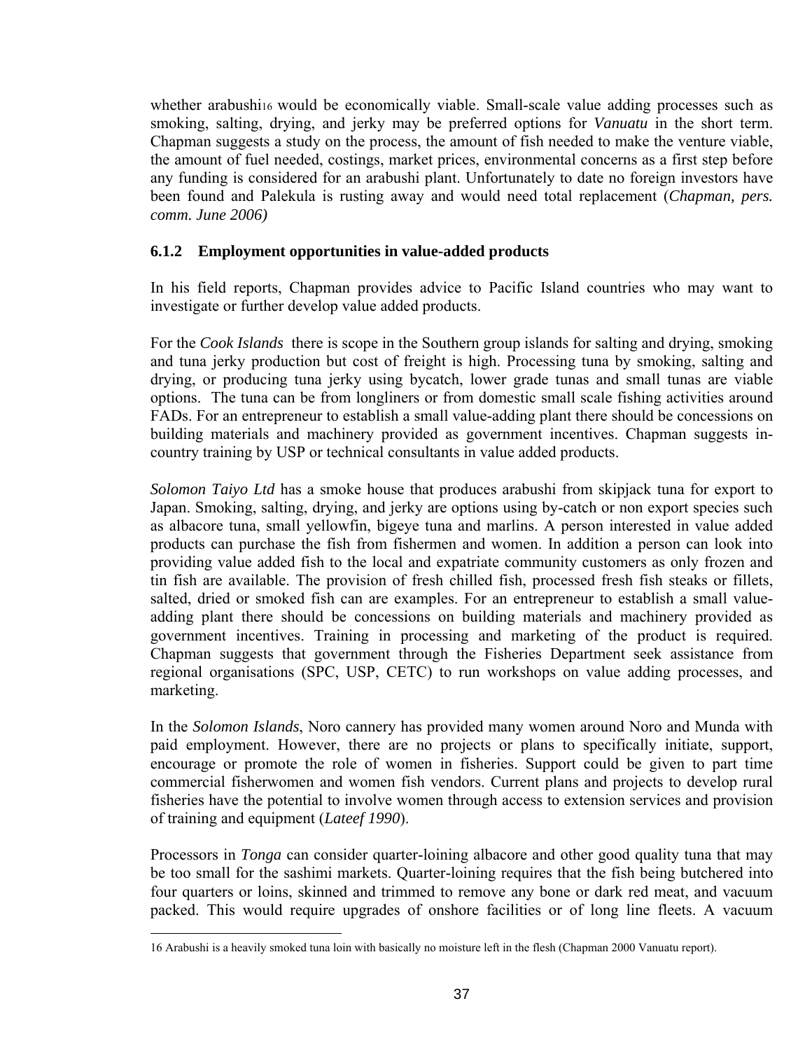whether arabushi[16] would be economically viable. Small-scale value adding processes such as smoking, salting, drying, and jerky may be preferred options for *Vanuatu* in the short term. Chapman suggests a study on the process, the amount of fish needed to make the venture viable, the amount of fuel needed, costings, market prices, environmental concerns as a first step before any funding is considered for an arabushi plant. Unfortunately to date no foreign investors have been found and Palekula is rusting away and would need total replacement (*Chapman, pers. comm. June 2006)*

### 6.1.2 Employment opportunities in value-added products

In his field reports, Chapman provides advice to Pacific Island countries who may want to investigate or further develop value added products.

For the *Cook Islands* there is scope in the Southern group islands for salting and drying, smoking and tuna jerky production but cost of freight is high. Processing tuna by smoking, salting and drying, or producing tuna jerky using bycatch, lower grade tunas and small tunas are viable options. The tuna can be from longliners or from domestic small scale fishing activities around FADs. For an entrepreneur to establish a small value-adding plant there should be concessions on building materials and machinery provided as government incentives. Chapman suggests in-country training by USP or technical consultants in value added products.

*Solomon Taiyo Ltd* has a smoke house that produces arabushi from skipjack tuna for export to Japan. Smoking, salting, drying, and jerky are options using by-catch or non export species such as albacore tuna, small yellowfin, bigeye tuna and marlins. A person interested in value added products can purchase the fish from fishermen and women. In addition a person can look into providing value added fish to the local and expatriate community customers as only frozen and tin fish are available. The provision of fresh chilled fish, processed fresh fish steaks or fillets, salted, dried or smoked fish can are examples. For an entrepreneur to establish a small value-adding plant there should be concessions on building materials and machinery provided as government incentives. Training in processing and marketing of the product is required. Chapman suggests that government through the Fisheries Department seek assistance from regional organisations (SPC, USP, CETC) to run workshops on value adding processes, and marketing.

In the *Solomon Islands*, Noro cannery has provided many women around Noro and Munda with paid employment. However, there are no projects or plans to specifically initiate, support, encourage or promote the role of women in fisheries. Support could be given to part time commercial fisherwomen and women fish vendors. Current plans and projects to develop rural fisheries have the potential to involve women through access to extension services and provision of training and equipment (*Lateef 1990*).

Processors in *Tonga* can consider quarter-loining albacore and other good quality tuna that may be too small for the sashimi markets. Quarter-loining requires that the fish being butchered into four quarters or loins, skinned and trimmed to remove any bone or dark red meat, and vacuum packed. This would require upgrades of onshore facilities or of long line fleets. A vacuum

---

[16] Arabushi is a heavily smoked tuna loin with basically no moisture left in the flesh (Chapman 2000 Vanuatu report).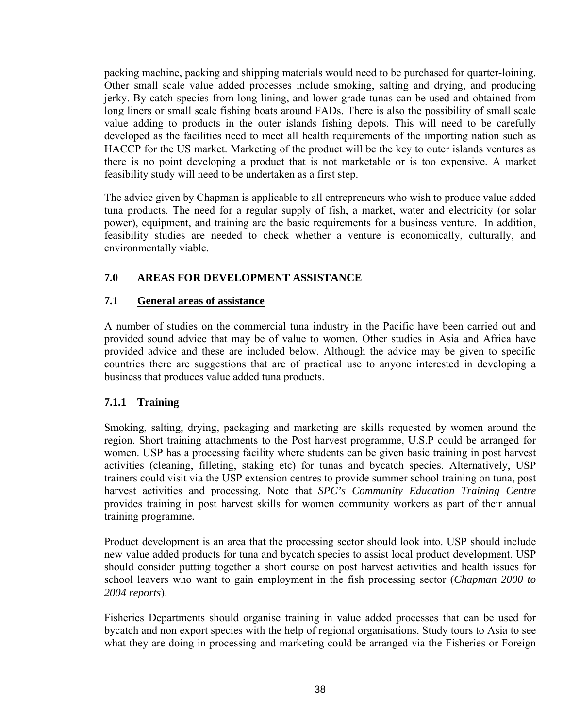packing machine, packing and shipping materials would need to be purchased for quarter-loining. Other small scale value added processes include smoking, salting and drying, and producing jerky. By-catch species from long lining, and lower grade tunas can be used and obtained from long liners or small scale fishing boats around FADs. There is also the possibility of small scale value adding to products in the outer islands fishing depots. This will need to be carefully developed as the facilities need to meet all health requirements of the importing nation such as HACCP for the US market. Marketing of the product will be the key to outer islands ventures as there is no point developing a product that is not marketable or is too expensive. A market feasibility study will need to be undertaken as a first step.

The advice given by Chapman is applicable to all entrepreneurs who wish to produce value added tuna products. The need for a regular supply of fish, a market, water and electricity (or solar power), equipment, and training are the basic requirements for a business venture. In addition, feasibility studies are needed to check whether a venture is economically, culturally, and environmentally viable.

## 7.0 AREAS FOR DEVELOPMENT ASSISTANCE

### 7.1 General areas of assistance

A number of studies on the commercial tuna industry in the Pacific have been carried out and provided sound advice that may be of value to women. Other studies in Asia and Africa have provided advice and these are included below. Although the advice may be given to specific countries there are suggestions that are of practical use to anyone interested in developing a business that produces value added tuna products.

#### 7.1.1 Training

Smoking, salting, drying, packaging and marketing are skills requested by women around the region. Short training attachments to the Post harvest programme, U.S.P could be arranged for women. USP has a processing facility where students can be given basic training in post harvest activities (cleaning, filleting, staking etc) for tunas and bycatch species. Alternatively, USP trainers could visit via the USP extension centres to provide summer school training on tuna, post harvest activities and processing. Note that *SPC's Community Education Training Centre* provides training in post harvest skills for women community workers as part of their annual training programme.

Product development is an area that the processing sector should look into. USP should include new value added products for tuna and bycatch species to assist local product development. USP should consider putting together a short course on post harvest activities and health issues for school leavers who want to gain employment in the fish processing sector (*Chapman 2000 to 2004 reports*).

Fisheries Departments should organise training in value added processes that can be used for bycatch and non export species with the help of regional organisations. Study tours to Asia to see what they are doing in processing and marketing could be arranged via the Fisheries or Foreign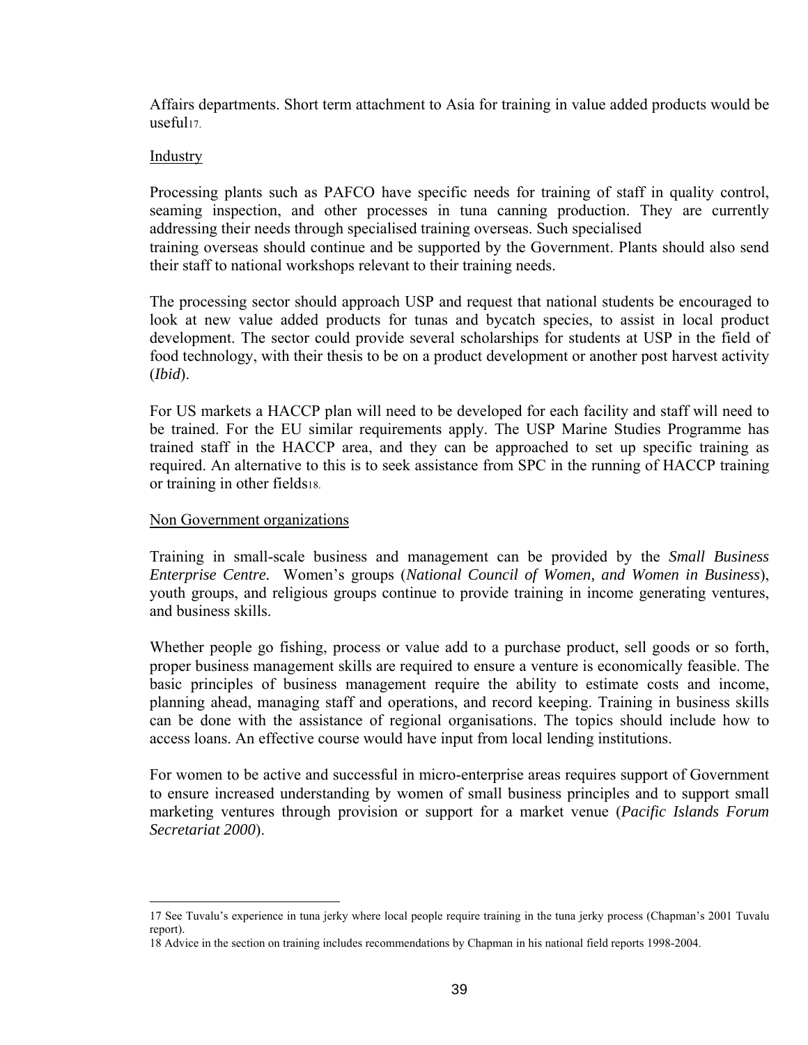Affairs departments. Short term attachment to Asia for training in value added products would be useful[17].

Industry

Processing plants such as PAFCO have specific needs for training of staff in quality control, seaming inspection, and other processes in tuna canning production. They are currently addressing their needs through specialised training overseas. Such specialised training overseas should continue and be supported by the Government. Plants should also send their staff to national workshops relevant to their training needs.

The processing sector should approach USP and request that national students be encouraged to look at new value added products for tunas and bycatch species, to assist in local product development. The sector could provide several scholarships for students at USP in the field of food technology, with their thesis to be on a product development or another post harvest activity (*Ibid*).

For US markets a HACCP plan will need to be developed for each facility and staff will need to be trained. For the EU similar requirements apply. The USP Marine Studies Programme has trained staff in the HACCP area, and they can be approached to set up specific training as required. An alternative to this is to seek assistance from SPC in the running of HACCP training or training in other fields[18].

Non Government organizations

Training in small-scale business and management can be provided by the *Small Business Enterprise Centre.* Women's groups (*National Council of Women, and Women in Business*), youth groups, and religious groups continue to provide training in income generating ventures, and business skills.

Whether people go fishing, process or value add to a purchase product, sell goods or so forth, proper business management skills are required to ensure a venture is economically feasible. The basic principles of business management require the ability to estimate costs and income, planning ahead, managing staff and operations, and record keeping. Training in business skills can be done with the assistance of regional organisations. The topics should include how to access loans. An effective course would have input from local lending institutions.

For women to be active and successful in micro-enterprise areas requires support of Government to ensure increased understanding by women of small business principles and to support small marketing ventures through provision or support for a market venue (*Pacific Islands Forum Secretariat 2000*).

---

17 See Tuvalu's experience in tuna jerky where local people require training in the tuna jerky process (Chapman's 2001 Tuvalu report).

18 Advice in the section on training includes recommendations by Chapman in his national field reports 1998-2004.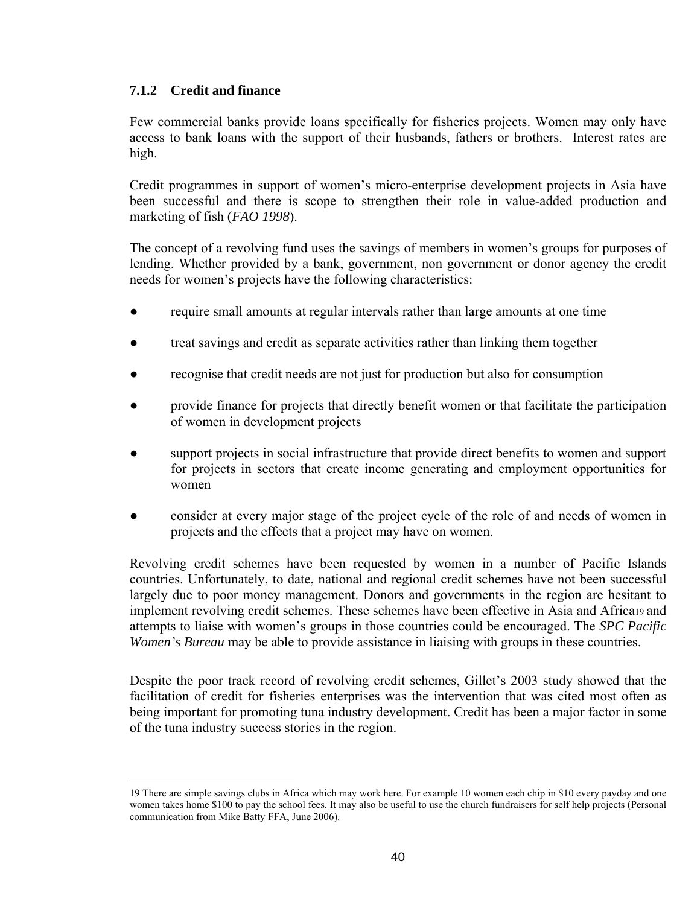### 7.1.2 Credit and finance

Few commercial banks provide loans specifically for fisheries projects. Women may only have access to bank loans with the support of their husbands, fathers or brothers. Interest rates are high.

Credit programmes in support of women's micro-enterprise development projects in Asia have been successful and there is scope to strengthen their role in value-added production and marketing of fish (*FAO 1998*).

The concept of a revolving fund uses the savings of members in women's groups for purposes of lending. Whether provided by a bank, government, non government or donor agency the credit needs for women's projects have the following characteristics:

- require small amounts at regular intervals rather than large amounts at one time
- treat savings and credit as separate activities rather than linking them together
- recognise that credit needs are not just for production but also for consumption
- provide finance for projects that directly benefit women or that facilitate the participation of women in development projects
- support projects in social infrastructure that provide direct benefits to women and support for projects in sectors that create income generating and employment opportunities for women
- consider at every major stage of the project cycle of the role of and needs of women in projects and the effects that a project may have on women.

Revolving credit schemes have been requested by women in a number of Pacific Islands countries. Unfortunately, to date, national and regional credit schemes have not been successful largely due to poor money management. Donors and governments in the region are hesitant to implement revolving credit schemes. These schemes have been effective in Asia and Africa[19] and attempts to liaise with women's groups in those countries could be encouraged. The *SPC Pacific Women's Bureau* may be able to provide assistance in liaising with groups in these countries.

Despite the poor track record of revolving credit schemes, Gillet's 2003 study showed that the facilitation of credit for fisheries enterprises was the intervention that was cited most often as being important for promoting tuna industry development. Credit has been a major factor in some of the tuna industry success stories in the region.

---

19 There are simple savings clubs in Africa which may work here. For example 10 women each chip in $10 every payday and one women takes home $100 to pay the school fees. It may also be useful to use the church fundraisers for self help projects (Personal communication from Mike Batty FFA, June 2006).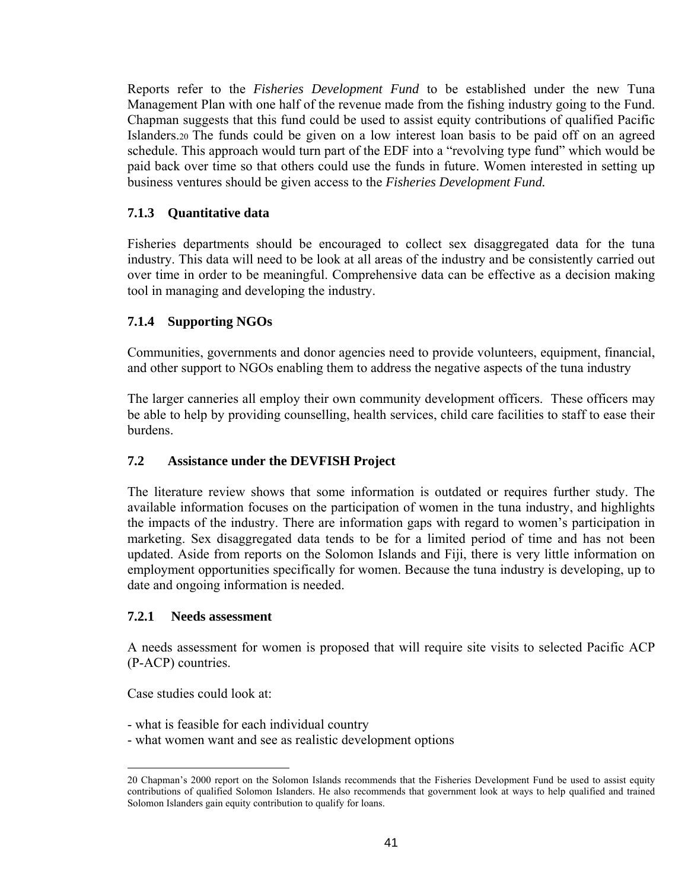Reports refer to the *Fisheries Development Fund* to be established under the new Tuna Management Plan with one half of the revenue made from the fishing industry going to the Fund. Chapman suggests that this fund could be used to assist equity contributions of qualified Pacific Islanders.[20] The funds could be given on a low interest loan basis to be paid off on an agreed schedule. This approach would turn part of the EDF into a "revolving type fund" which would be paid back over time so that others could use the funds in future. Women interested in setting up business ventures should be given access to the *Fisheries Development Fund.*

### 7.1.3 Quantitative data

Fisheries departments should be encouraged to collect sex disaggregated data for the tuna industry. This data will need to be look at all areas of the industry and be consistently carried out over time in order to be meaningful. Comprehensive data can be effective as a decision making tool in managing and developing the industry.

### 7.1.4 Supporting NGOs

Communities, governments and donor agencies need to provide volunteers, equipment, financial, and other support to NGOs enabling them to address the negative aspects of the tuna industry

The larger canneries all employ their own community development officers. These officers may be able to help by providing counselling, health services, child care facilities to staff to ease their burdens.

## 7.2 Assistance under the DEVFISH Project

The literature review shows that some information is outdated or requires further study. The available information focuses on the participation of women in the tuna industry, and highlights the impacts of the industry. There are information gaps with regard to women's participation in marketing. Sex disaggregated data tends to be for a limited period of time and has not been updated. Aside from reports on the Solomon Islands and Fiji, there is very little information on employment opportunities specifically for women. Because the tuna industry is developing, up to date and ongoing information is needed.

### 7.2.1 Needs assessment

A needs assessment for women is proposed that will require site visits to selected Pacific ACP (P-ACP) countries.

Case studies could look at:

- what is feasible for each individual country
- what women want and see as realistic development options

---

20 Chapman's 2000 report on the Solomon Islands recommends that the Fisheries Development Fund be used to assist equity contributions of qualified Solomon Islanders. He also recommends that government look at ways to help qualified and trained Solomon Islanders gain equity contribution to qualify for loans.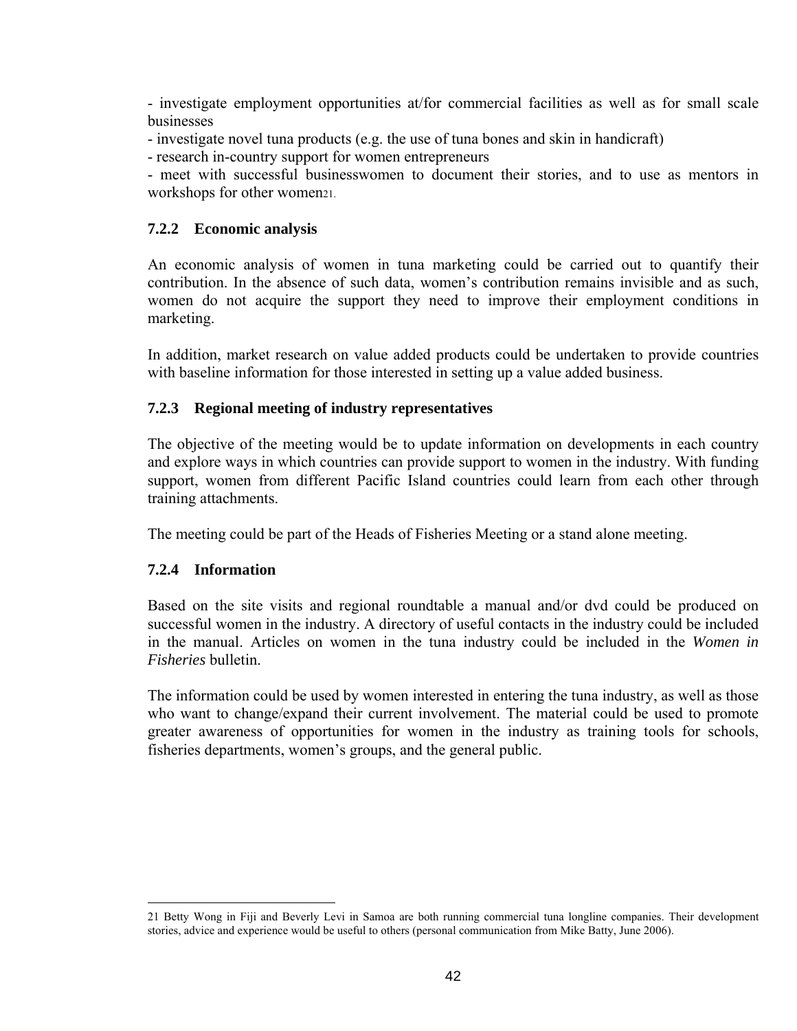- investigate employment opportunities at/for commercial facilities as well as for small scale businesses
- investigate novel tuna products (e.g. the use of tuna bones and skin in handicraft)
- research in-country support for women entrepreneurs
- meet with successful businesswomen to document their stories, and to use as mentors in workshops for other women[21].

### 7.2.2 Economic analysis

An economic analysis of women in tuna marketing could be carried out to quantify their contribution. In the absence of such data, women's contribution remains invisible and as such, women do not acquire the support they need to improve their employment conditions in marketing.

In addition, market research on value added products could be undertaken to provide countries with baseline information for those interested in setting up a value added business.

### 7.2.3 Regional meeting of industry representatives

The objective of the meeting would be to update information on developments in each country and explore ways in which countries can provide support to women in the industry. With funding support, women from different Pacific Island countries could learn from each other through training attachments.

The meeting could be part of the Heads of Fisheries Meeting or a stand alone meeting.

### 7.2.4 Information

Based on the site visits and regional roundtable a manual and/or dvd could be produced on successful women in the industry. A directory of useful contacts in the industry could be included in the manual. Articles on women in the tuna industry could be included in the *Women in Fisheries* bulletin.

The information could be used by women interested in entering the tuna industry, as well as those who want to change/expand their current involvement. The material could be used to promote greater awareness of opportunities for women in the industry as training tools for schools, fisheries departments, women's groups, and the general public.

---

21 Betty Wong in Fiji and Beverly Levi in Samoa are both running commercial tuna longline companies. Their development stories, advice and experience would be useful to others (personal communication from Mike Batty, June 2006).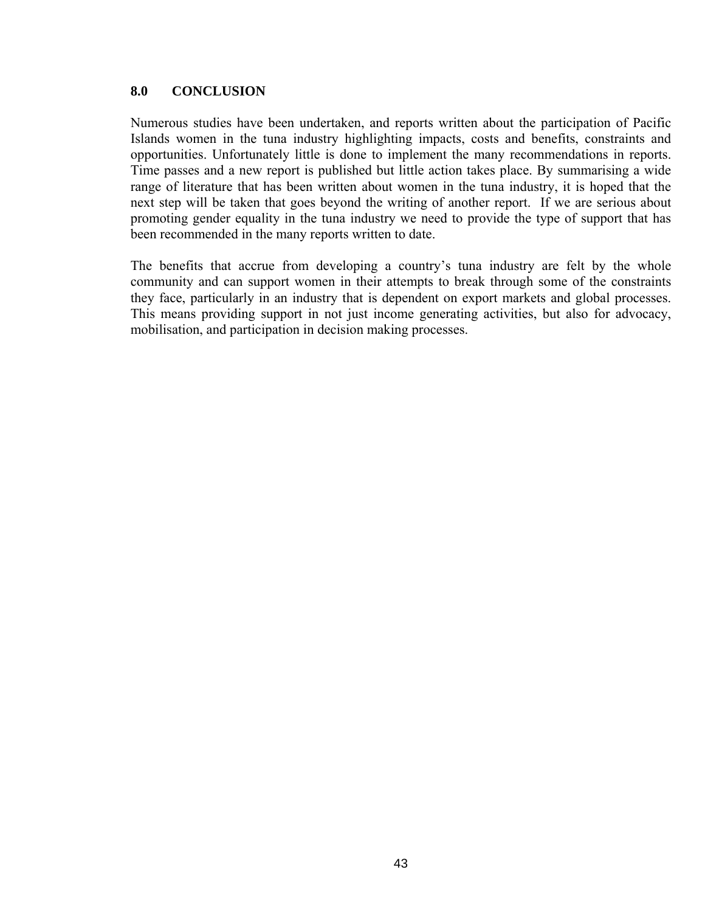## 8.0 CONCLUSION

Numerous studies have been undertaken, and reports written about the participation of Pacific Islands women in the tuna industry highlighting impacts, costs and benefits, constraints and opportunities. Unfortunately little is done to implement the many recommendations in reports. Time passes and a new report is published but little action takes place. By summarising a wide range of literature that has been written about women in the tuna industry, it is hoped that the next step will be taken that goes beyond the writing of another report. If we are serious about promoting gender equality in the tuna industry we need to provide the type of support that has been recommended in the many reports written to date.

The benefits that accrue from developing a country's tuna industry are felt by the whole community and can support women in their attempts to break through some of the constraints they face, particularly in an industry that is dependent on export markets and global processes. This means providing support in not just income generating activities, but also for advocacy, mobilisation, and participation in decision making processes.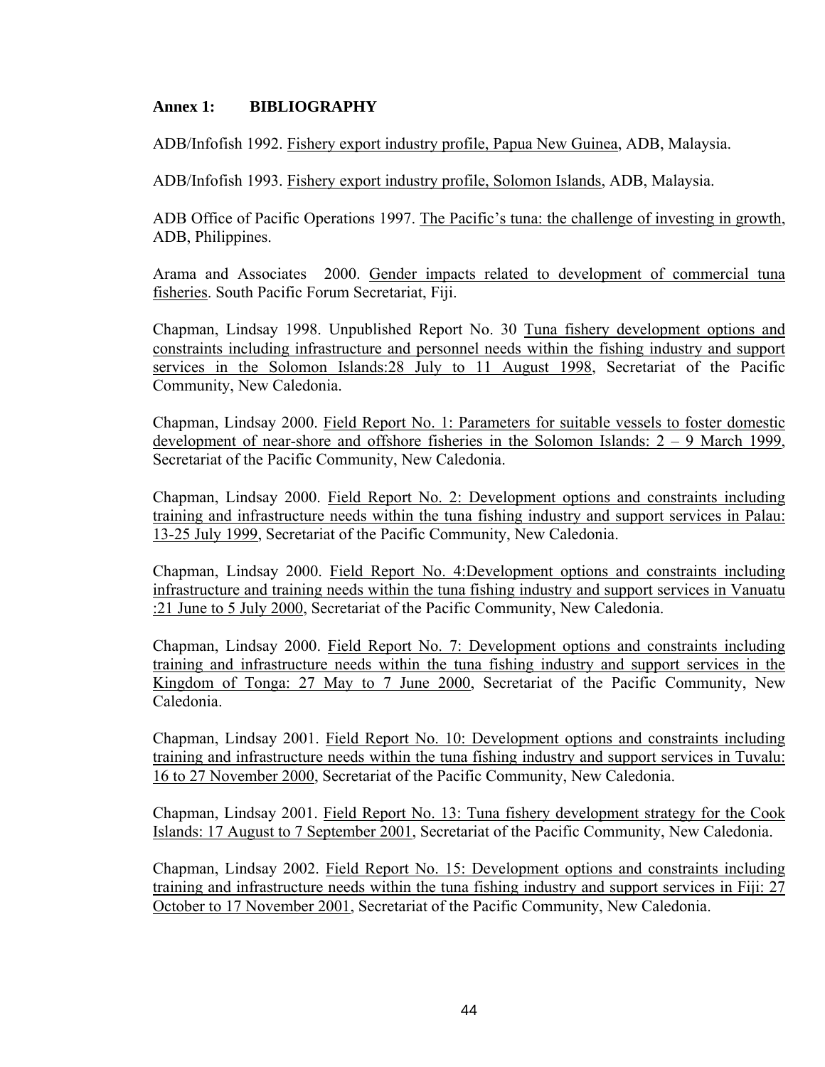## Annex 1: BIBLIOGRAPHY

ADB/Infofish 1992. Fishery export industry profile, Papua New Guinea, ADB, Malaysia.

ADB/Infofish 1993. Fishery export industry profile, Solomon Islands, ADB, Malaysia.

ADB Office of Pacific Operations 1997. The Pacific's tuna: the challenge of investing in growth, ADB, Philippines.

Arama and Associates 2000. Gender impacts related to development of commercial tuna fisheries. South Pacific Forum Secretariat, Fiji.

Chapman, Lindsay 1998. Unpublished Report No. 30 Tuna fishery development options and constraints including infrastructure and personnel needs within the fishing industry and support services in the Solomon Islands:28 July to 11 August 1998, Secretariat of the Pacific Community, New Caledonia.

Chapman, Lindsay 2000. Field Report No. 1: Parameters for suitable vessels to foster domestic development of near-shore and offshore fisheries in the Solomon Islands: 2 – 9 March 1999, Secretariat of the Pacific Community, New Caledonia.

Chapman, Lindsay 2000. Field Report No. 2: Development options and constraints including training and infrastructure needs within the tuna fishing industry and support services in Palau: 13-25 July 1999, Secretariat of the Pacific Community, New Caledonia.

Chapman, Lindsay 2000. Field Report No. 4:Development options and constraints including infrastructure and training needs within the tuna fishing industry and support services in Vanuatu :21 June to 5 July 2000, Secretariat of the Pacific Community, New Caledonia.

Chapman, Lindsay 2000. Field Report No. 7: Development options and constraints including training and infrastructure needs within the tuna fishing industry and support services in the Kingdom of Tonga: 27 May to 7 June 2000, Secretariat of the Pacific Community, New Caledonia.

Chapman, Lindsay 2001. Field Report No. 10: Development options and constraints including training and infrastructure needs within the tuna fishing industry and support services in Tuvalu: 16 to 27 November 2000, Secretariat of the Pacific Community, New Caledonia.

Chapman, Lindsay 2001. Field Report No. 13: Tuna fishery development strategy for the Cook Islands: 17 August to 7 September 2001, Secretariat of the Pacific Community, New Caledonia.

Chapman, Lindsay 2002. Field Report No. 15: Development options and constraints including training and infrastructure needs within the tuna fishing industry and support services in Fiji: 27 October to 17 November 2001, Secretariat of the Pacific Community, New Caledonia.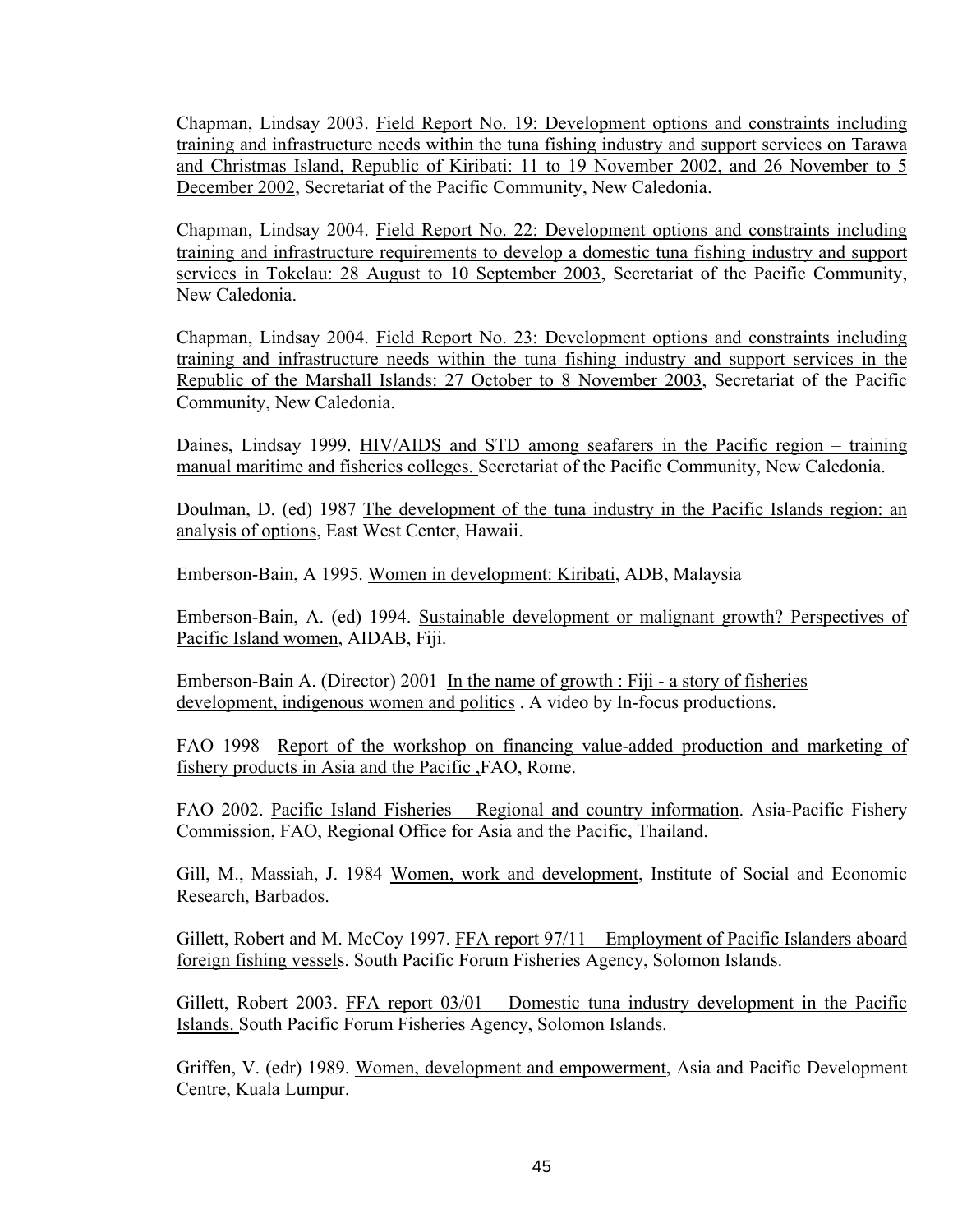Chapman, Lindsay 2003. Field Report No. 19: Development options and constraints including training and infrastructure needs within the tuna fishing industry and support services on Tarawa and Christmas Island, Republic of Kiribati: 11 to 19 November 2002, and 26 November to 5 December 2002, Secretariat of the Pacific Community, New Caledonia.

Chapman, Lindsay 2004. Field Report No. 22: Development options and constraints including training and infrastructure requirements to develop a domestic tuna fishing industry and support services in Tokelau: 28 August to 10 September 2003, Secretariat of the Pacific Community, New Caledonia.

Chapman, Lindsay 2004. Field Report No. 23: Development options and constraints including training and infrastructure needs within the tuna fishing industry and support services in the Republic of the Marshall Islands: 27 October to 8 November 2003, Secretariat of the Pacific Community, New Caledonia.

Daines, Lindsay 1999. HIV/AIDS and STD among seafarers in the Pacific region – training manual maritime and fisheries colleges. Secretariat of the Pacific Community, New Caledonia.

Doulman, D. (ed) 1987 The development of the tuna industry in the Pacific Islands region: an analysis of options, East West Center, Hawaii.

Emberson-Bain, A 1995. Women in development: Kiribati, ADB, Malaysia

Emberson-Bain, A. (ed) 1994. Sustainable development or malignant growth? Perspectives of Pacific Island women, AIDAB, Fiji.

Emberson-Bain A. (Director) 2001 In the name of growth : Fiji - a story of fisheries development, indigenous women and politics . A video by In-focus productions.

FAO 1998 Report of the workshop on financing value-added production and marketing of fishery products in Asia and the Pacific ,FAO, Rome.

FAO 2002. Pacific Island Fisheries – Regional and country information. Asia-Pacific Fishery Commission, FAO, Regional Office for Asia and the Pacific, Thailand.

Gill, M., Massiah, J. 1984 Women, work and development, Institute of Social and Economic Research, Barbados.

Gillett, Robert and M. McCoy 1997. FFA report 97/11 – Employment of Pacific Islanders aboard foreign fishing vessels. South Pacific Forum Fisheries Agency, Solomon Islands.

Gillett, Robert 2003. FFA report 03/01 – Domestic tuna industry development in the Pacific Islands. South Pacific Forum Fisheries Agency, Solomon Islands.

Griffen, V. (edr) 1989. Women, development and empowerment, Asia and Pacific Development Centre, Kuala Lumpur.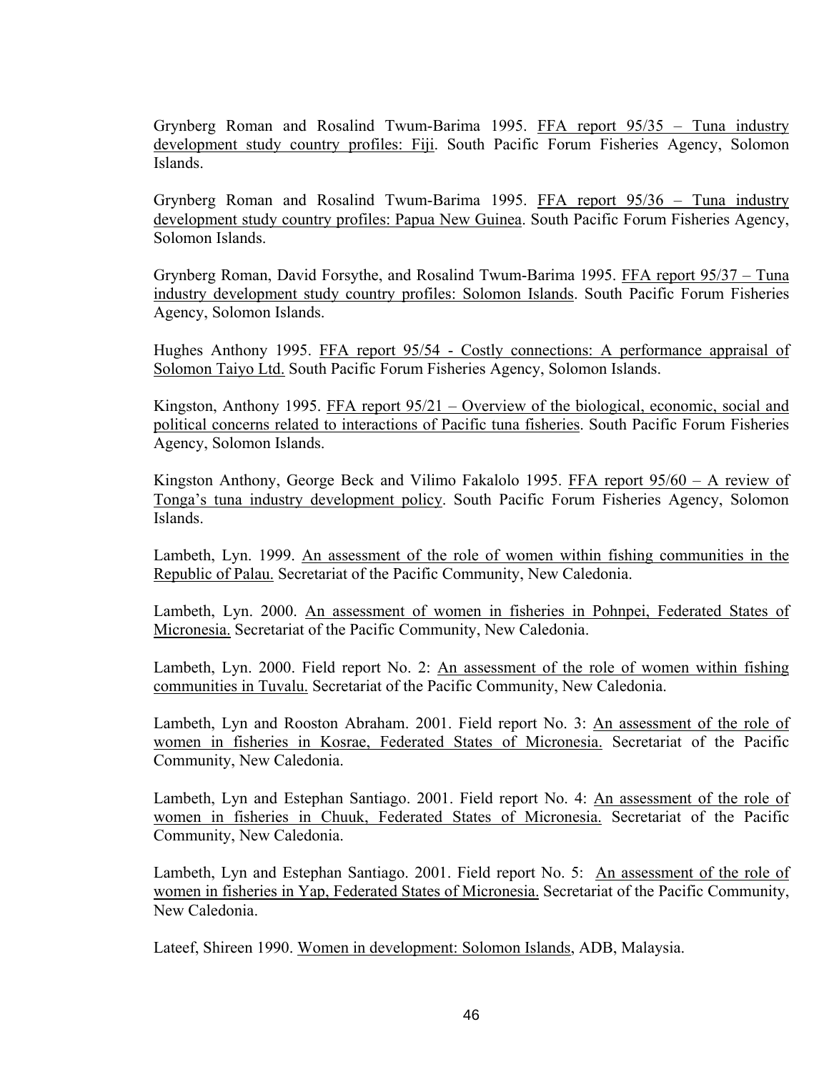Grynberg Roman and Rosalind Twum-Barima 1995. <u>FFA report 95/35 – Tuna industry development study country profiles: Fiji</u>. South Pacific Forum Fisheries Agency, Solomon Islands.

Grynberg Roman and Rosalind Twum-Barima 1995. <u>FFA report 95/36 – Tuna industry development study country profiles: Papua New Guinea</u>. South Pacific Forum Fisheries Agency, Solomon Islands.

Grynberg Roman, David Forsythe, and Rosalind Twum-Barima 1995. <u>FFA report 95/37 – Tuna industry development study country profiles: Solomon Islands</u>. South Pacific Forum Fisheries Agency, Solomon Islands.

Hughes Anthony 1995. <u>FFA report 95/54 - Costly connections: A performance appraisal of Solomon Taiyo Ltd.</u> South Pacific Forum Fisheries Agency, Solomon Islands.

Kingston, Anthony 1995. <u>FFA report 95/21 – Overview of the biological, economic, social and political concerns related to interactions of Pacific tuna fisheries</u>. South Pacific Forum Fisheries Agency, Solomon Islands.

Kingston Anthony, George Beck and Vilimo Fakalolo 1995. <u>FFA report 95/60 – A review of Tonga's tuna industry development policy</u>. South Pacific Forum Fisheries Agency, Solomon Islands.

Lambeth, Lyn. 1999. <u>An assessment of the role of women within fishing communities in the Republic of Palau.</u> Secretariat of the Pacific Community, New Caledonia.

Lambeth, Lyn. 2000. <u>An assessment of women in fisheries in Pohnpei, Federated States of Micronesia.</u> Secretariat of the Pacific Community, New Caledonia.

Lambeth, Lyn. 2000. Field report No. 2: <u>An assessment of the role of women within fishing communities in Tuvalu.</u> Secretariat of the Pacific Community, New Caledonia.

Lambeth, Lyn and Rooston Abraham. 2001. Field report No. 3: <u>An assessment of the role of women in fisheries in Kosrae, Federated States of Micronesia.</u> Secretariat of the Pacific Community, New Caledonia.

Lambeth, Lyn and Estephan Santiago. 2001. Field report No. 4: <u>An assessment of the role of women in fisheries in Chuuk, Federated States of Micronesia.</u> Secretariat of the Pacific Community, New Caledonia.

Lambeth, Lyn and Estephan Santiago. 2001. Field report No. 5: <u>An assessment of the role of women in fisheries in Yap, Federated States of Micronesia.</u> Secretariat of the Pacific Community, New Caledonia.

Lateef, Shireen 1990. <u>Women in development: Solomon Islands</u>, ADB, Malaysia.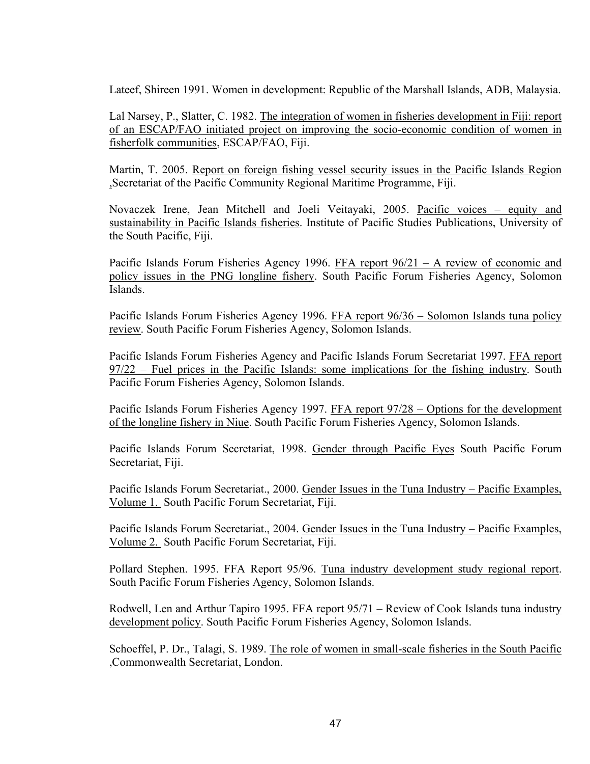Lateef, Shireen 1991. Women in development: Republic of the Marshall Islands, ADB, Malaysia.

Lal Narsey, P., Slatter, C. 1982. The integration of women in fisheries development in Fiji: report of an ESCAP/FAO initiated project on improving the socio-economic condition of women in fisherfolk communities, ESCAP/FAO, Fiji.

Martin, T. 2005. Report on foreign fishing vessel security issues in the Pacific Islands Region ,Secretariat of the Pacific Community Regional Maritime Programme, Fiji.

Novaczek Irene, Jean Mitchell and Joeli Veitayaki, 2005. Pacific voices – equity and sustainability in Pacific Islands fisheries. Institute of Pacific Studies Publications, University of the South Pacific, Fiji.

Pacific Islands Forum Fisheries Agency 1996. FFA report 96/21 – A review of economic and policy issues in the PNG longline fishery. South Pacific Forum Fisheries Agency, Solomon Islands.

Pacific Islands Forum Fisheries Agency 1996. FFA report 96/36 – Solomon Islands tuna policy review. South Pacific Forum Fisheries Agency, Solomon Islands.

Pacific Islands Forum Fisheries Agency and Pacific Islands Forum Secretariat 1997. FFA report 97/22 – Fuel prices in the Pacific Islands: some implications for the fishing industry. South Pacific Forum Fisheries Agency, Solomon Islands.

Pacific Islands Forum Fisheries Agency 1997. FFA report 97/28 – Options for the development of the longline fishery in Niue. South Pacific Forum Fisheries Agency, Solomon Islands.

Pacific Islands Forum Secretariat, 1998. Gender through Pacific Eyes South Pacific Forum Secretariat, Fiji.

Pacific Islands Forum Secretariat., 2000. Gender Issues in the Tuna Industry – Pacific Examples, Volume 1. South Pacific Forum Secretariat, Fiji.

Pacific Islands Forum Secretariat., 2004. Gender Issues in the Tuna Industry – Pacific Examples, Volume 2. South Pacific Forum Secretariat, Fiji.

Pollard Stephen. 1995. FFA Report 95/96. Tuna industry development study regional report. South Pacific Forum Fisheries Agency, Solomon Islands.

Rodwell, Len and Arthur Tapiro 1995. FFA report 95/71 – Review of Cook Islands tuna industry development policy. South Pacific Forum Fisheries Agency, Solomon Islands.

Schoeffel, P. Dr., Talagi, S. 1989. The role of women in small-scale fisheries in the South Pacific ,Commonwealth Secretariat, London.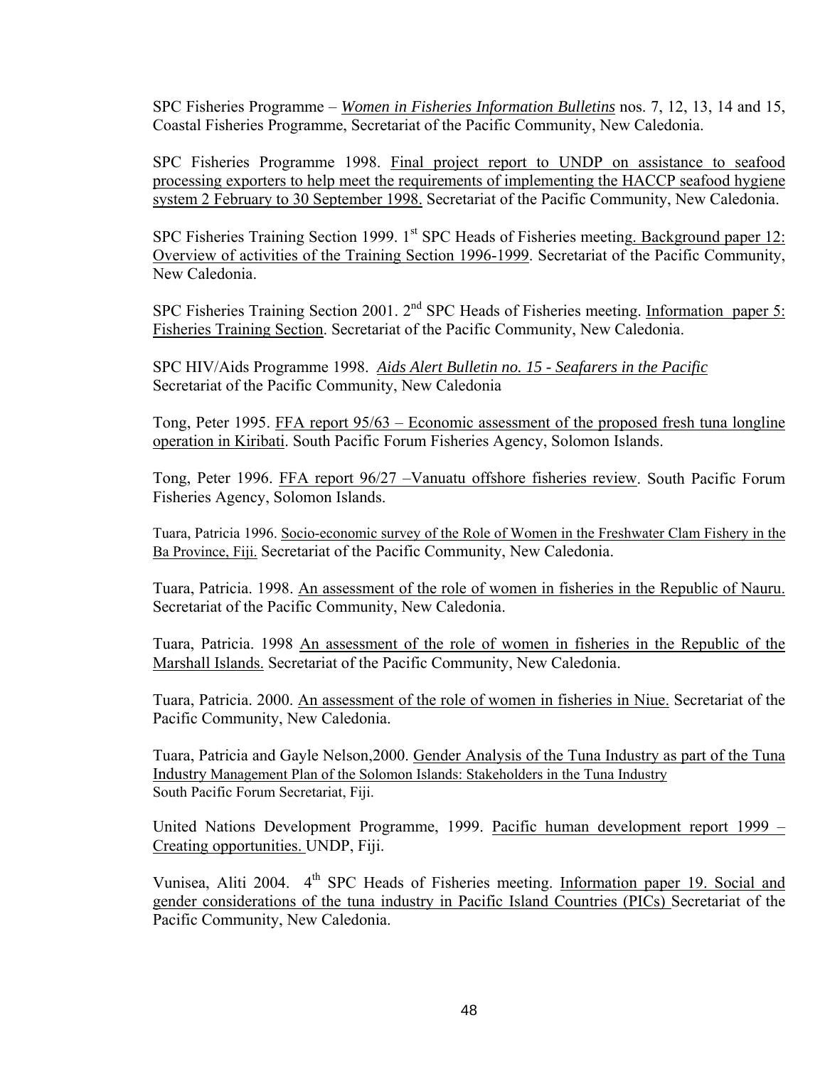SPC Fisheries Programme – *Women in Fisheries Information Bulletins* nos. 7, 12, 13, 14 and 15, Coastal Fisheries Programme, Secretariat of the Pacific Community, New Caledonia.

SPC Fisheries Programme 1998. Final project report to UNDP on assistance to seafood processing exporters to help meet the requirements of implementing the HACCP seafood hygiene system 2 February to 30 September 1998. Secretariat of the Pacific Community, New Caledonia.

SPC Fisheries Training Section 1999. 1st SPC Heads of Fisheries meeting. Background paper 12: Overview of activities of the Training Section 1996-1999. Secretariat of the Pacific Community, New Caledonia.

SPC Fisheries Training Section 2001. 2nd SPC Heads of Fisheries meeting. Information paper 5: Fisheries Training Section. Secretariat of the Pacific Community, New Caledonia.

SPC HIV/Aids Programme 1998. *Aids Alert Bulletin no. 15 - Seafarers in the Pacific* Secretariat of the Pacific Community, New Caledonia

Tong, Peter 1995. FFA report 95/63 – Economic assessment of the proposed fresh tuna longline operation in Kiribati. South Pacific Forum Fisheries Agency, Solomon Islands.

Tong, Peter 1996. FFA report 96/27 –Vanuatu offshore fisheries review. South Pacific Forum Fisheries Agency, Solomon Islands.

Tuara, Patricia 1996. Socio-economic survey of the Role of Women in the Freshwater Clam Fishery in the Ba Province, Fiji. Secretariat of the Pacific Community, New Caledonia.

Tuara, Patricia. 1998. An assessment of the role of women in fisheries in the Republic of Nauru. Secretariat of the Pacific Community, New Caledonia.

Tuara, Patricia. 1998 An assessment of the role of women in fisheries in the Republic of the Marshall Islands. Secretariat of the Pacific Community, New Caledonia.

Tuara, Patricia. 2000. An assessment of the role of women in fisheries in Niue. Secretariat of the Pacific Community, New Caledonia.

Tuara, Patricia and Gayle Nelson,2000. Gender Analysis of the Tuna Industry as part of the Tuna Industry Management Plan of the Solomon Islands: Stakeholders in the Tuna Industry South Pacific Forum Secretariat, Fiji.

United Nations Development Programme, 1999. Pacific human development report 1999 – Creating opportunities. UNDP, Fiji.

Vunisea, Aliti 2004. 4th SPC Heads of Fisheries meeting. Information paper 19. Social and gender considerations of the tuna industry in Pacific Island Countries (PICs) Secretariat of the Pacific Community, New Caledonia.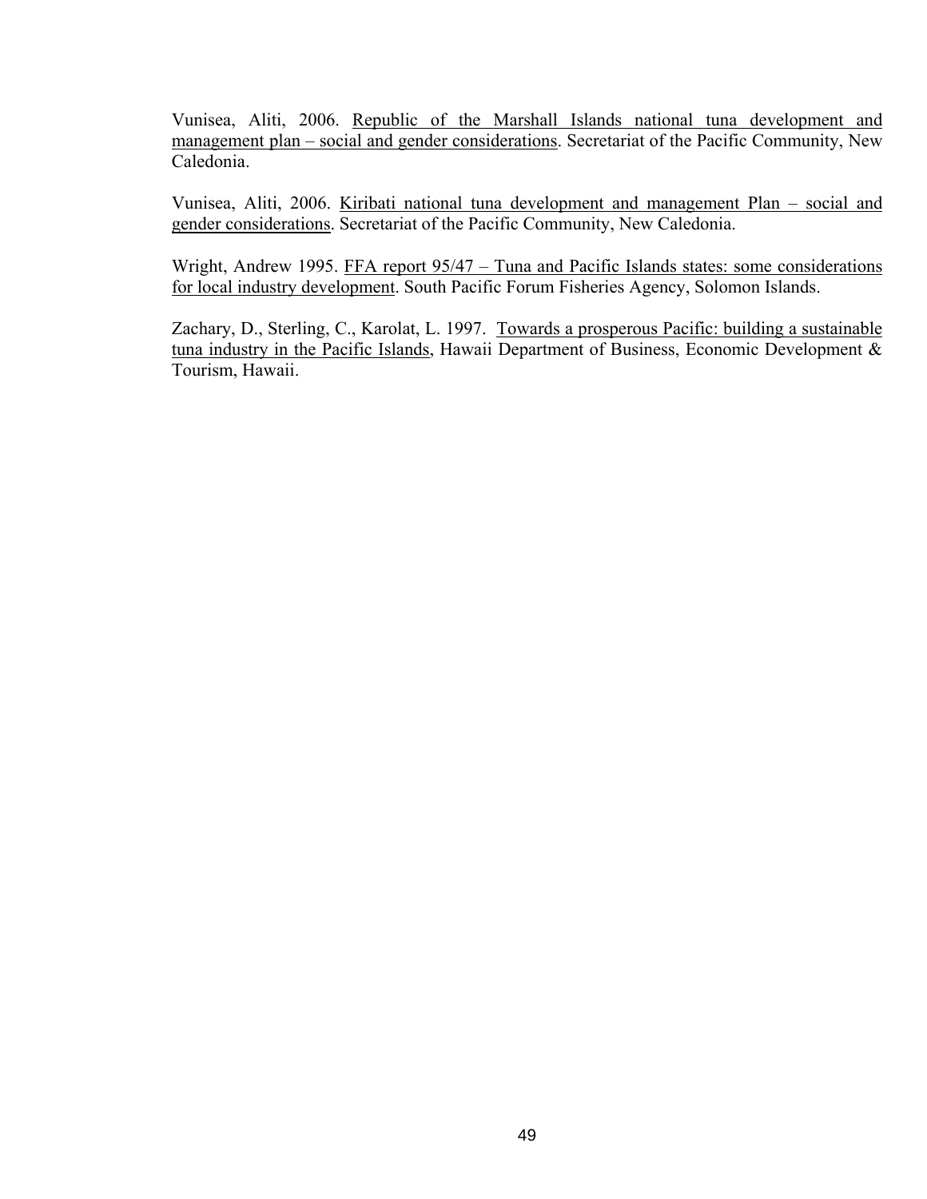Vunisea, Aliti, 2006. Republic of the Marshall Islands national tuna development and management plan – social and gender considerations. Secretariat of the Pacific Community, New Caledonia.

Vunisea, Aliti, 2006. Kiribati national tuna development and management Plan – social and gender considerations. Secretariat of the Pacific Community, New Caledonia.

Wright, Andrew 1995. FFA report 95/47 – Tuna and Pacific Islands states: some considerations for local industry development. South Pacific Forum Fisheries Agency, Solomon Islands.

Zachary, D., Sterling, C., Karolat, L. 1997. Towards a prosperous Pacific: building a sustainable tuna industry in the Pacific Islands, Hawaii Department of Business, Economic Development & Tourism, Hawaii.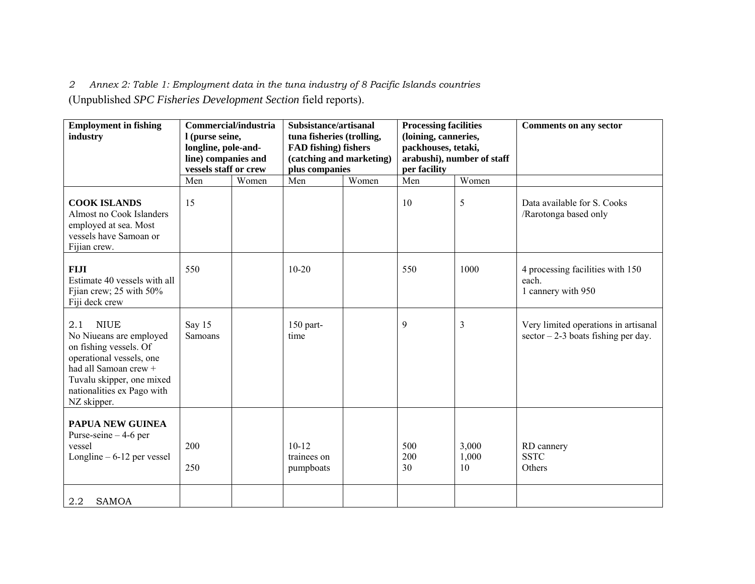*2 Annex 2: Table 1: Employment data in the tuna industry of 8 Pacific Islands countries*

(Unpublished *SPC Fisheries Development Section* field reports).

| Employment in fishing industry | Commercial/industrial (purse seine, longline, pole-and-line) companies and vessels staff or crew | | Subsistance/artisanal tuna fisheries (trolling, FAD fishing) fishers (catching and marketing) plus companies | | Processing facilities (loining, canneries, packhouses, tetaki, arabushi), number of staff per facility | | Comments on any sector |
|---|---|---|---|---|---|---|---|
| | Men | Women | Men | Women | Men | Women | |
| **COOK ISLANDS** Almost no Cook Islanders employed at sea. Most vessels have Samoan or Fijian crew. | 15 | | | | 10 | 5 | Data available for S. Cooks /Rarotonga based only |
| **FIJI** Estimate 40 vessels with all Fjian crew; 25 with 50% Fiji deck crew | 550 | | 10-20 | | 550 | 1000 | 4 processing facilities with 150 each. 1 cannery with 950 |
| 2.1 NIUE No Niueans are employed on fishing vessels. Of operational vessels, one had all Samoan crew + Tuvalu skipper, one mixed nationalities ex Pago with NZ skipper. | Say 15 Samoans | | 150 part-time | | 9 | 3 | Very limited operations in artisanal sector – 2-3 boats fishing per day. |
| **PAPUA NEW GUINEA** Purse-seine – 4-6 per vessel Longline – 6-12 per vessel | 200<br>250 | | 10-12 trainees on pumpboats | | 500<br>200<br>30 | 3,000<br>1,000<br>10 | RD cannery<br>SSTC<br>Others |
| 2.2 SAMOA | | | | | | | |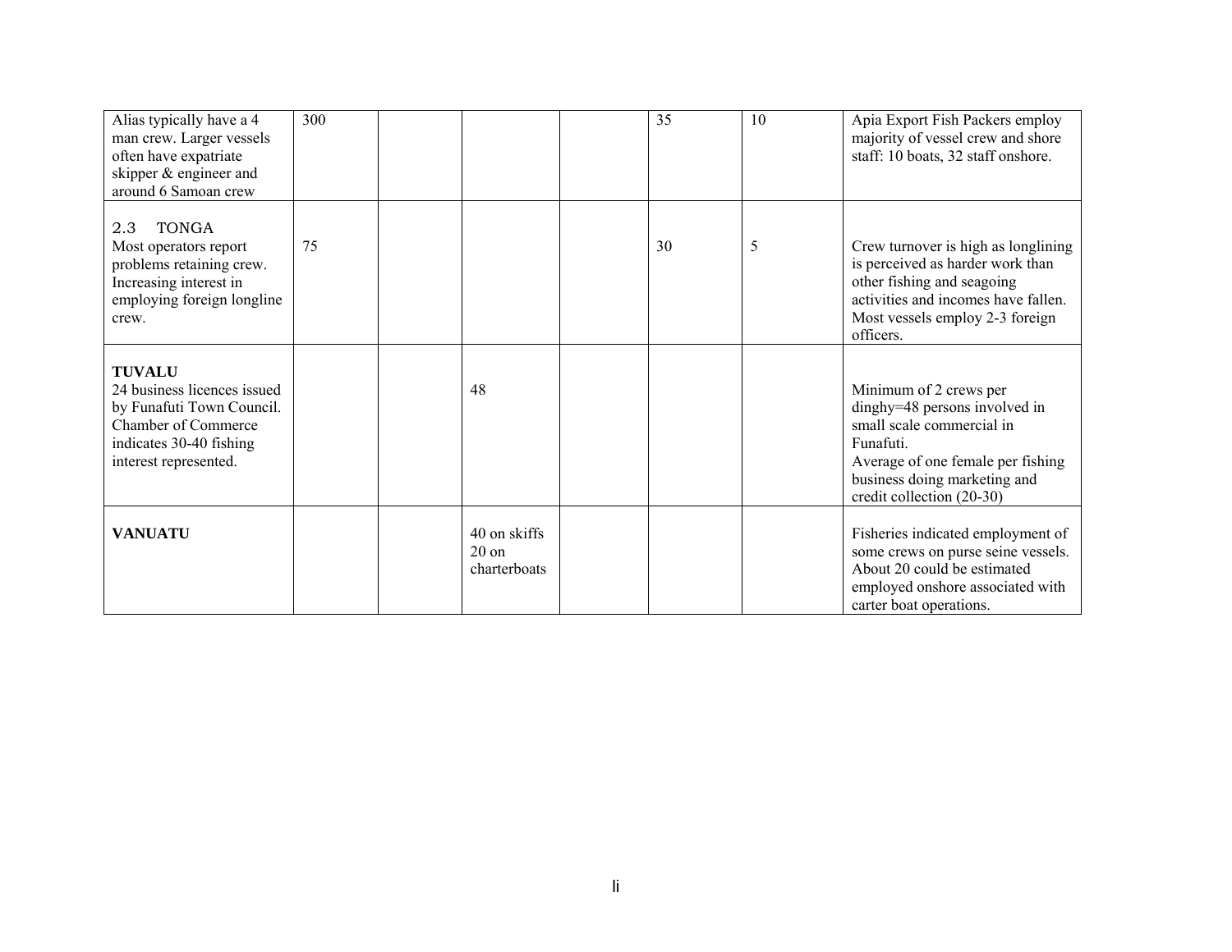| | | | | | | | |
|---|---|---|---|---|---|---|---|
| Alias typically have a 4 man crew. Larger vessels often have expatriate skipper & engineer and around 6 Samoan crew | 300 | | | | 35 | 10 | Apia Export Fish Packers employ majority of vessel crew and shore staff: 10 boats, 32 staff onshore. |
| 2.3 TONGA<br>Most operators report problems retaining crew. Increasing interest in employing foreign longline crew. | 75 | | | | 30 | 5 | Crew turnover is high as longlining is perceived as harder work than other fishing and seagoing activities and incomes have fallen. Most vessels employ 2-3 foreign officers. |
| **TUVALU**<br>24 business licences issued by Funafuti Town Council. Chamber of Commerce indicates 30-40 fishing interest represented. | | | 48 | | | | Minimum of 2 crews per dinghy=48 persons involved in small scale commercial in Funafuti.<br>Average of one female per fishing business doing marketing and credit collection (20-30) |
| **VANUATU** | | | 40 on skiffs<br>20 on charterboats | | | | Fisheries indicated employment of some crews on purse seine vessels. About 20 could be estimated employed onshore associated with carter boat operations. |